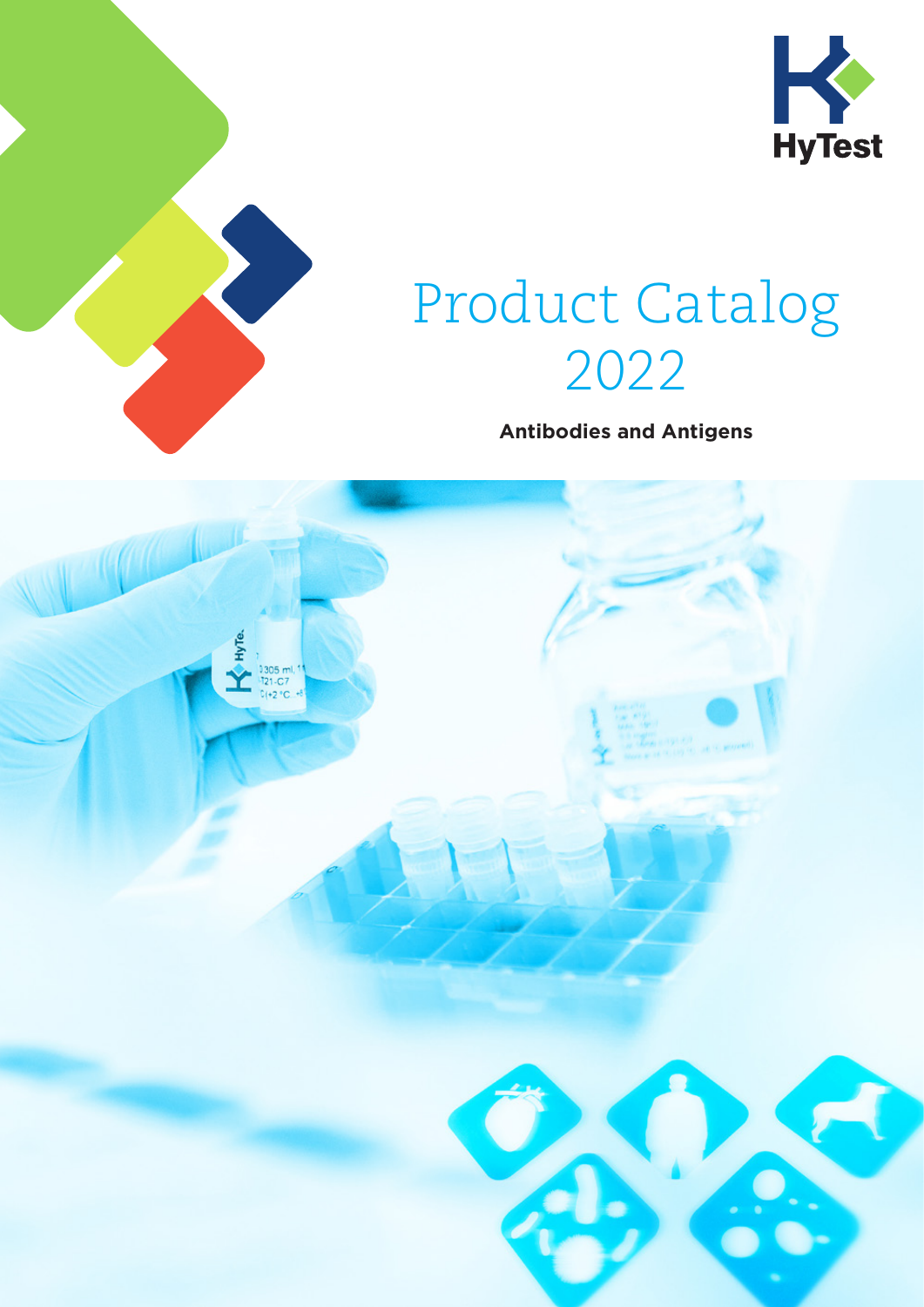HyTest

# Product Catalog 2022

**Antibodies and Antigens**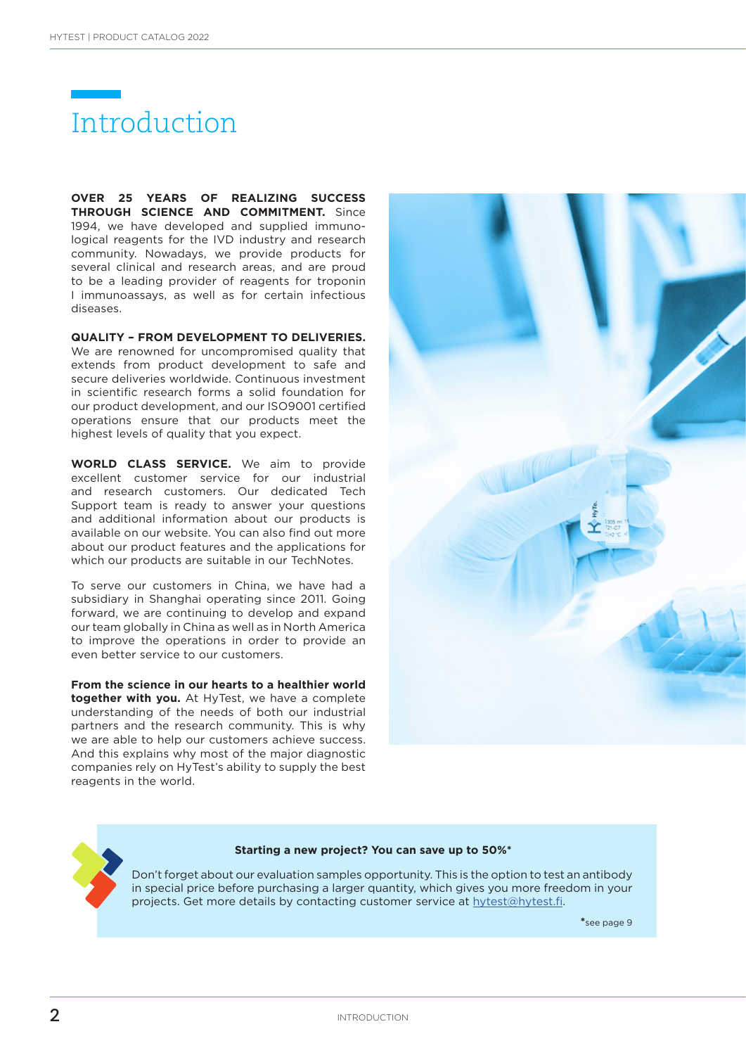# Introduction

**OVER 25 YEARS OF REALIZING SUCCESS THROUGH SCIENCE AND COMMITMENT.** Since 1994, we have developed and supplied immunological reagents for the IVD industry and research community. Nowadays, we provide products for several clinical and research areas, and are proud to be a leading provider of reagents for troponin I immunoassays, as well as for certain infectious diseases.

**QUALITY – FROM DEVELOPMENT TO DELIVERIES.** We are renowned for uncompromised quality that extends from product development to safe and secure deliveries worldwide. Continuous investment in scientific research forms a solid foundation for our product development, and our ISO9001 certified operations ensure that our products meet the highest levels of quality that you expect.

**WORLD CLASS SERVICE.** We aim to provide excellent customer service for our industrial and research customers. Our dedicated Tech Support team is ready to answer your questions and additional information about our products is available on our website. You can also find out more about our product features and the applications for which our products are suitable in our TechNotes.

To serve our customers in China, we have had a subsidiary in Shanghai operating since 2011. Going forward, we are continuing to develop and expand our team globally in China as well as in North America to improve the operations in order to provide an even better service to our customers.

**From the science in our hearts to a healthier world together with you.** At HyTest, we have a complete understanding of the needs of both our industrial partners and the research community. This is why we are able to help our customers achieve success. And this explains why most of the major diagnostic companies rely on HyTest's ability to supply the best reagents in the world.

**Starting a new project? You can save up to 50%***

Don't forget about our evaluation samples opportunity. This is the option to test an antibody in special price before purchasing a larger quantity, which gives you more freedom in your projects. Get more details by contacting customer service at hytest@hytest.fi.

*see page 9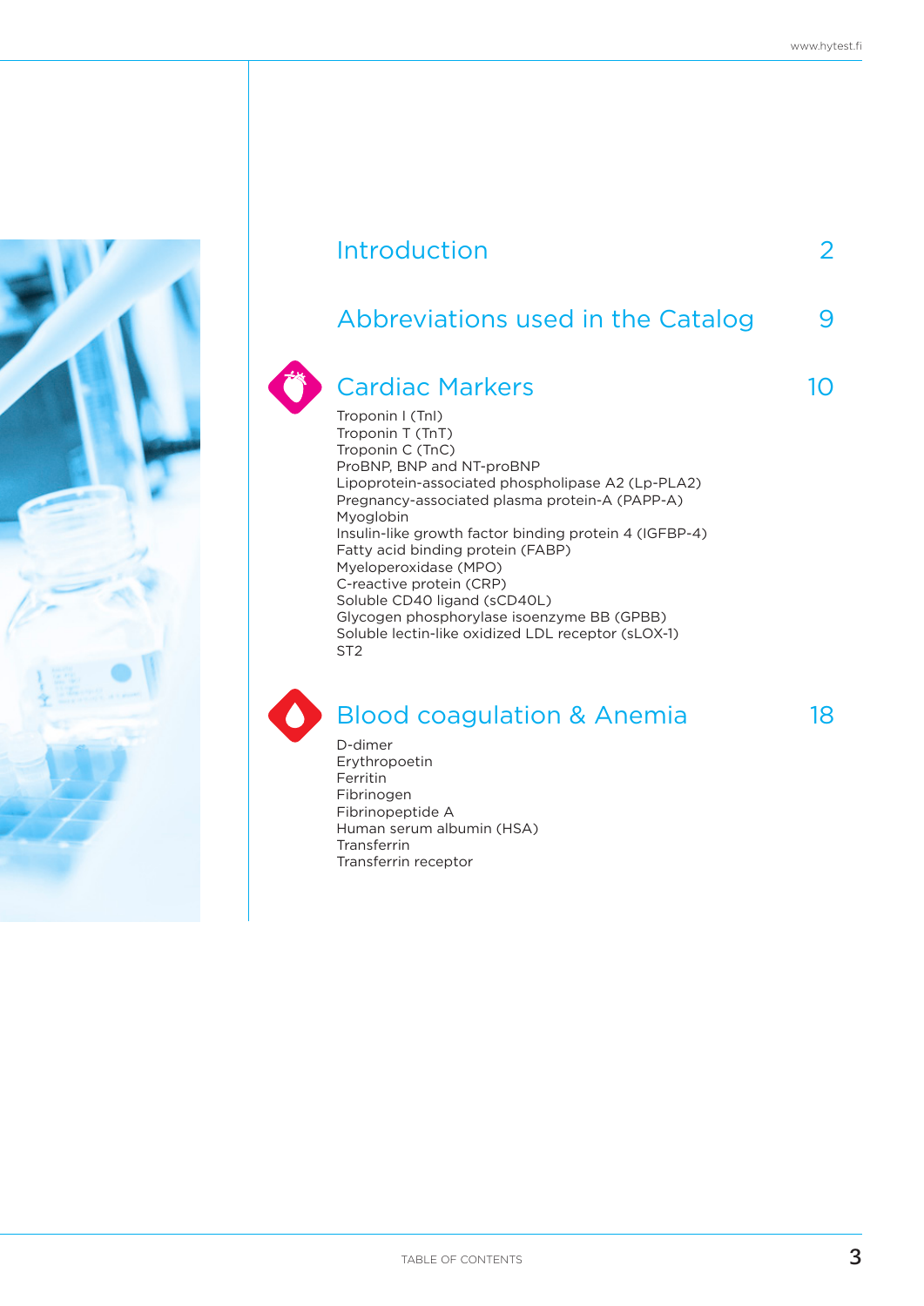## Introduction 2

## Abbreviations used in the Catalog 9

## Cardiac Markers 10

Troponin I (TnI)
Troponin T (TnT)
Troponin C (TnC)
ProBNP, BNP and NT-proBNP
Lipoprotein-associated phospholipase A2 (Lp-PLA2)
Pregnancy-associated plasma protein-A (PAPP-A)
Myoglobin
Insulin-like growth factor binding protein 4 (IGFBP-4)
Fatty acid binding protein (FABP)
Myeloperoxidase (MPO)
C-reactive protein (CRP)
Soluble CD40 ligand (sCD40L)
Glycogen phosphorylase isoenzyme BB (GPBB)
Soluble lectin-like oxidized LDL receptor (sLOX-1)
ST2

## Blood coagulation & Anemia 18

D-dimer
Erythropoetin
Ferritin
Fibrinogen
Fibrinopeptide A
Human serum albumin (HSA)
Transferrin
Transferrin receptor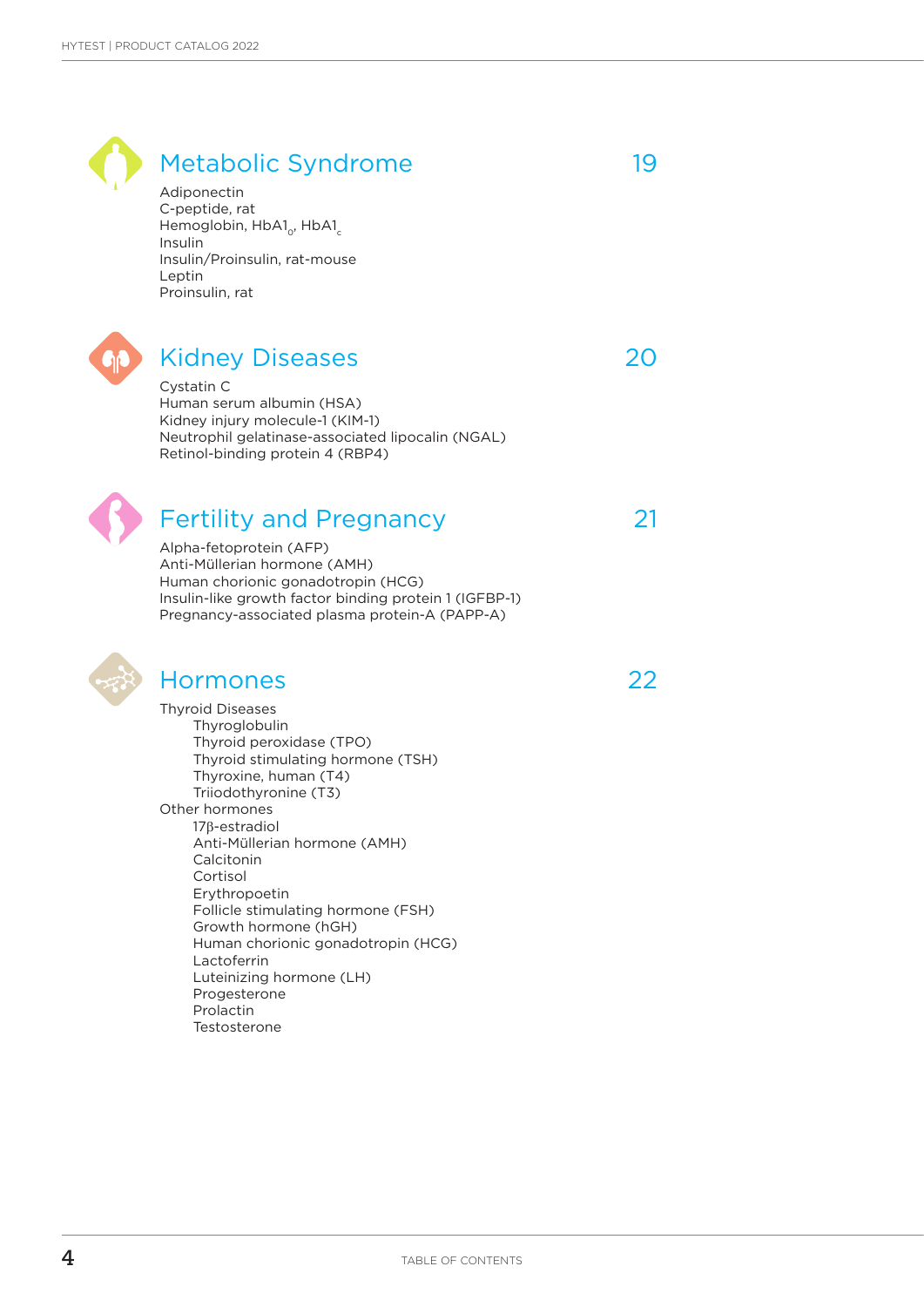## Metabolic Syndrome 19

Adiponectin
C-peptide, rat
Hemoglobin, $HbA1_0$, $HbA1_c$
Insulin
Insulin/Proinsulin, rat-mouse
Leptin
Proinsulin, rat

## Kidney Diseases 20

Cystatin C
Human serum albumin (HSA)
Kidney injury molecule-1 (KIM-1)
Neutrophil gelatinase-associated lipocalin (NGAL)
Retinol-binding protein 4 (RBP4)

## Fertility and Pregnancy 21

Alpha-fetoprotein (AFP)
Anti-Müllerian hormone (AMH)
Human chorionic gonadotropin (HCG)
Insulin-like growth factor binding protein 1 (IGFBP-1)
Pregnancy-associated plasma protein-A (PAPP-A)

## Hormones 22

Thyroid Diseases

- Thyroglobulin
- Thyroid peroxidase (TPO)
- Thyroid stimulating hormone (TSH)
- Thyroxine, human (T4)
- Triiodothyronine (T3)

Other hormones

- 17β-estradiol
- Anti-Müllerian hormone (AMH)
- Calcitonin
- Cortisol
- Erythropoetin
- Follicle stimulating hormone (FSH)
- Growth hormone (hGH)
- Human chorionic gonadotropin (HCG)
- Lactoferrin
- Luteinizing hormone (LH)
- Progesterone
- Prolactin
- Testosterone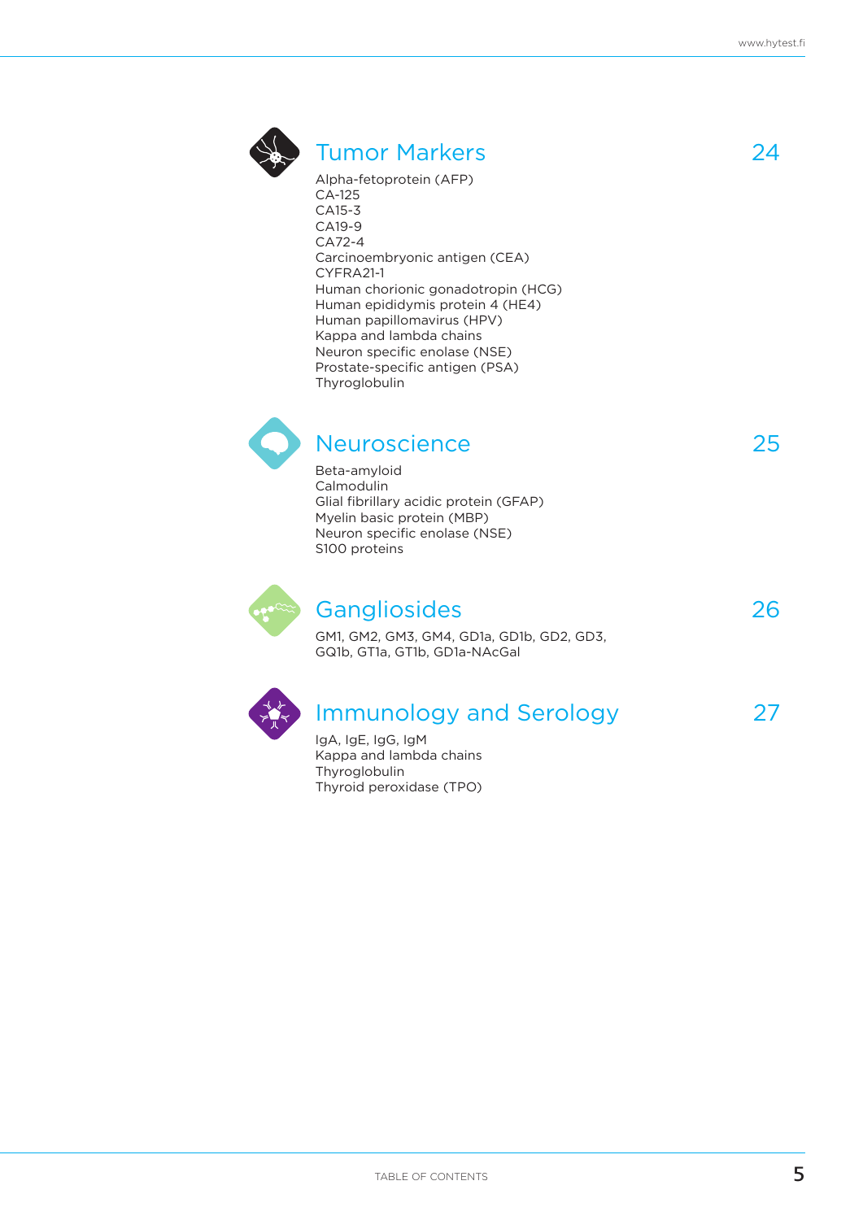## Tumor Markers 24

Alpha-fetoprotein (AFP)
CA-125
CA15-3
CA19-9
CA72-4
Carcinoembryonic antigen (CEA)
CYFRA21-1
Human chorionic gonadotropin (HCG)
Human epididymis protein 4 (HE4)
Human papillomavirus (HPV)
Kappa and lambda chains
Neuron specific enolase (NSE)
Prostate-specific antigen (PSA)
Thyroglobulin

## Neuroscience 25

Beta-amyloid
Calmodulin
Glial fibrillary acidic protein (GFAP)
Myelin basic protein (MBP)
Neuron specific enolase (NSE)
S100 proteins

## Gangliosides 26

GM1, GM2, GM3, GM4, GD1a, GD1b, GD2, GD3,
GQ1b, GT1a, GT1b, GD1a-NAcGal

## Immunology and Serology 27

IgA, IgE, IgG, IgM
Kappa and lambda chains
Thyroglobulin
Thyroid peroxidase (TPO)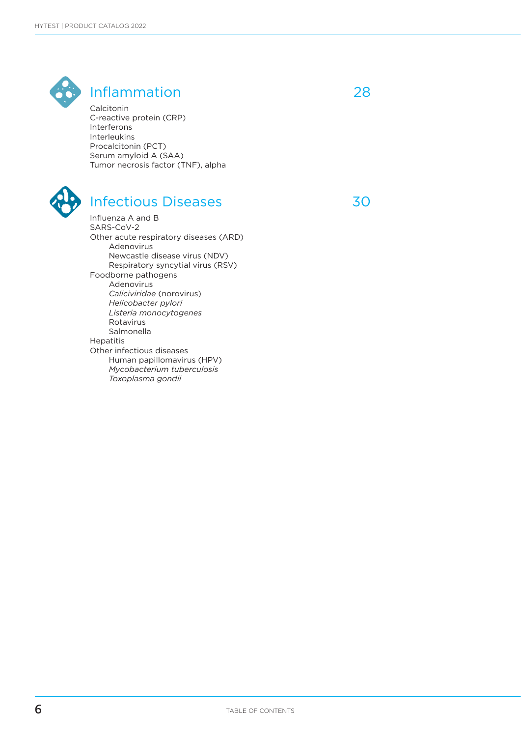## Inflammation 28

Calcitonin
C-reactive protein (CRP)
Interferons
Interleukins
Procalcitonin (PCT)
Serum amyloid A (SAA)
Tumor necrosis factor (TNF), alpha

## Infectious Diseases 30

Influenza A and B
SARS-CoV-2
Other acute respiratory diseases (ARD)
- Adenovirus
- Newcastle disease virus (NDV)
- Respiratory syncytial virus (RSV)

Foodborne pathogens
- Adenovirus
- *Caliciviridae* (norovirus)
- *Helicobacter pylori*
- *Listeria monocytogenes*
- Rotavirus
- Salmonella

Hepatitis
Other infectious diseases
- Human papillomavirus (HPV)
- *Mycobacterium tuberculosis*
- *Toxoplasma gondii*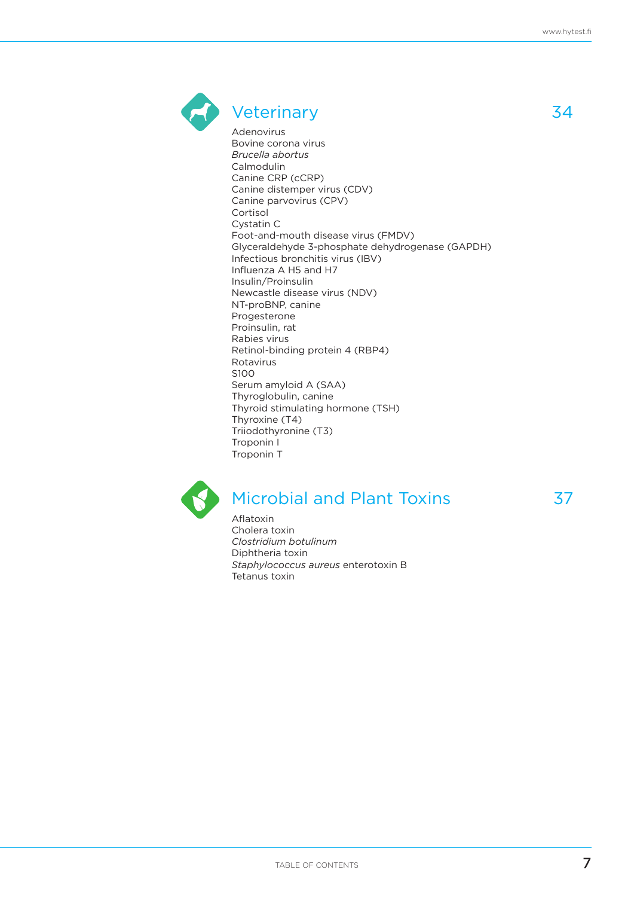## Veterinary 34

Adenovirus
Bovine corona virus
*Brucella abortus*
Calmodulin
Canine CRP (cCRP)
Canine distemper virus (CDV)
Canine parvovirus (CPV)
Cortisol
Cystatin C
Foot-and-mouth disease virus (FMDV)
Glyceraldehyde 3-phosphate dehydrogenase (GAPDH)
Infectious bronchitis virus (IBV)
Influenza A H5 and H7
Insulin/Proinsulin
Newcastle disease virus (NDV)
NT-proBNP, canine
Progesterone
Proinsulin, rat
Rabies virus
Retinol-binding protein 4 (RBP4)
Rotavirus
S100
Serum amyloid A (SAA)
Thyroglobulin, canine
Thyroid stimulating hormone (TSH)
Thyroxine (T4)
Triiodothyronine (T3)
Troponin I
Troponin T

## Microbial and Plant Toxins 37

Aflatoxin
Cholera toxin
*Clostridium botulinum*
Diphtheria toxin
*Staphylococcus aureus* enterotoxin B
Tetanus toxin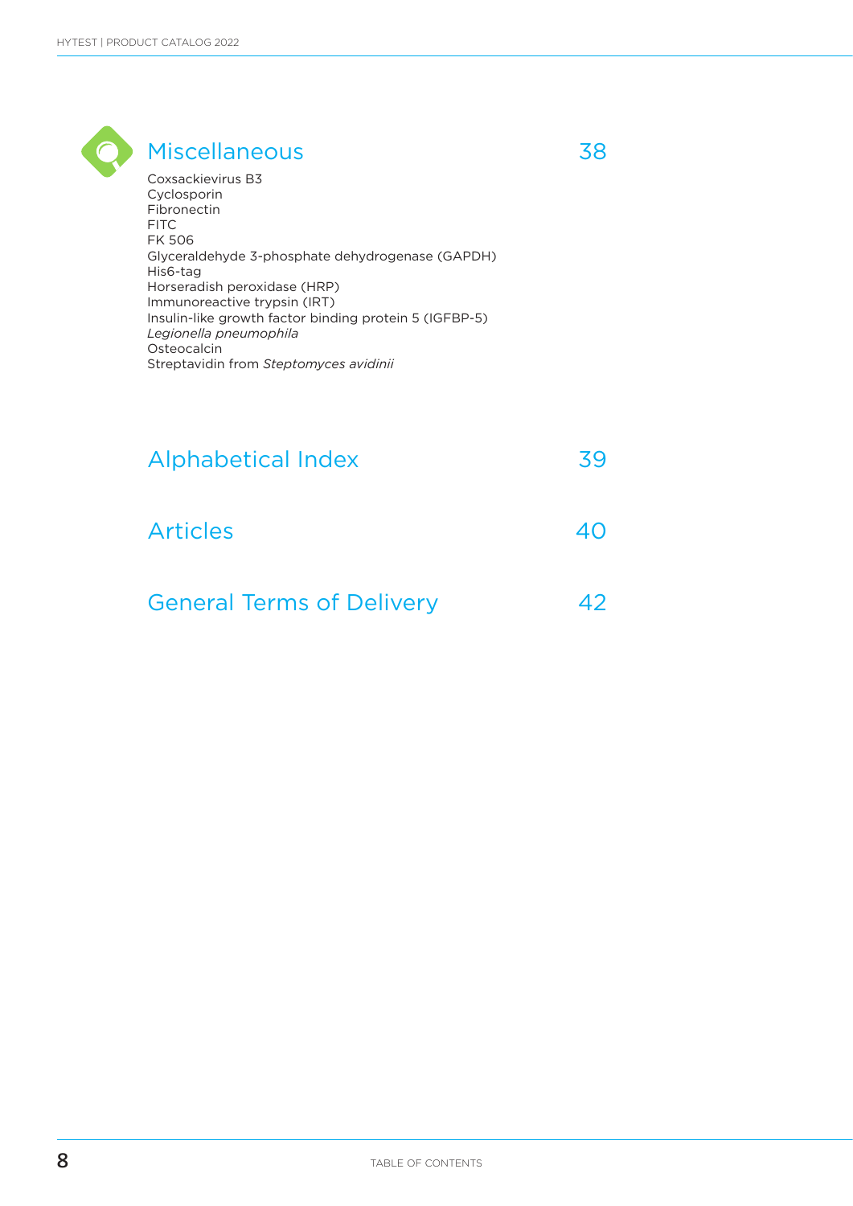## Miscellaneous 38

Coxsackievirus B3
Cyclosporin
Fibronectin
FITC
FK 506
Glyceraldehyde 3-phosphate dehydrogenase (GAPDH)
His6-tag
Horseradish peroxidase (HRP)
Immunoreactive trypsin (IRT)
Insulin-like growth factor binding protein 5 (IGFBP-5)
*Legionella pneumophila*
Osteocalcin
Streptavidin from *Steptomyces avidinii*

## Alphabetical Index 39

## Articles 40

## General Terms of Delivery 42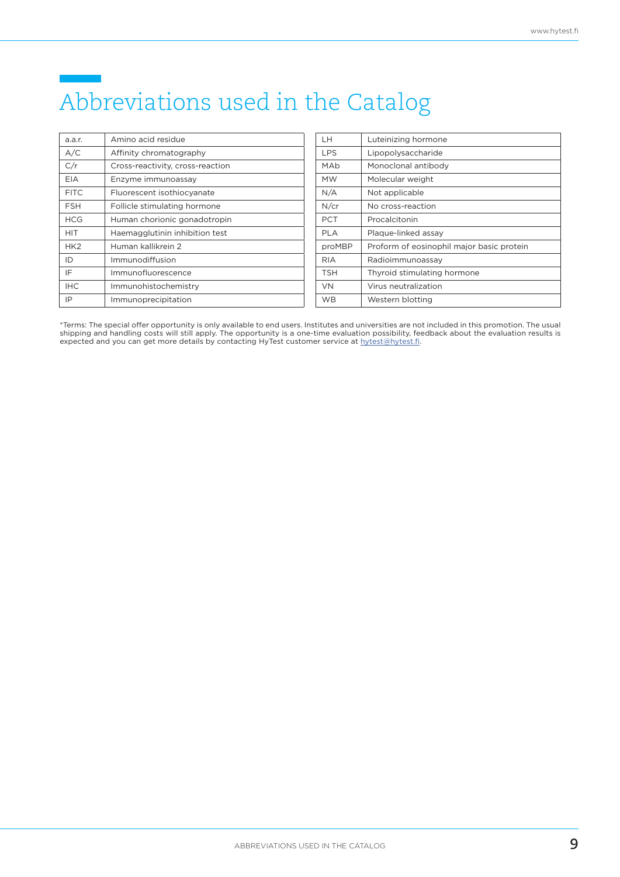# Abbreviations used in the Catalog

| | |
|---|---|
| a.a.r. | Amino acid residue |
| A/C | Affinity chromatography |
| C/r | Cross-reactivity, cross-reaction |
| EIA | Enzyme immunoassay |
| FITC | Fluorescent isothiocyanate |
| FSH | Follicle stimulating hormone |
| HCG | Human chorionic gonadotropin |
| HIT | Haemagglutinin inhibition test |
| HK2 | Human kallikrein 2 |
| ID | Immunodiffusion |
| IF | Immunofluorescence |
| IHC | Immunohistochemistry |
| IP | Immunoprecipitation |
| LH | Luteinizing hormone |
| LPS | Lipopolysaccharide |
| MAb | Monoclonal antibody |
| MW | Molecular weight |
| N/A | Not applicable |
| N/cr | No cross-reaction |
| PCT | Procalcitonin |
| PLA | Plaque-linked assay |
| proMBP | Proform of eosinophil major basic protein |
| RIA | Radioimmunoassay |
| TSH | Thyroid stimulating hormone |
| VN | Virus neutralization |
| WB | Western blotting |

*Terms: The special offer opportunity is only available to end users. Institutes and universities are not included in this promotion. The usual shipping and handling costs will still apply. The opportunity is a one-time evaluation possibility, feedback about the evaluation results is expected and you can get more details by contacting HyTest customer service at hytest@hytest.fi.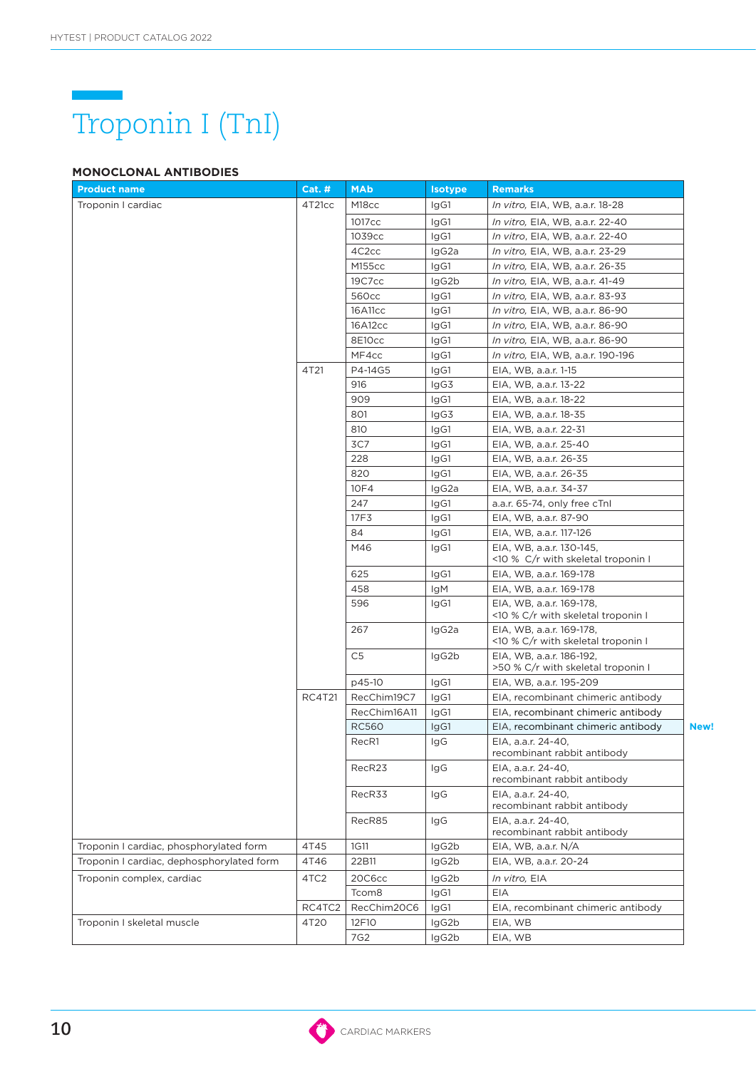# Troponin I (TnI)

## MONOCLONAL ANTIBODIES

| Product name | Cat. # | MAb | Isotype | Remarks | |
|---|---|---|---|---|---|
| Troponin I cardiac | 4T21cc | M18cc | IgG1 | *In vitro*, EIA, WB, a.a.r. 18-28 | |
| | | 1017cc | IgG1 | *In vitro*, EIA, WB, a.a.r. 22-40 | |
| | | 1039cc | IgG1 | *In vitro*, EIA, WB, a.a.r. 22-40 | |
| | | 4C2cc | IgG2a | *In vitro*, EIA, WB, a.a.r. 23-29 | |
| | | M155cc | IgG1 | *In vitro*, EIA, WB, a.a.r. 26-35 | |
| | | 19C7cc | IgG2b | *In vitro*, EIA, WB, a.a.r. 41-49 | |
| | | 560cc | IgG1 | *In vitro*, EIA, WB, a.a.r. 83-93 | |
| | | 16A11cc | IgG1 | *In vitro*, EIA, WB, a.a.r. 86-90 | |
| | | 16A12cc | IgG1 | *In vitro*, EIA, WB, a.a.r. 86-90 | |
| | | 8E10cc | IgG1 | *In vitro*, EIA, WB, a.a.r. 86-90 | |
| | | MF4cc | IgG1 | *In vitro*, EIA, WB, a.a.r. 190-196 | |
| | 4T21 | P4-14G5 | IgG1 | EIA, WB, a.a.r. 1-15 | |
| | | 916 | IgG3 | EIA, WB, a.a.r. 13-22 | |
| | | 909 | IgG1 | EIA, WB, a.a.r. 18-22 | |
| | | 801 | IgG3 | EIA, WB, a.a.r. 18-35 | |
| | | 810 | IgG1 | EIA, WB, a.a.r. 22-31 | |
| | | 3C7 | IgG1 | EIA, WB, a.a.r. 25-40 | |
| | | 228 | IgG1 | EIA, WB, a.a.r. 26-35 | |
| | | 820 | IgG1 | EIA, WB, a.a.r. 26-35 | |
| | | 10F4 | IgG2a | EIA, WB, a.a.r. 34-37 | |
| | | 247 | IgG1 | a.a.r. 65-74, only free cTnI | |
| | | 17F3 | IgG1 | EIA, WB, a.a.r. 87-90 | |
| | | 84 | IgG1 | EIA, WB, a.a.r. 117-126 | |
| | | M46 | IgG1 | EIA, WB, a.a.r. 130-145, <10 % C/r with skeletal troponin I | |
| | | 625 | IgG1 | EIA, WB, a.a.r. 169-178 | |
| | | 458 | IgM | EIA, WB, a.a.r. 169-178 | |
| | | 596 | IgG1 | EIA, WB, a.a.r. 169-178, <10 % C/r with skeletal troponin I | |
| | | 267 | IgG2a | EIA, WB, a.a.r. 169-178, <10 % C/r with skeletal troponin I | |
| | | C5 | IgG2b | EIA, WB, a.a.r. 186-192, >50 % C/r with skeletal troponin I | |
| | | p45-10 | IgG1 | EIA, WB, a.a.r. 195-209 | |
| | RC4T21 | RecChim19C7 | IgG1 | EIA, recombinant chimeric antibody | |
| | | RecChim16A11 | IgG1 | EIA, recombinant chimeric antibody | |
| | | RC560 | IgG1 | EIA, recombinant chimeric antibody | **New!** |
| | | RecR1 | IgG | EIA, a.a.r. 24-40, recombinant rabbit antibody | |
| | | RecR23 | IgG | EIA, a.a.r. 24-40, recombinant rabbit antibody | |
| | | RecR33 | IgG | EIA, a.a.r. 24-40, recombinant rabbit antibody | |
| | | RecR85 | IgG | EIA, a.a.r. 24-40, recombinant rabbit antibody | |
| Troponin I cardiac, phosphorylated form | 4T45 | 1G11 | IgG2b | EIA, WB, a.a.r. N/A | |
| Troponin I cardiac, dephosphorylated form | 4T46 | 22B11 | IgG2b | EIA, WB, a.a.r. 20-24 | |
| Troponin complex, cardiac | 4TC2 | 20C6cc | IgG2b | *In vitro*, EIA | |
| | | Tcom8 | IgG1 | EIA | |
| | RC4TC2 | RecChim20C6 | IgG1 | EIA, recombinant chimeric antibody | |
| Troponin I skeletal muscle | 4T20 | 12F10 | IgG2b | EIA, WB | |
| | | 7G2 | IgG2b | EIA, WB | |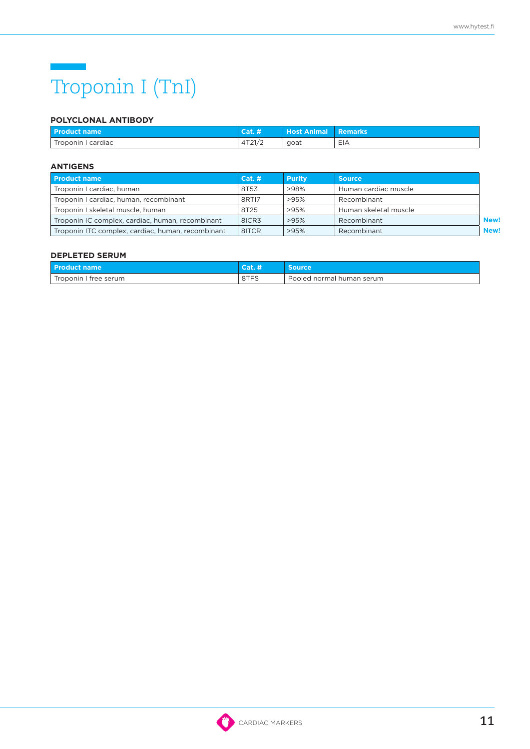# Troponin I (TnI)

## POLYCLONAL ANTIBODY

| Product name | Cat. # | Host Animal | Remarks |
|---|---|---|---|
| Troponin I cardiac | 4T21/2 | goat | EIA |

## ANTIGENS

| Product name | Cat. # | Purity | Source | |
|---|---|---|---|---|
| Troponin I cardiac, human | 8T53 | >98% | Human cardiac muscle | |
| Troponin I cardiac, human, recombinant | 8RTI7 | >95% | Recombinant | |
| Troponin I skeletal muscle, human | 8T25 | >95% | Human skeletal muscle | |
| Troponin IC complex, cardiac, human, recombinant | 8ICR3 | >95% | Recombinant | **New!** |
| Troponin ITC complex, cardiac, human, recombinant | 8ITCR | >95% | Recombinant | **New!** |

## DEPLETED SERUM

| Product name | Cat. # | Source |
|---|---|---|
| Troponin I free serum | 8TFS | Pooled normal human serum |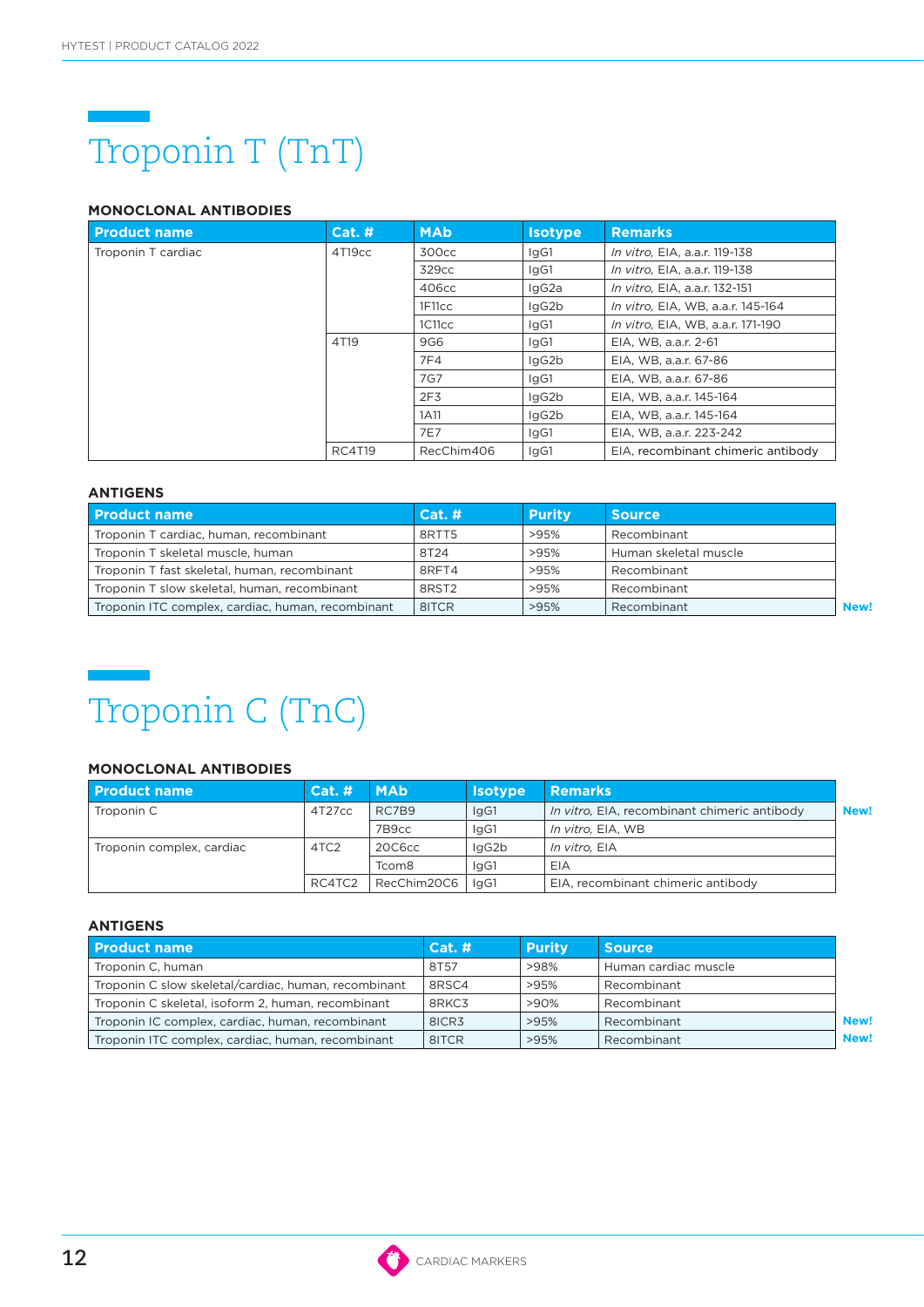# Troponin T (TnT)

### MONOCLONAL ANTIBODIES

| Product name | Cat. # | MAb | Isotype | Remarks |
|---|---|---|---|---|
| Troponin T cardiac | 4T19cc | 300cc | IgG1 | *In vitro*, EIA, a.a.r. 119-138 |
| | | 329cc | IgG1 | *In vitro*, EIA, a.a.r. 119-138 |
| | | 406cc | IgG2a | *In vitro*, EIA, a.a.r. 132-151 |
| | | 1F11cc | IgG2b | *In vitro*, EIA, WB, a.a.r. 145-164 |
| | | 1C11cc | IgG1 | *In vitro*, EIA, WB, a.a.r. 171-190 |
| | 4T19 | 9G6 | IgG1 | EIA, WB, a.a.r. 2-61 |
| | | 7F4 | IgG2b | EIA, WB, a.a.r. 67-86 |
| | | 7G7 | IgG1 | EIA, WB, a.a.r. 67-86 |
| | | 2F3 | IgG2b | EIA, WB, a.a.r. 145-164 |
| | | 1A11 | IgG2b | EIA, WB, a.a.r. 145-164 |
| | | 7E7 | IgG1 | EIA, WB, a.a.r. 223-242 |
| | RC4T19 | RecChim406 | IgG1 | EIA, recombinant chimeric antibody |

### ANTIGENS

| Product name | Cat. # | Purity | Source | |
|---|---|---|---|---|
| Troponin T cardiac, human, recombinant | 8RTT5 | >95% | Recombinant | |
| Troponin T skeletal muscle, human | 8T24 | >95% | Human skeletal muscle | |
| Troponin T fast skeletal, human, recombinant | 8RFT4 | >95% | Recombinant | |
| Troponin T slow skeletal, human, recombinant | 8RST2 | >95% | Recombinant | |
| Troponin ITC complex, cardiac, human, recombinant | 8ITCR | >95% | Recombinant | **New!** |

# Troponin C (TnC)

### MONOCLONAL ANTIBODIES

| Product name | Cat. # | MAb | Isotype | Remarks | |
|---|---|---|---|---|---|
| Troponin C | 4T27cc | RC7B9 | IgG1 | *In vitro*, EIA, recombinant chimeric antibody | **New!** |
| | | 7B9cc | IgG1 | *In vitro*, EIA, WB | |
| Troponin complex, cardiac | 4TC2 | 20C6cc | IgG2b | *In vitro*, EIA | |
| | | Tcom8 | IgG1 | EIA | |
| | RC4TC2 | RecChim20C6 | IgG1 | EIA, recombinant chimeric antibody | |

### ANTIGENS

| Product name | Cat. # | Purity | Source | |
|---|---|---|---|---|
| Troponin C, human | 8T57 | >98% | Human cardiac muscle | |
| Troponin C slow skeletal/cardiac, human, recombinant | 8RSC4 | >95% | Recombinant | |
| Troponin C skeletal, isoform 2, human, recombinant | 8RKC3 | >90% | Recombinant | |
| Troponin IC complex, cardiac, human, recombinant | 8ICR3 | >95% | Recombinant | **New!** |
| Troponin ITC complex, cardiac, human, recombinant | 8ITCR | >95% | Recombinant | **New!** |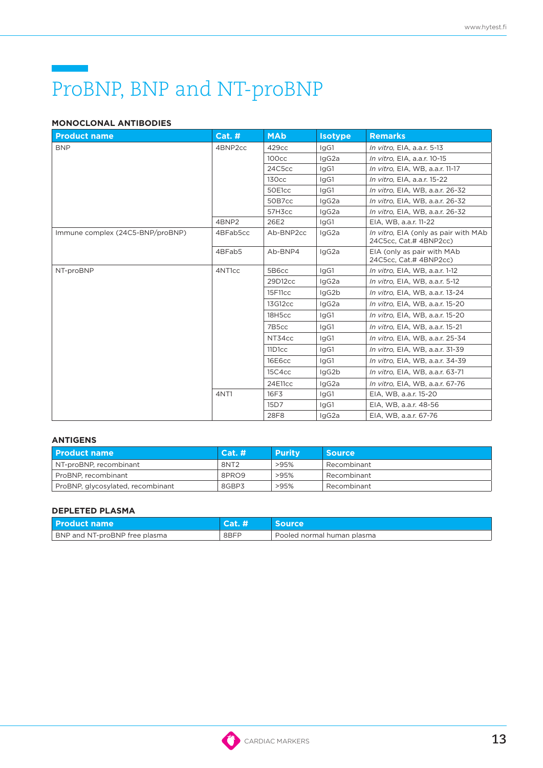# ProBNP, BNP and NT-proBNP

## MONOCLONAL ANTIBODIES

| Product name | Cat. # | MAb | Isotype | Remarks |
|---|---|---|---|---|
| BNP | 4BNP2cc | 429cc | IgG1 | *In vitro*, EIA, a.a.r. 5-13 |
| | | 100cc | IgG2a | *In vitro*, EIA, a.a.r. 10-15 |
| | | 24C5cc | IgG1 | *In vitro*, EIA, WB, a.a.r. 11-17 |
| | | 130cc | IgG1 | *In vitro*, EIA, a.a.r. 15-22 |
| | | 50E1cc | IgG1 | *In vitro*, EIA, WB, a.a.r. 26-32 |
| | | 50B7cc | IgG2a | *In vitro*, EIA, WB, a.a.r. 26-32 |
| | | 57H3cc | IgG2a | *In vitro*, EIA, WB, a.a.r. 26-32 |
| | 4BNP2 | 26E2 | IgG1 | EIA, WB, a.a.r. 11-22 |
| Immune complex (24C5-BNP/proBNP) | 4BFab5cc | Ab-BNP2cc | IgG2a | *In vitro*, EIA (only as pair with MAb 24C5cc, Cat.# 4BNP2cc) |
| | 4BFab5 | Ab-BNP4 | IgG2a | EIA (only as pair with MAb 24C5cc, Cat.# 4BNP2cc) |
| NT-proBNP | 4NT1cc | 5B6cc | IgG1 | *In vitro*, EIA, WB, a.a.r. 1-12 |
| | | 29D12cc | IgG2a | *In vitro*, EIA, WB, a.a.r. 5-12 |
| | | 15F11cc | IgG2b | *In vitro*, EIA, WB, a.a.r. 13-24 |
| | | 13G12cc | IgG2a | *In vitro*, EIA, WB, a.a.r. 15-20 |
| | | 18H5cc | IgG1 | *In vitro*, EIA, WB, a.a.r. 15-20 |
| | | 7B5cc | IgG1 | *In vitro*, EIA, WB, a.a.r. 15-21 |
| | | NT34cc | IgG1 | *In vitro*, EIA, WB, a.a.r. 25-34 |
| | | 11D1cc | IgG1 | *In vitro*, EIA, WB, a.a.r. 31-39 |
| | | 16E6cc | IgG1 | *In vitro*, EIA, WB, a.a.r. 34-39 |
| | | 15C4cc | IgG2b | *In vitro*, EIA, WB, a.a.r. 63-71 |
| | | 24E11cc | IgG2a | *In vitro*, EIA, WB, a.a.r. 67-76 |
| | 4NT1 | 16F3 | IgG1 | EIA, WB, a.a.r. 15-20 |
| | | 15D7 | IgG1 | EIA, WB, a.a.r. 48-56 |
| | | 28F8 | IgG2a | EIA, WB, a.a.r. 67-76 |

## ANTIGENS

| Product name | Cat. # | Purity | Source |
|---|---|---|---|
| NT-proBNP, recombinant | 8NT2 | >95% | Recombinant |
| ProBNP, recombinant | 8PRO9 | >95% | Recombinant |
| ProBNP, glycosylated, recombinant | 8GBP3 | >95% | Recombinant |

## DEPLETED PLASMA

| Product name | Cat. # | Source |
|---|---|---|
| BNP and NT-proBNP free plasma | 8BFP | Pooled normal human plasma |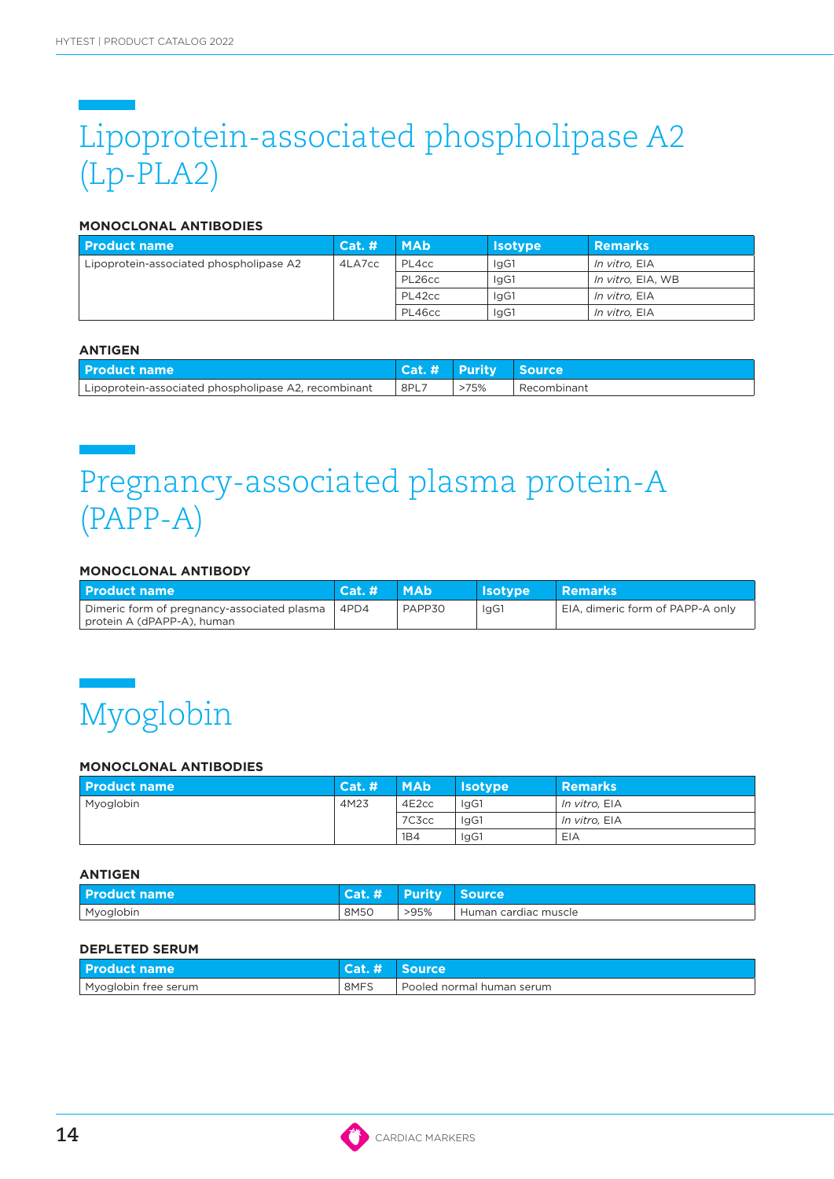# Lipoprotein-associated phospholipase A2 (Lp-PLA2)

### MONOCLONAL ANTIBODIES

| Product name | Cat. # | MAb | Isotype | Remarks |
|---|---|---|---|---|
| Lipoprotein-associated phospholipase A2 | 4LA7cc | PL4cc | IgG1 | *In vitro*, EIA |
| | | PL26cc | IgG1 | *In vitro*, EIA, WB |
| | | PL42cc | IgG1 | *In vitro*, EIA |
| | | PL46cc | IgG1 | *In vitro*, EIA |

### ANTIGEN

| Product name | Cat. # | Purity | Source |
|---|---|---|---|
| Lipoprotein-associated phospholipase A2, recombinant | 8PL7 | >75% | Recombinant |

# Pregnancy-associated plasma protein-A (PAPP-A)

### MONOCLONAL ANTIBODY

| Product name | Cat. # | MAb | Isotype | Remarks |
|---|---|---|---|---|
| Dimeric form of pregnancy-associated plasma protein A (dPAPP-A), human | 4PD4 | PAPP30 | IgG1 | EIA, dimeric form of PAPP-A only |

# Myoglobin

### MONOCLONAL ANTIBODIES

| Product name | Cat. # | MAb | Isotype | Remarks |
|---|---|---|---|---|
| Myoglobin | 4M23 | 4E2cc | IgG1 | *In vitro*, EIA |
| | | 7C3cc | IgG1 | *In vitro*, EIA |
| | | 1B4 | IgG1 | EIA |

### ANTIGEN

| Product name | Cat. # | Purity | Source |
|---|---|---|---|
| Myoglobin | 8M50 | >95% | Human cardiac muscle |

### DEPLETED SERUM

| Product name | Cat. # | Source |
|---|---|---|
| Myoglobin free serum | 8MFS | Pooled normal human serum |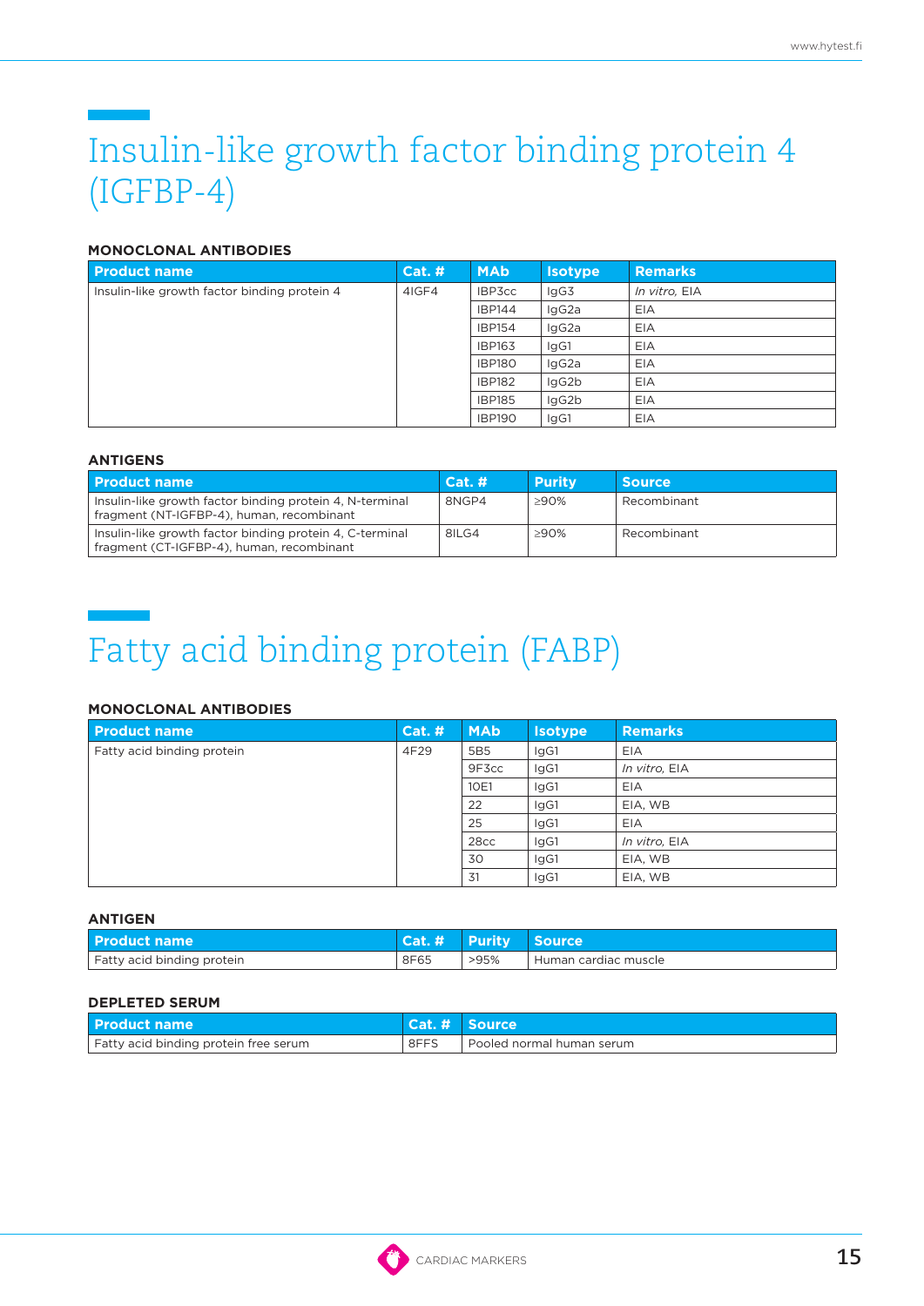# Insulin-like growth factor binding protein 4 (IGFBP-4)

### MONOCLONAL ANTIBODIES

| Product name | Cat. # | MAb | Isotype | Remarks |
|---|---|---|---|---|
| Insulin-like growth factor binding protein 4 | 4IGF4 | IBP3cc | IgG3 | *In vitro*, EIA |
| | | IBP144 | IgG2a | EIA |
| | | IBP154 | IgG2a | EIA |
| | | IBP163 | IgG1 | EIA |
| | | IBP180 | IgG2a | EIA |
| | | IBP182 | IgG2b | EIA |
| | | IBP185 | IgG2b | EIA |
| | | IBP190 | IgG1 | EIA |

### ANTIGENS

| Product name | Cat. # | Purity | Source |
|---|---|---|---|
| Insulin-like growth factor binding protein 4, N-terminal fragment (NT-IGFBP-4), human, recombinant | 8NGP4 | ≥90% | Recombinant |
| Insulin-like growth factor binding protein 4, C-terminal fragment (CT-IGFBP-4), human, recombinant | 8ILG4 | ≥90% | Recombinant |

# Fatty acid binding protein (FABP)

### MONOCLONAL ANTIBODIES

| Product name | Cat. # | MAb | Isotype | Remarks |
|---|---|---|---|---|
| Fatty acid binding protein | 4F29 | 5B5 | IgG1 | EIA |
| | | 9F3cc | IgG1 | *In vitro*, EIA |
| | | 10E1 | IgG1 | EIA |
| | | 22 | IgG1 | EIA, WB |
| | | 25 | IgG1 | EIA |
| | | 28cc | IgG1 | *In vitro*, EIA |
| | | 30 | IgG1 | EIA, WB |
| | | 31 | IgG1 | EIA, WB |

### ANTIGEN

| Product name | Cat. # | Purity | Source |
|---|---|---|---|
| Fatty acid binding protein | 8F65 | >95% | Human cardiac muscle |

### DEPLETED SERUM

| Product name | Cat. # | Source |
|---|---|---|
| Fatty acid binding protein free serum | 8FFS | Pooled normal human serum |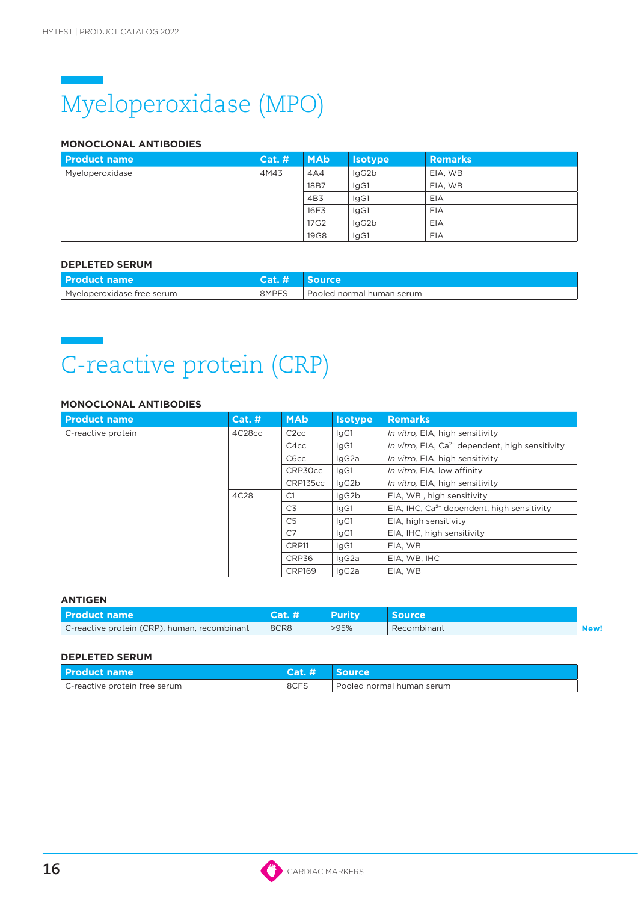# Myeloperoxidase (MPO)

### MONOCLONAL ANTIBODIES

| Product name | Cat. # | MAb | Isotype | Remarks |
|---|---|---|---|---|
| Myeloperoxidase | 4M43 | 4A4 | IgG2b | EIA, WB |
| | | 18B7 | IgG1 | EIA, WB |
| | | 4B3 | IgG1 | EIA |
| | | 16E3 | IgG1 | EIA |
| | | 17G2 | IgG2b | EIA |
| | | 19G8 | IgG1 | EIA |

### DEPLETED SERUM

| Product name | Cat. # | Source |
|---|---|---|
| Myeloperoxidase free serum | 8MPFS | Pooled normal human serum |

# C-reactive protein (CRP)

### MONOCLONAL ANTIBODIES

| Product name | Cat. # | MAb | Isotype | Remarks |
|---|---|---|---|---|
| C-reactive protein | 4C28cc | C2cc | IgG1 | *In vitro*, EIA, high sensitivity |
| | | C4cc | IgG1 | *In vitro*, EIA, $Ca^{2+}$ dependent, high sensitivity |
| | | C6cc | IgG2a | *In vitro*, EIA, high sensitivity |
| | | CRP30cc | IgG1 | *In vitro*, EIA, low affinity |
| | | CRP135cc | IgG2b | *In vitro*, EIA, high sensitivity |
| | 4C28 | C1 | IgG2b | EIA, WB , high sensitivity |
| | | C3 | IgG1 | EIA, IHC, $Ca^{2+}$ dependent, high sensitivity |
| | | C5 | IgG1 | EIA, high sensitivity |
| | | C7 | IgG1 | EIA, IHC, high sensitivity |
| | | CRP11 | IgG1 | EIA, WB |
| | | CRP36 | IgG2a | EIA, WB, IHC |
| | | CRP169 | IgG2a | EIA, WB |

### ANTIGEN

| Product name | Cat. # | Purity | Source | |
|---|---|---|---|---|
| C-reactive protein (CRP), human, recombinant | 8CR8 | >95% | Recombinant | **New!** |

### DEPLETED SERUM

| Product name | Cat. # | Source |
|---|---|---|
| C-reactive protein free serum | 8CFS | Pooled normal human serum |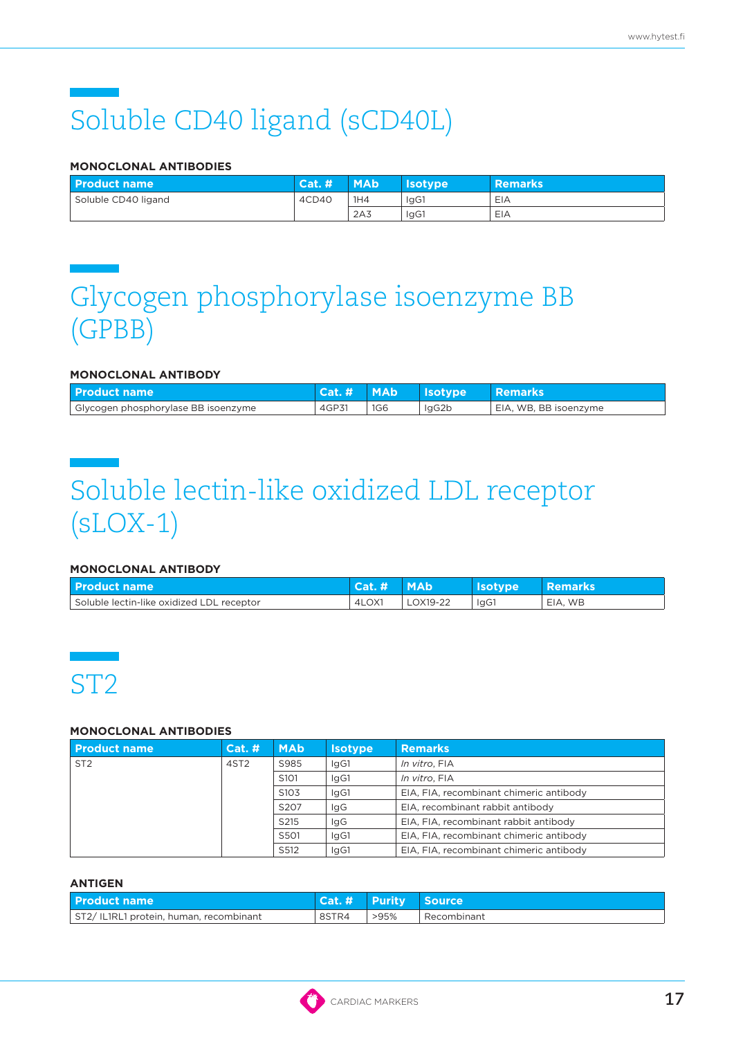# Soluble CD40 ligand (sCD40L)

### MONOCLONAL ANTIBODIES

| Product name | Cat. # | MAb | Isotype | Remarks |
|---|---|---|---|---|
| Soluble CD40 ligand | 4CD40 | 1H4 | IgG1 | EIA |
| | | 2A3 | IgG1 | EIA |

# Glycogen phosphorylase isoenzyme BB (GPBB)

### MONOCLONAL ANTIBODY

| Product name | Cat. # | MAb | Isotype | Remarks |
|---|---|---|---|---|
| Glycogen phosphorylase BB isoenzyme | 4GP31 | 1G6 | IgG2b | EIA, WB, BB isoenzyme |

# Soluble lectin-like oxidized LDL receptor (sLOX-1)

### MONOCLONAL ANTIBODY

| Product name | Cat. # | MAb | Isotype | Remarks |
|---|---|---|---|---|
| Soluble lectin-like oxidized LDL receptor | 4LOX1 | LOX19-22 | IgG1 | EIA, WB |

# ST2

### MONOCLONAL ANTIBODIES

| Product name | Cat. # | MAb | Isotype | Remarks |
|---|---|---|---|---|
| ST2 | 4ST2 | S985 | IgG1 | *In vitro*, FIA |
| | | S101 | IgG1 | *In vitro*, FIA |
| | | S103 | IgG1 | EIA, FIA, recombinant chimeric antibody |
| | | S207 | IgG | EIA, recombinant rabbit antibody |
| | | S215 | IgG | EIA, FIA, recombinant rabbit antibody |
| | | S501 | IgG1 | EIA, FIA, recombinant chimeric antibody |
| | | S512 | IgG1 | EIA, FIA, recombinant chimeric antibody |

### ANTIGEN

| Product name | Cat. # | Purity | Source |
|---|---|---|---|
| ST2/ IL1RL1 protein, human, recombinant | 8STR4 | >95% | Recombinant |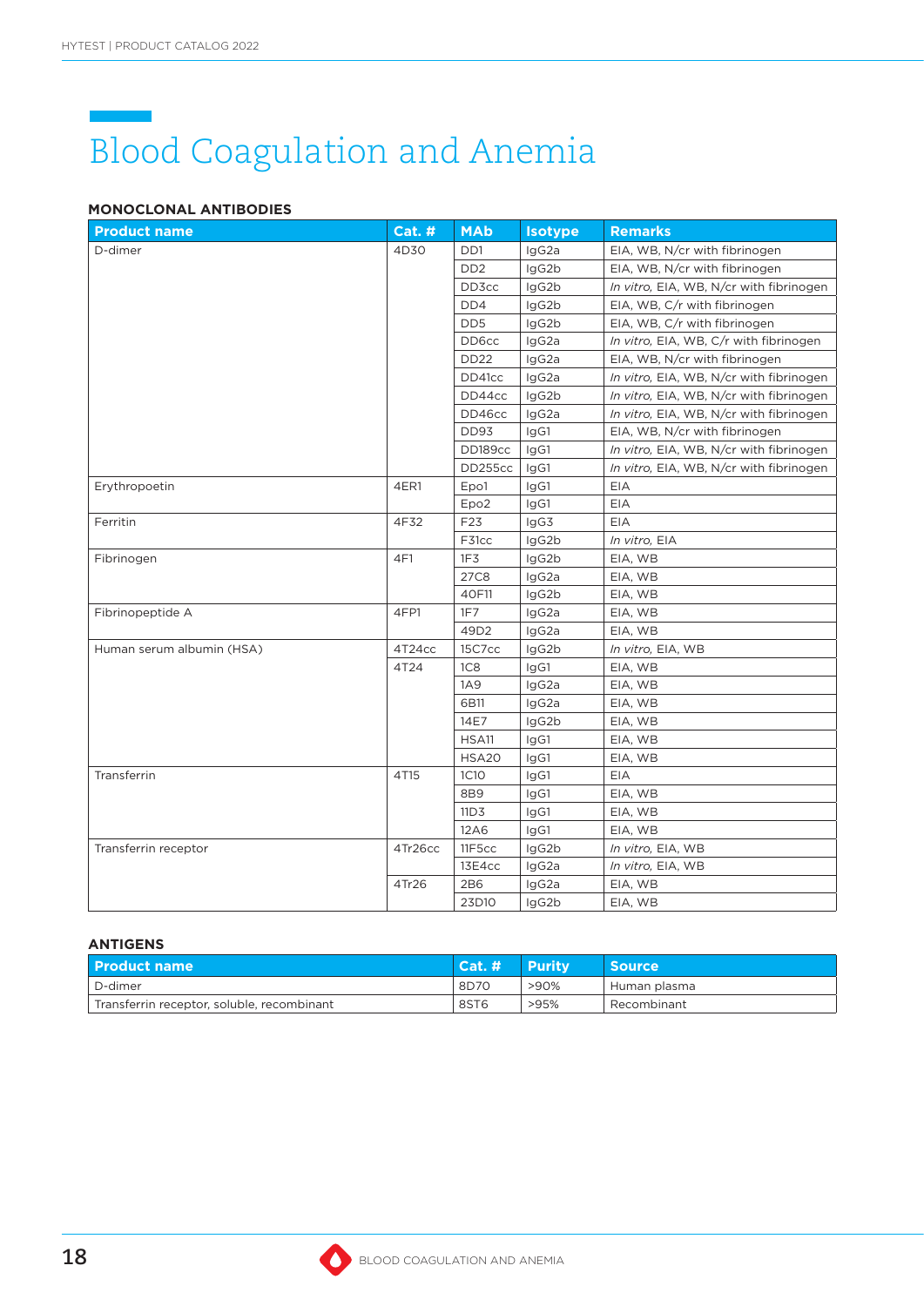# Blood Coagulation and Anemia

### MONOCLONAL ANTIBODIES

| Product name | Cat. # | MAb | Isotype | Remarks |
|---|---|---|---|---|
| D-dimer | 4D30 | DD1 | IgG2a | EIA, WB, N/cr with fibrinogen |
| | | DD2 | IgG2b | EIA, WB, N/cr with fibrinogen |
| | | DD3cc | IgG2b | *In vitro*, EIA, WB, N/cr with fibrinogen |
| | | DD4 | IgG2b | EIA, WB, C/r with fibrinogen |
| | | DD5 | IgG2b | EIA, WB, C/r with fibrinogen |
| | | DD6cc | IgG2a | *In vitro*, EIA, WB, C/r with fibrinogen |
| | | DD22 | IgG2a | EIA, WB, N/cr with fibrinogen |
| | | DD41cc | IgG2a | *In vitro*, EIA, WB, N/cr with fibrinogen |
| | | DD44cc | IgG2b | *In vitro*, EIA, WB, N/cr with fibrinogen |
| | | DD46cc | IgG2a | *In vitro*, EIA, WB, N/cr with fibrinogen |
| | | DD93 | IgG1 | EIA, WB, N/cr with fibrinogen |
| | | DD189cc | IgG1 | *In vitro*, EIA, WB, N/cr with fibrinogen |
| | | DD255cc | IgG1 | *In vitro*, EIA, WB, N/cr with fibrinogen |
| Erythropoetin | 4ER1 | Epo1 | IgG1 | EIA |
| | | Epo2 | IgG1 | EIA |
| Ferritin | 4F32 | F23 | IgG3 | EIA |
| | | F31cc | IgG2b | *In vitro*, EIA |
| Fibrinogen | 4F1 | 1F3 | IgG2b | EIA, WB |
| | | 27C8 | IgG2a | EIA, WB |
| | | 40F11 | IgG2b | EIA, WB |
| Fibrinopeptide A | 4FP1 | 1F7 | IgG2a | EIA, WB |
| | | 49D2 | IgG2a | EIA, WB |
| Human serum albumin (HSA) | 4T24cc | 15C7cc | IgG2b | *In vitro*, EIA, WB |
| | 4T24 | 1C8 | IgG1 | EIA, WB |
| | | 1A9 | IgG2a | EIA, WB |
| | | 6B11 | IgG2a | EIA, WB |
| | | 14E7 | IgG2b | EIA, WB |
| | | HSA11 | IgG1 | EIA, WB |
| | | HSA20 | IgG1 | EIA, WB |
| Transferrin | 4T15 | 1C10 | IgG1 | EIA |
| | | 8B9 | IgG1 | EIA, WB |
| | | 11D3 | IgG1 | EIA, WB |
| | | 12A6 | IgG1 | EIA, WB |
| Transferrin receptor | 4Tr26cc | 11F5cc | IgG2b | *In vitro*, EIA, WB |
| | | 13E4cc | IgG2a | *In vitro*, EIA, WB |
| | 4Tr26 | 2B6 | IgG2a | EIA, WB |
| | | 23D10 | IgG2b | EIA, WB |

### ANTIGENS

| Product name | Cat. # | Purity | Source |
|---|---|---|---|
| D-dimer | 8D70 | >90% | Human plasma |
| Transferrin receptor, soluble, recombinant | 8ST6 | >95% | Recombinant |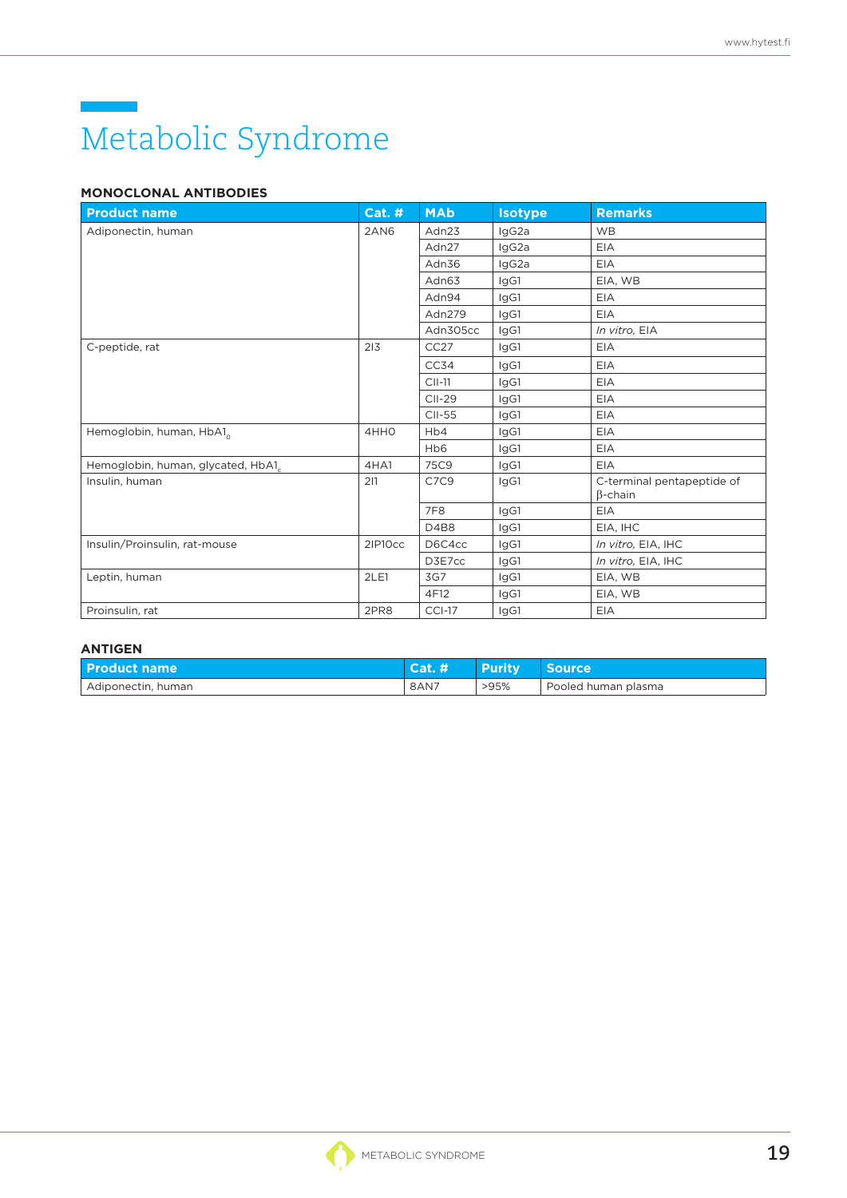# Metabolic Syndrome

## MONOCLONAL ANTIBODIES

| Product name | Cat. # | MAb | Isotype | Remarks |
|---|---|---|---|---|
| Adiponectin, human | 2AN6 | Adn23 | IgG2a | WB |
| | | Adn27 | IgG2a | EIA |
| | | Adn36 | IgG2a | EIA |
| | | Adn63 | IgG1 | EIA, WB |
| | | Adn94 | IgG1 | EIA |
| | | Adn279 | IgG1 | EIA |
| | | Adn305cc | IgG1 | *In vitro*, EIA |
| C-peptide, rat | 2I3 | CC27 | IgG1 | EIA |
| | | CC34 | IgG1 | EIA |
| | | CII-11 | IgG1 | EIA |
| | | CII-29 | IgG1 | EIA |
| | | CII-55 | IgG1 | EIA |
| Hemoglobin, human, $HbA1_0$ | 4HHO | Hb4 | IgG1 | EIA |
| | | Hb6 | IgG1 | EIA |
| Hemoglobin, human, glycated, $HbA1_c$ | 4HA1 | 75C9 | IgG1 | EIA |
| Insulin, human | 2I1 | C7C9 | IgG1 | C-terminal pentapeptide of β-chain |
| | | 7F8 | IgG1 | EIA |
| | | D4B8 | IgG1 | EIA, IHC |
| Insulin/Proinsulin, rat-mouse | 2IP10cc | D6C4cc | IgG1 | *In vitro*, EIA, IHC |
| | | D3E7cc | IgG1 | *In vitro*, EIA, IHC |
| Leptin, human | 2LE1 | 3G7 | IgG1 | EIA, WB |
| | | 4F12 | IgG1 | EIA, WB |
| Proinsulin, rat | 2PR8 | CCI-17 | IgG1 | EIA |

## ANTIGEN

| Product name | Cat. # | Purity | Source |
|---|---|---|---|
| Adiponectin, human | 8AN7 | >95% | Pooled human plasma |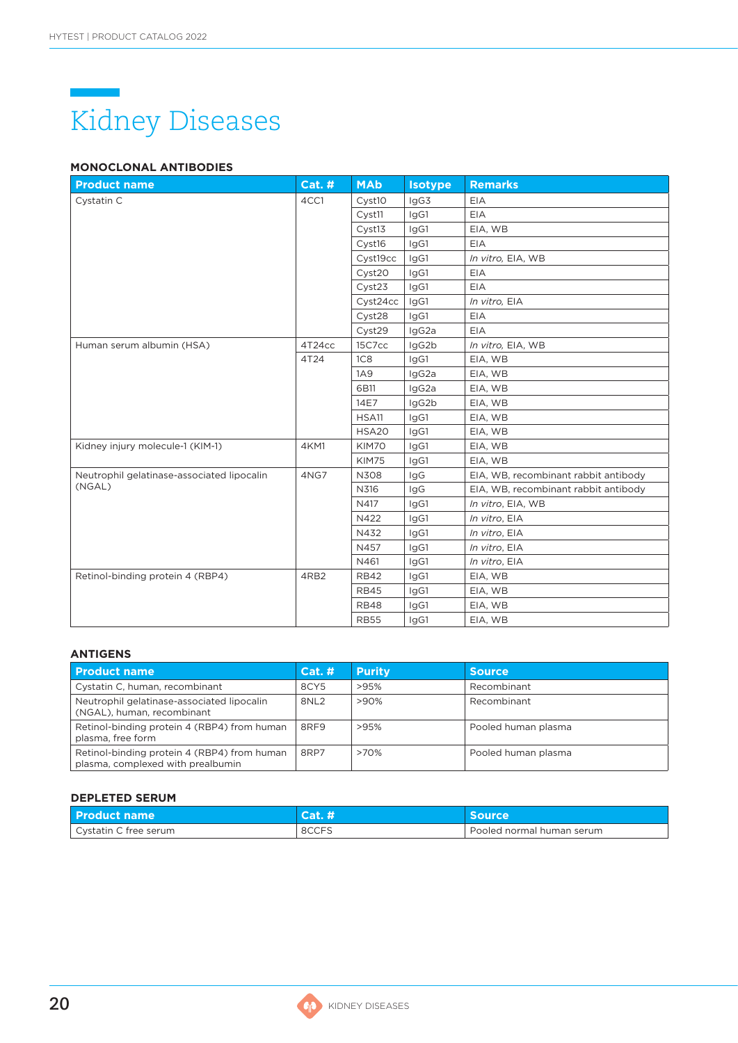# Kidney Diseases

## MONOCLONAL ANTIBODIES

| Product name | Cat. # | MAb | Isotype | Remarks |
|---|---|---|---|---|
| Cystatin C | 4CC1 | Cyst10 | IgG3 | EIA |
| | | Cyst11 | IgG1 | EIA |
| | | Cyst13 | IgG1 | EIA, WB |
| | | Cyst16 | IgG1 | EIA |
| | | Cyst19cc | IgG1 | *In vitro*, EIA, WB |
| | | Cyst20 | IgG1 | EIA |
| | | Cyst23 | IgG1 | EIA |
| | | Cyst24cc | IgG1 | *In vitro*, EIA |
| | | Cyst28 | IgG1 | EIA |
| | | Cyst29 | IgG2a | EIA |
| Human serum albumin (HSA) | 4T24cc | 15C7cc | IgG2b | *In vitro*, EIA, WB |
| | 4T24 | 1C8 | IgG1 | EIA, WB |
| | | 1A9 | IgG2a | EIA, WB |
| | | 6B11 | IgG2a | EIA, WB |
| | | 14E7 | IgG2b | EIA, WB |
| | | HSA11 | IgG1 | EIA, WB |
| | | HSA20 | IgG1 | EIA, WB |
| Kidney injury molecule-1 (KIM-1) | 4KM1 | KIM70 | IgG1 | EIA, WB |
| | | KIM75 | IgG1 | EIA, WB |
| Neutrophil gelatinase-associated lipocalin (NGAL) | 4NG7 | N308 | IgG | EIA, WB, recombinant rabbit antibody |
| | | N316 | IgG | EIA, WB, recombinant rabbit antibody |
| | | N417 | IgG1 | *In vitro*, EIA, WB |
| | | N422 | IgG1 | *In vitro*, EIA |
| | | N432 | IgG1 | *In vitro*, EIA |
| | | N457 | IgG1 | *In vitro*, EIA |
| | | N461 | IgG1 | *In vitro*, EIA |
| Retinol-binding protein 4 (RBP4) | 4RB2 | RB42 | IgG1 | EIA, WB |
| | | RB45 | IgG1 | EIA, WB |
| | | RB48 | IgG1 | EIA, WB |
| | | RB55 | IgG1 | EIA, WB |

## ANTIGENS

| Product name | Cat. # | Purity | Source |
|---|---|---|---|
| Cystatin C, human, recombinant | 8CY5 | >95% | Recombinant |
| Neutrophil gelatinase-associated lipocalin (NGAL), human, recombinant | 8NL2 | >90% | Recombinant |
| Retinol-binding protein 4 (RBP4) from human plasma, free form | 8RF9 | >95% | Pooled human plasma |
| Retinol-binding protein 4 (RBP4) from human plasma, complexed with prealbumin | 8RP7 | >70% | Pooled human plasma |

## DEPLETED SERUM

| Product name | Cat. # | Source |
|---|---|---|
| Cystatin C free serum | 8CCFS | Pooled normal human serum |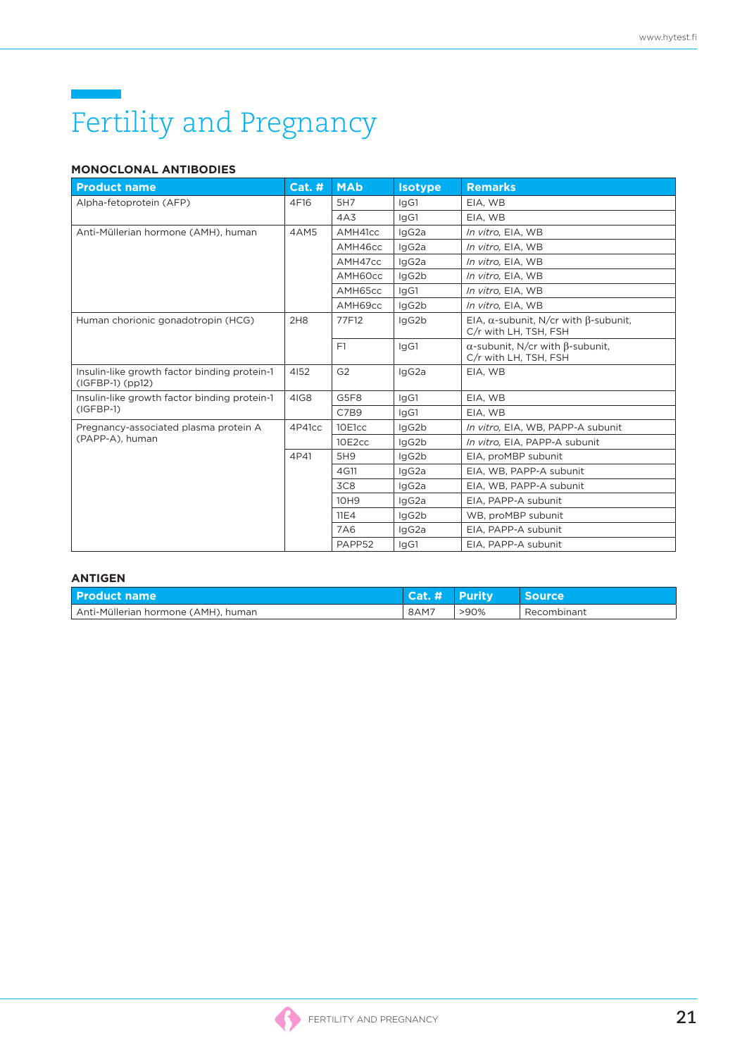# Fertility and Pregnancy

## MONOCLONAL ANTIBODIES

| Product name | Cat. # | MAb | Isotype | Remarks |
|---|---|---|---|---|
| Alpha-fetoprotein (AFP) | 4F16 | 5H7 | IgG1 | EIA, WB |
| | | 4A3 | IgG1 | EIA, WB |
| Anti-Müllerian hormone (AMH), human | 4AM5 | AMH41cc | IgG2a | *In vitro*, EIA, WB |
| | | AMH46cc | IgG2a | *In vitro*, EIA, WB |
| | | AMH47cc | IgG2a | *In vitro*, EIA, WB |
| | | AMH60cc | IgG2b | *In vitro*, EIA, WB |
| | | AMH65cc | IgG1 | *In vitro*, EIA, WB |
| | | AMH69cc | IgG2b | *In vitro*, EIA, WB |
| Human chorionic gonadotropin (HCG) | 2H8 | 77F12 | IgG2b | EIA, α-subunit, N/cr with β-subunit, C/r with LH, TSH, FSH |
| | | F1 | IgG1 | α-subunit, N/cr with β-subunit, C/r with LH, TSH, FSH |
| Insulin-like growth factor binding protein-1 (IGFBP-1) (pp12) | 4I52 | G2 | IgG2a | EIA, WB |
| Insulin-like growth factor binding protein-1 (IGFBP-1) | 4IG8 | G5F8 | IgG1 | EIA, WB |
| | | C7B9 | IgG1 | EIA, WB |
| Pregnancy-associated plasma protein A (PAPP-A), human | 4P41cc | 10E1cc | IgG2b | *In vitro*, EIA, WB, PAPP-A subunit |
| | | 10E2cc | IgG2b | *In vitro*, EIA, PAPP-A subunit |
| | 4P41 | 5H9 | IgG2b | EIA, proMBP subunit |
| | | 4G11 | IgG2a | EIA, WB, PAPP-A subunit |
| | | 3C8 | IgG2a | EIA, WB, PAPP-A subunit |
| | | 10H9 | IgG2a | EIA, PAPP-A subunit |
| | | 11E4 | IgG2b | WB, proMBP subunit |
| | | 7A6 | IgG2a | EIA, PAPP-A subunit |
| | | PAPP52 | IgG1 | EIA, PAPP-A subunit |

## ANTIGEN

| Product name | Cat. # | Purity | Source |
|---|---|---|---|
| Anti-Müllerian hormone (AMH), human | 8AM7 | >90% | Recombinant |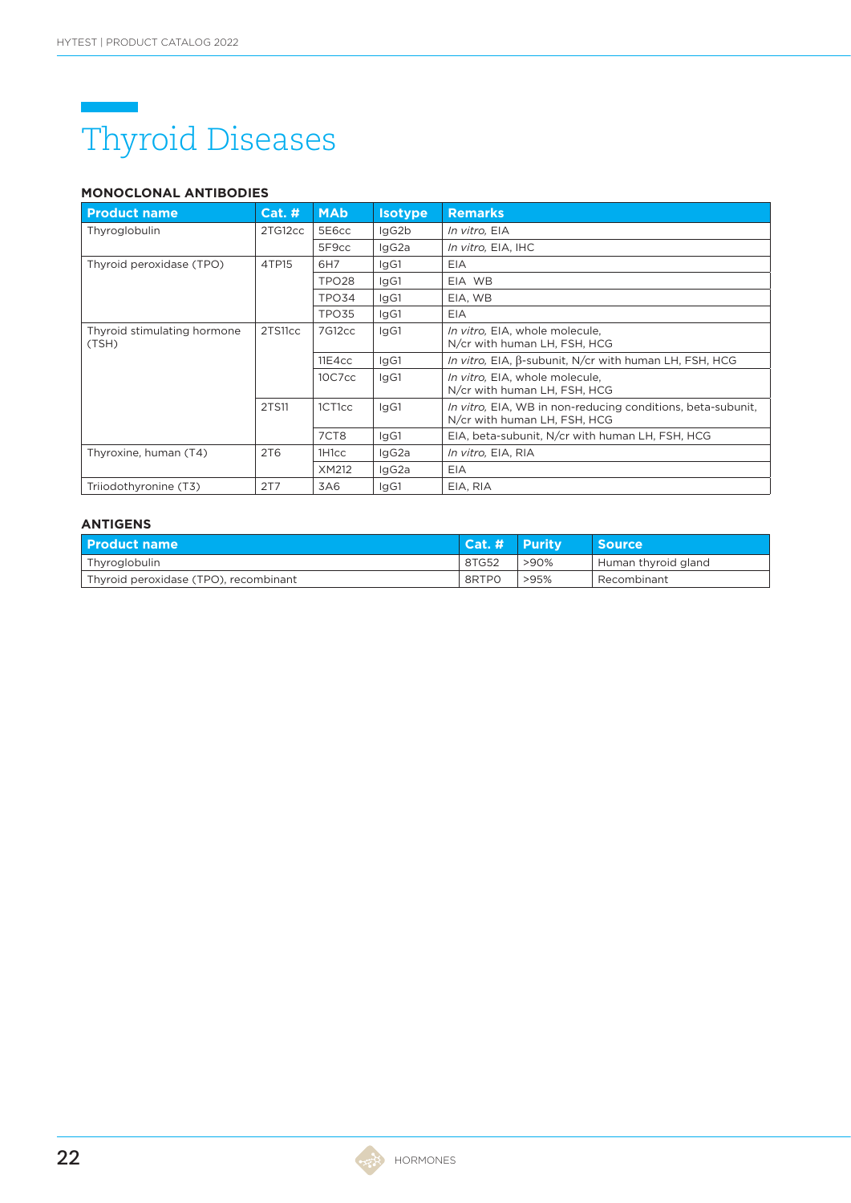# Thyroid Diseases

**MONOCLONAL ANTIBODIES**

| Product name | Cat. # | MAb | Isotype | Remarks |
|---|---|---|---|---|
| Thyroglobulin | 2TG12cc | 5E6cc | IgG2b | *In vitro*, EIA |
| | | 5F9cc | IgG2a | *In vitro*, EIA, IHC |
| Thyroid peroxidase (TPO) | 4TP15 | 6H7 | IgG1 | EIA |
| | | TPO28 | IgG1 | EIA WB |
| | | TPO34 | IgG1 | EIA, WB |
| | | TPO35 | IgG1 | EIA |
| Thyroid stimulating hormone (TSH) | 2TS11cc | 7G12cc | IgG1 | *In vitro*, EIA, whole molecule, N/cr with human LH, FSH, HCG |
| | | 11E4cc | IgG1 | *In vitro*, EIA, β-subunit, N/cr with human LH, FSH, HCG |
| | | 10C7cc | IgG1 | *In vitro*, EIA, whole molecule, N/cr with human LH, FSH, HCG |
| | 2TS11 | 1CT1cc | IgG1 | *In vitro*, EIA, WB in non-reducing conditions, beta-subunit, N/cr with human LH, FSH, HCG |
| | | 7CT8 | IgG1 | EIA, beta-subunit, N/cr with human LH, FSH, HCG |
| Thyroxine, human (T4) | 2T6 | 1H1cc | IgG2a | *In vitro*, EIA, RIA |
| | | XM212 | IgG2a | EIA |
| Triiodothyronine (T3) | 2T7 | 3A6 | IgG1 | EIA, RIA |

**ANTIGENS**

| Product name | Cat. # | Purity | Source |
|---|---|---|---|
| Thyroglobulin | 8TG52 | >90% | Human thyroid gland |
| Thyroid peroxidase (TPO), recombinant | 8RTPO | >95% | Recombinant |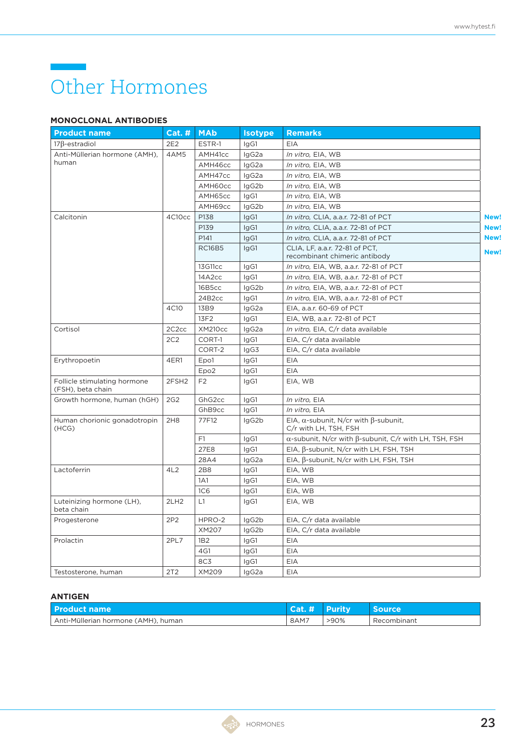# Other Hormones

## MONOCLONAL ANTIBODIES

| Product name | Cat. # | MAb | Isotype | Remarks | |
|---|---|---|---|---|---|
| 17β-estradiol | 2E2 | ESTR-1 | IgG1 | EIA | |
| Anti-Müllerian hormone (AMH), human | 4AM5 | AMH41cc | IgG2a | *In vitro*, EIA, WB | |
| | | AMH46cc | IgG2a | *In vitro*, EIA, WB | |
| | | AMH47cc | IgG2a | *In vitro*, EIA, WB | |
| | | AMH60cc | IgG2b | *In vitro*, EIA, WB | |
| | | AMH65cc | IgG1 | *In vitro*, EIA, WB | |
| | | AMH69cc | IgG2b | *In vitro*, EIA, WB | |
| Calcitonin | 4C10cc | P138 | IgG1 | *In vitro*, CLIA, a.a.r. 72-81 of PCT | **New!** |
| | | P139 | IgG1 | *In vitro*, CLIA, a.a.r. 72-81 of PCT | **New!** |
| | | P141 | IgG1 | *In vitro*, CLIA, a.a.r. 72-81 of PCT | **New!** |
| | | RC16B5 | IgG1 | CLIA, LF, a.a.r. 72-81 of PCT, recombinant chimeric antibody | **New!** |
| | | 13G11cc | IgG1 | *In vitro*, EIA, WB, a.a.r. 72-81 of PCT | |
| | | 14A2cc | IgG1 | *In vitro*, EIA, WB, a.a.r. 72-81 of PCT | |
| | | 16B5cc | IgG2b | *In vitro*, EIA, WB, a.a.r. 72-81 of PCT | |
| | | 24B2cc | IgG1 | *In vitro*, EIA, WB, a.a.r. 72-81 of PCT | |
| | 4C10 | 13B9 | IgG2a | EIA, a.a.r. 60-69 of PCT | |
| | | 13F2 | IgG1 | EIA, WB, a.a.r. 72-81 of PCT | |
| Cortisol | 2C2cc | XM210cc | IgG2a | *In vitro*, EIA, C/r data available | |
| | 2C2 | CORT-1 | IgG1 | EIA, C/r data available | |
| | | CORT-2 | IgG3 | EIA, C/r data available | |
| Erythropoetin | 4ER1 | Epo1 | IgG1 | EIA | |
| | | Epo2 | IgG1 | EIA | |
| Follicle stimulating hormone (FSH), beta chain | 2FSH2 | F2 | IgG1 | EIA, WB | |
| Growth hormone, human (hGH) | 2G2 | GhG2cc | IgG1 | *In vitro*, EIA | |
| | | GhB9cc | IgG1 | *In vitro*, EIA | |
| Human chorionic gonadotropin (HCG) | 2H8 | 77F12 | IgG2b | EIA, α-subunit, N/cr with β-subunit, C/r with LH, TSH, FSH | |
| | | F1 | IgG1 | α-subunit, N/cr with β-subunit, C/r with LH, TSH, FSH | |
| | | 27E8 | IgG1 | EIA, β-subunit, N/cr with LH, FSH, TSH | |
| | | 28A4 | IgG2a | EIA, β-subunit, N/cr with LH, FSH, TSH | |
| Lactoferrin | 4L2 | 2B8 | IgG1 | EIA, WB | |
| | | 1A1 | IgG1 | EIA, WB | |
| | | 1C6 | IgG1 | EIA, WB | |
| Luteinizing hormone (LH), beta chain | 2LH2 | L1 | IgG1 | EIA, WB | |
| Progesterone | 2P2 | HPRO-2 | IgG2b | EIA, C/r data available | |
| | | XM207 | IgG2b | EIA, C/r data available | |
| Prolactin | 2PL7 | 1B2 | IgG1 | EIA | |
| | | 4G1 | IgG1 | EIA | |
| | | 8C3 | IgG1 | EIA | |
| Testosterone, human | 2T2 | XM209 | IgG2a | EIA | |

## ANTIGEN

| Product name | Cat. # | Purity | Source |
|---|---|---|---|
| Anti-Müllerian hormone (AMH), human | 8AM7 | >90% | Recombinant |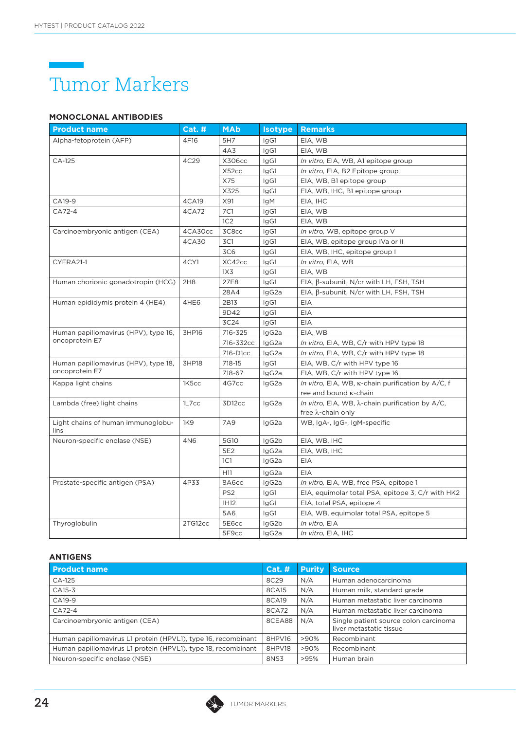# Tumor Markers

### MONOCLONAL ANTIBODIES

| Product name | Cat. # | MAb | Isotype | Remarks |
|---|---|---|---|---|
| Alpha-fetoprotein (AFP) | 4F16 | 5H7 | IgG1 | EIA, WB |
| | | 4A3 | IgG1 | EIA, WB |
| CA-125 | 4C29 | X306cc | IgG1 | *In vitro*, EIA, WB, A1 epitope group |
| | | X52cc | IgG1 | *In vitro*, EIA, B2 Epitope group |
| | | X75 | IgG1 | EIA, WB, B1 epitope group |
| | | X325 | IgG1 | EIA, WB, IHC, B1 epitope group |
| CA19-9 | 4CA19 | X91 | IgM | EIA, IHC |
| CA72-4 | 4CA72 | 7C1 | IgG1 | EIA, WB |
| | | 1C2 | IgG1 | EIA, WB |
| Carcinoembryonic antigen (CEA) | 4CA30cc | 3C8cc | IgG1 | *In vitro*, WB, epitope group V |
| | 4CA30 | 3C1 | IgG1 | EIA, WB, epitope group IVa or II |
| | | 3C6 | IgG1 | EIA, WB, IHC, epitope group I |
| CYFRA21-1 | 4CY1 | XC42cc | IgG1 | *In vitro*, EIA, WB |
| | | 1X3 | IgG1 | EIA, WB |
| Human chorionic gonadotropin (HCG) | 2H8 | 27E8 | IgG1 | EIA, β-subunit, N/cr with LH, FSH, TSH |
| | | 28A4 | IgG2a | EIA, β-subunit, N/cr with LH, FSH, TSH |
| Human epididymis protein 4 (HE4) | 4HE6 | 2B13 | IgG1 | EIA |
| | | 9D42 | IgG1 | EIA |
| | | 3C24 | IgG1 | EIA |
| Human papillomavirus (HPV), type 16, oncoprotein E7 | 3HP16 | 716-325 | IgG2a | EIA, WB |
| | | 716-332cc | IgG2a | *In vitro*, EIA, WB, C/r with HPV type 18 |
| | | 716-D1cc | IgG2a | *In vitro*, EIA, WB, C/r with HPV type 18 |
| Human papillomavirus (HPV), type 18, oncoprotein E7 | 3HP18 | 718-15 | IgG1 | EIA, WB, C/r with HPV type 16 |
| | | 718-67 | IgG2a | EIA, WB, C/r with HPV type 16 |
| Kappa light chains | 1K5cc | 4G7cc | IgG2a | *In vitro*, EIA, WB, κ-chain purification by A/C, free and bound κ-chain |
| Lambda (free) light chains | 1L7cc | 3D12cc | IgG2a | *In vitro*, EIA, WB, λ-chain purification by A/C, free λ-chain only |
| Light chains of human immunoglobulins | 1K9 | 7A9 | IgG2a | WB, IgA-, IgG-, IgM-specific |
| Neuron-specific enolase (NSE) | 4N6 | 5G10 | IgG2b | EIA, WB, IHC |
| | | 5E2 | IgG2a | EIA, WB, IHC |
| | | 1C1 | IgG2a | EIA |
| | | H11 | IgG2a | EIA |
| Prostate-specific antigen (PSA) | 4P33 | 8A6cc | IgG2a | *In vitro*, EIA, WB, free PSA, epitope 1 |
| | | PS2 | IgG1 | EIA, equimolar total PSA, epitope 3, C/r with HK2 |
| | | 1H12 | IgG1 | EIA, total PSA, epitope 4 |
| | | 5A6 | IgG1 | EIA, WB, equimolar total PSA, epitope 5 |
| Thyroglobulin | 2TG12cc | 5E6cc | IgG2b | *In vitro*, EIA |
| | | 5F9cc | IgG2a | *In vitro*, EIA, IHC |

### ANTIGENS

| Product name | Cat. # | Purity | Source |
|---|---|---|---|
| CA-125 | 8C29 | N/A | Human adenocarcinoma |
| CA15-3 | 8CA15 | N/A | Human milk, standard grade |
| CA19-9 | 8CA19 | N/A | Human metastatic liver carcinoma |
| CA72-4 | 8CA72 | N/A | Human metastatic liver carcinoma |
| Carcinoembryonic antigen (CEA) | 8CEA88 | N/A | Single patient source colon carcinoma liver metastatic tissue |
| Human papillomavirus L1 protein (HPVL1), type 16, recombinant | 8HPV16 | >90% | Recombinant |
| Human papillomavirus L1 protein (HPVL1), type 18, recombinant | 8HPV18 | >90% | Recombinant |
| Neuron-specific enolase (NSE) | 8NS3 | >95% | Human brain |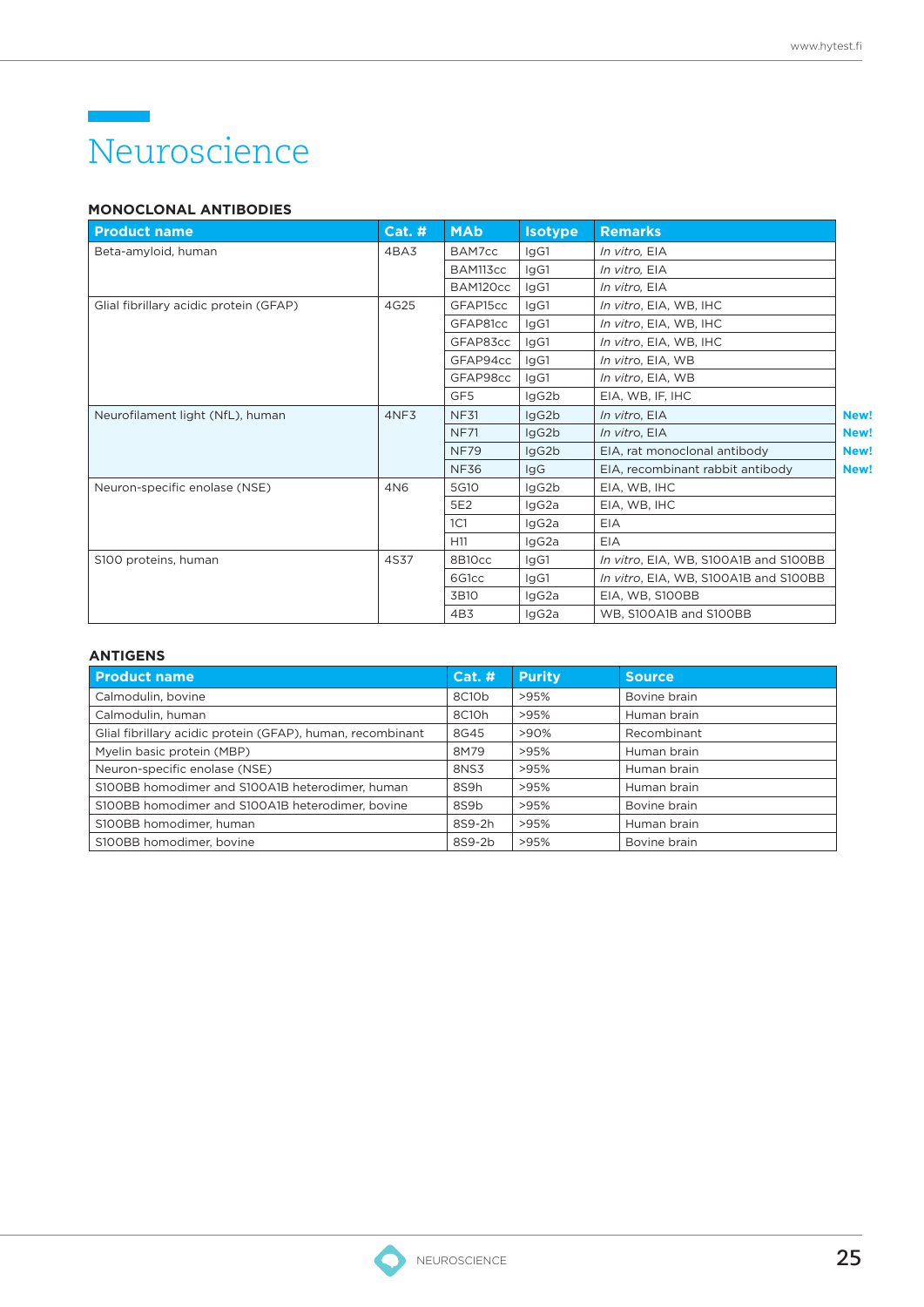# Neuroscience

## MONOCLONAL ANTIBODIES

| Product name | Cat. # | MAb | Isotype | Remarks | |
|---|---|---|---|---|---|
| Beta-amyloid, human | 4BA3 | BAM7cc | IgG1 | *In vitro*, EIA | |
| | | BAM113cc | IgG1 | *In vitro*, EIA | |
| | | BAM120cc | IgG1 | *In vitro*, EIA | |
| Glial fibrillary acidic protein (GFAP) | 4G25 | GFAP15cc | IgG1 | *In vitro*, EIA, WB, IHC | |
| | | GFAP81cc | IgG1 | *In vitro*, EIA, WB, IHC | |
| | | GFAP83cc | IgG1 | *In vitro*, EIA, WB, IHC | |
| | | GFAP94cc | IgG1 | *In vitro*, EIA, WB | |
| | | GFAP98cc | IgG1 | *In vitro*, EIA, WB | |
| | | GF5 | IgG2b | EIA, WB, IF, IHC | |
| Neurofilament light (NfL), human | 4NF3 | NF31 | IgG2b | *In vitro*, EIA | **New!** |
| | | NF71 | IgG2b | *In vitro*, EIA | **New!** |
| | | NF79 | IgG2b | EIA, rat monoclonal antibody | **New!** |
| | | NF36 | IgG | EIA, recombinant rabbit antibody | **New!** |
| Neuron-specific enolase (NSE) | 4N6 | 5G10 | IgG2b | EIA, WB, IHC | |
| | | 5E2 | IgG2a | EIA, WB, IHC | |
| | | 1C1 | IgG2a | EIA | |
| | | H11 | IgG2a | EIA | |
| S100 proteins, human | 4S37 | 8B10cc | IgG1 | *In vitro*, EIA, WB, S100A1B and S100BB | |
| | | 6G1cc | IgG1 | *In vitro*, EIA, WB, S100A1B and S100BB | |
| | | 3B10 | IgG2a | EIA, WB, S100BB | |
| | | 4B3 | IgG2a | WB, S100A1B and S100BB | |

## ANTIGENS

| Product name | Cat. # | Purity | Source |
|---|---|---|---|
| Calmodulin, bovine | 8C10b | >95% | Bovine brain |
| Calmodulin, human | 8C10h | >95% | Human brain |
| Glial fibrillary acidic protein (GFAP), human, recombinant | 8G45 | >90% | Recombinant |
| Myelin basic protein (MBP) | 8M79 | >95% | Human brain |
| Neuron-specific enolase (NSE) | 8NS3 | >95% | Human brain |
| S100BB homodimer and S100A1B heterodimer, human | 8S9h | >95% | Human brain |
| S100BB homodimer and S100A1B heterodimer, bovine | 8S9b | >95% | Bovine brain |
| S100BB homodimer, human | 8S9-2h | >95% | Human brain |
| S100BB homodimer, bovine | 8S9-2b | >95% | Bovine brain |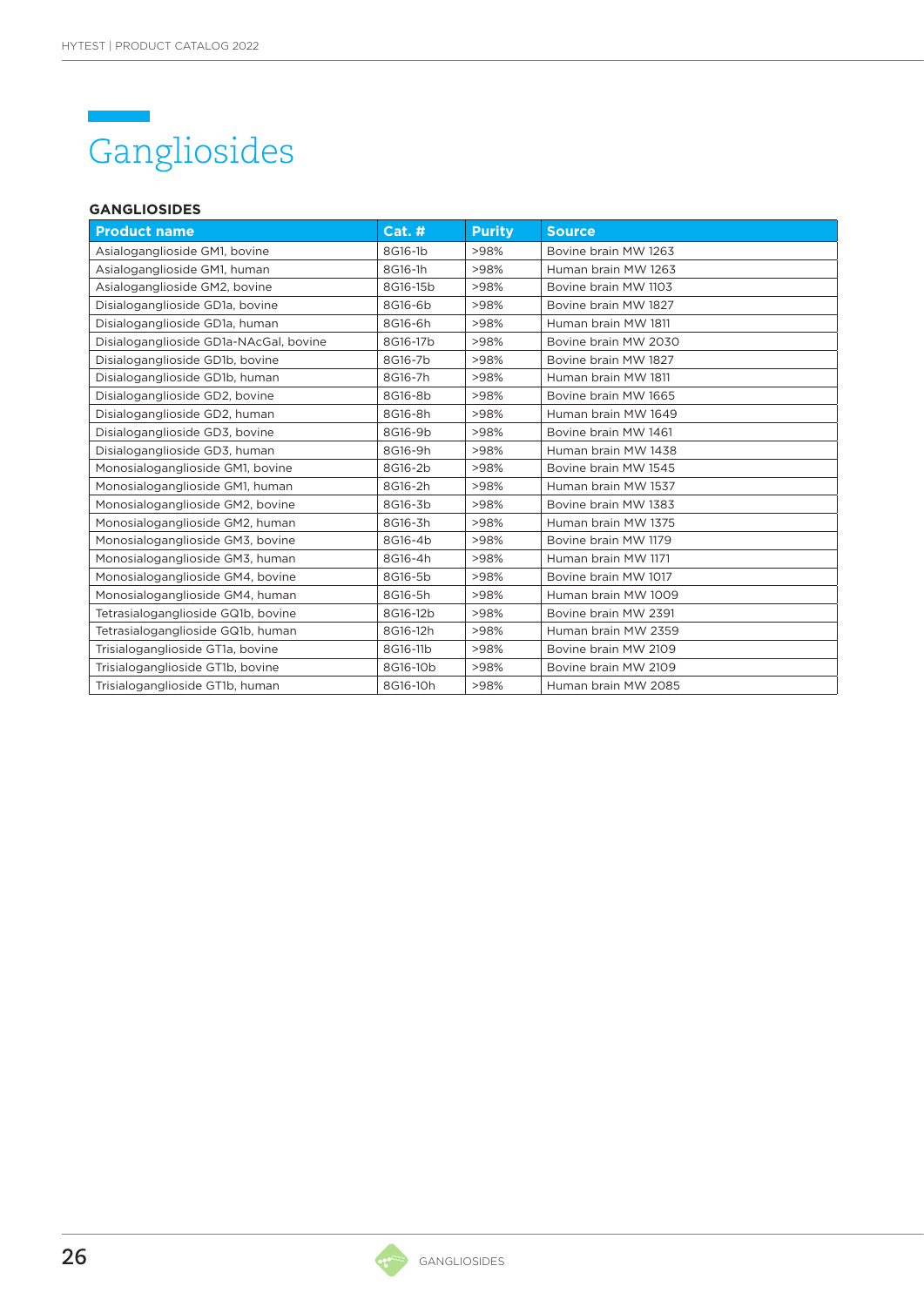# Gangliosides

## GANGLIOSIDES

| Product name | Cat. # | Purity | Source |
|---|---|---|---|
| Asialoganglioside GM1, bovine | 8G16-1b | >98% | Bovine brain MW 1263 |
| Asialoganglioside GM1, human | 8G16-1h | >98% | Human brain MW 1263 |
| Asialoganglioside GM2, bovine | 8G16-15b | >98% | Bovine brain MW 1103 |
| Disialoganglioside GD1a, bovine | 8G16-6b | >98% | Bovine brain MW 1827 |
| Disialoganglioside GD1a, human | 8G16-6h | >98% | Human brain MW 1811 |
| Disialoganglioside GD1a-NAcGal, bovine | 8G16-17b | >98% | Bovine brain MW 2030 |
| Disialoganglioside GD1b, bovine | 8G16-7b | >98% | Bovine brain MW 1827 |
| Disialoganglioside GD1b, human | 8G16-7h | >98% | Human brain MW 1811 |
| Disialoganglioside GD2, bovine | 8G16-8b | >98% | Bovine brain MW 1665 |
| Disialoganglioside GD2, human | 8G16-8h | >98% | Human brain MW 1649 |
| Disialoganglioside GD3, bovine | 8G16-9b | >98% | Bovine brain MW 1461 |
| Disialoganglioside GD3, human | 8G16-9h | >98% | Human brain MW 1438 |
| Monosialoganglioside GM1, bovine | 8G16-2b | >98% | Bovine brain MW 1545 |
| Monosialoganglioside GM1, human | 8G16-2h | >98% | Human brain MW 1537 |
| Monosialoganglioside GM2, bovine | 8G16-3b | >98% | Bovine brain MW 1383 |
| Monosialoganglioside GM2, human | 8G16-3h | >98% | Human brain MW 1375 |
| Monosialoganglioside GM3, bovine | 8G16-4b | >98% | Bovine brain MW 1179 |
| Monosialoganglioside GM3, human | 8G16-4h | >98% | Human brain MW 1171 |
| Monosialoganglioside GM4, bovine | 8G16-5b | >98% | Bovine brain MW 1017 |
| Monosialoganglioside GM4, human | 8G16-5h | >98% | Human brain MW 1009 |
| Tetrasialoganglioside GQ1b, bovine | 8G16-12b | >98% | Bovine brain MW 2391 |
| Tetrasialoganglioside GQ1b, human | 8G16-12h | >98% | Human brain MW 2359 |
| Trisialoganglioside GT1a, bovine | 8G16-11b | >98% | Bovine brain MW 2109 |
| Trisialoganglioside GT1b, bovine | 8G16-10b | >98% | Bovine brain MW 2109 |
| Trisialoganglioside GT1b, human | 8G16-10h | >98% | Human brain MW 2085 |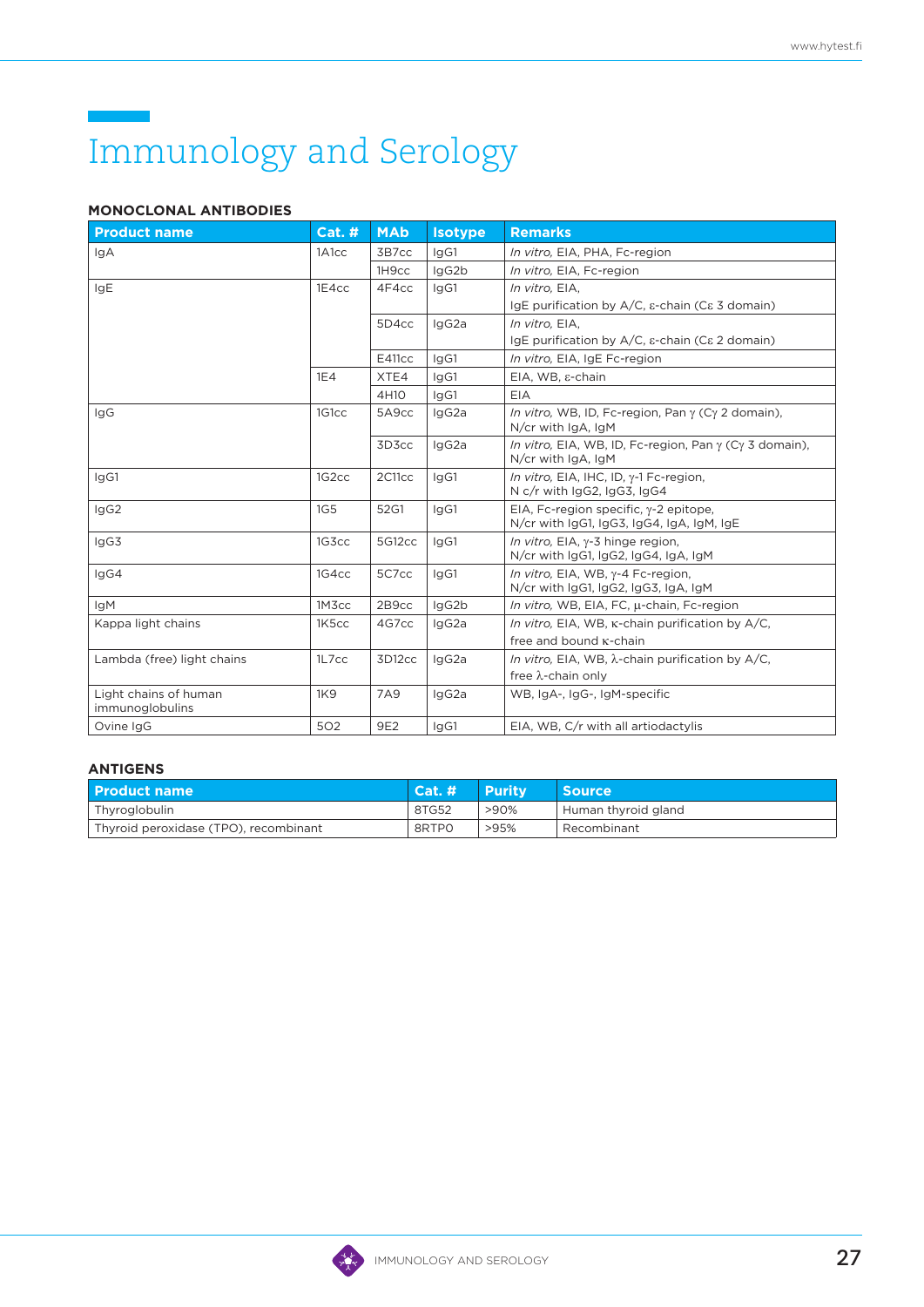# Immunology and Serology

## MONOCLONAL ANTIBODIES

| Product name | Cat. # | MAb | Isotype | Remarks |
|---|---|---|---|---|
| IgA | 1A1cc | 3B7cc | IgG1 | *In vitro*, EIA, PHA, Fc-region |
| | | 1H9cc | IgG2b | *In vitro*, EIA, Fc-region |
| IgE | 1E4cc | 4F4cc | IgG1 | *In vitro*, EIA, IgE purification by A/C, ε-chain (Cε 3 domain) |
| | | 5D4cc | IgG2a | *In vitro*, EIA, IgE purification by A/C, ε-chain (Cε 2 domain) |
| | | E411cc | IgG1 | *In vitro*, EIA, IgE Fc-region |
| | 1E4 | XTE4 | IgG1 | EIA, WB, ε-chain |
| | | 4H10 | IgG1 | EIA |
| IgG | 1G1cc | 5A9cc | IgG2a | *In vitro*, WB, ID, Fc-region, Pan γ (Cγ 2 domain), N/cr with IgA, IgM |
| | | 3D3cc | IgG2a | *In vitro*, EIA, WB, ID, Fc-region, Pan γ (Cγ 3 domain), N/cr with IgA, IgM |
| IgG1 | 1G2cc | 2C11cc | IgG1 | *In vitro*, EIA, IHC, ID, γ-1 Fc-region, N c/r with IgG2, IgG3, IgG4 |
| IgG2 | 1G5 | 52G1 | IgG1 | EIA, Fc-region specific, γ-2 epitope, N/cr with IgG1, IgG3, IgG4, IgA, IgM, IgE |
| IgG3 | 1G3cc | 5G12cc | IgG1 | *In vitro*, EIA, γ-3 hinge region, N/cr with IgG1, IgG2, IgG4, IgA, IgM |
| IgG4 | 1G4cc | 5C7cc | IgG1 | *In vitro*, EIA, WB, γ-4 Fc-region, N/cr with IgG1, IgG2, IgG3, IgA, IgM |
| IgM | 1M3cc | 2B9cc | IgG2b | *In vitro*, WB, EIA, FC, μ-chain, Fc-region |
| Kappa light chains | 1K5cc | 4G7cc | IgG2a | *In vitro*, EIA, WB, κ-chain purification by A/C, free and bound κ-chain |
| Lambda (free) light chains | 1L7cc | 3D12cc | IgG2a | *In vitro*, EIA, WB, λ-chain purification by A/C, free λ-chain only |
| Light chains of human immunoglobulins | 1K9 | 7A9 | IgG2a | WB, IgA-, IgG-, IgM-specific |
| Ovine IgG | 5O2 | 9E2 | IgG1 | EIA, WB, C/r with all artiodactylis |

## ANTIGENS

| Product name | Cat. # | Purity | Source |
|---|---|---|---|
| Thyroglobulin | 8TG52 | >90% | Human thyroid gland |
| Thyroid peroxidase (TPO), recombinant | 8RTPO | >95% | Recombinant |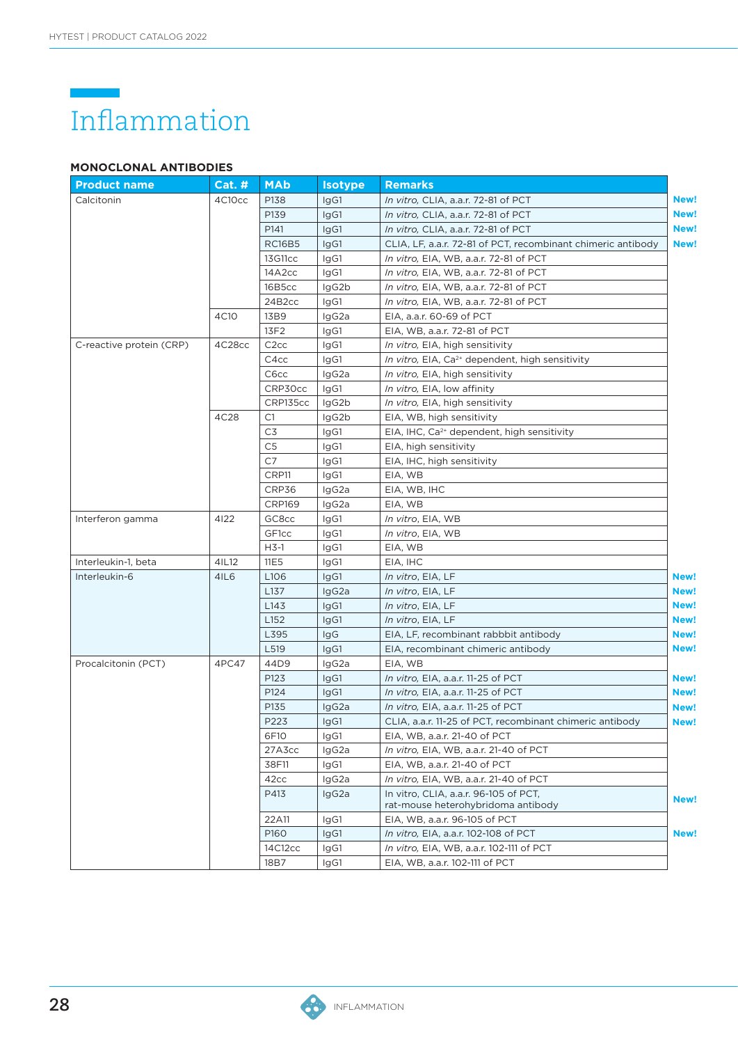# Inflammation

## MONOCLONAL ANTIBODIES

| Product name | Cat. # | MAb | Isotype | Remarks | |
|---|---|---|---|---|---|
| Calcitonin | 4C10cc | P138 | IgG1 | *In vitro*, CLIA, a.a.r. 72-81 of PCT | New! |
| | | P139 | IgG1 | *In vitro*, CLIA, a.a.r. 72-81 of PCT | New! |
| | | P141 | IgG1 | *In vitro*, CLIA, a.a.r. 72-81 of PCT | New! |
| | | RC16B5 | IgG1 | CLIA, LF, a.a.r. 72-81 of PCT, recombinant chimeric antibody | New! |
| | | 13G11cc | IgG1 | *In vitro*, EIA, WB, a.a.r. 72-81 of PCT | |
| | | 14A2cc | IgG1 | *In vitro*, EIA, WB, a.a.r. 72-81 of PCT | |
| | | 16B5cc | IgG2b | *In vitro*, EIA, WB, a.a.r. 72-81 of PCT | |
| | | 24B2cc | IgG1 | *In vitro*, EIA, WB, a.a.r. 72-81 of PCT | |
| | 4C10 | 13B9 | IgG2a | EIA, a.a.r. 60-69 of PCT | |
| | | 13F2 | IgG1 | EIA, WB, a.a.r. 72-81 of PCT | |
| C-reactive protein (CRP) | 4C28cc | C2cc | IgG1 | *In vitro*, EIA, high sensitivity | |
| | | C4cc | IgG1 | *In vitro*, EIA, $Ca^{2+}$ dependent, high sensitivity | |
| | | C6cc | IgG2a | *In vitro*, EIA, high sensitivity | |
| | | CRP30cc | IgG1 | *In vitro*, EIA, low affinity | |
| | | CRP135cc | IgG2b | *In vitro*, EIA, high sensitivity | |
| | 4C28 | C1 | IgG2b | EIA, WB, high sensitivity | |
| | | C3 | IgG1 | EIA, IHC, $Ca^{2+}$ dependent, high sensitivity | |
| | | C5 | IgG1 | EIA, high sensitivity | |
| | | C7 | IgG1 | EIA, IHC, high sensitivity | |
| | | CRP11 | IgG1 | EIA, WB | |
| | | CRP36 | IgG2a | EIA, WB, IHC | |
| | | CRP169 | IgG2a | EIA, WB | |
| Interferon gamma | 4I22 | GC8cc | IgG1 | *In vitro*, EIA, WB | |
| | | GF1cc | IgG1 | *In vitro*, EIA, WB | |
| | | H3-1 | IgG1 | EIA, WB | |
| Interleukin-1, beta | 4IL12 | 11E5 | IgG1 | EIA, IHC | |
| Interleukin-6 | 4IL6 | L106 | IgG1 | *In vitro*, EIA, LF | New! |
| | | L137 | IgG2a | *In vitro*, EIA, LF | New! |
| | | L143 | IgG1 | *In vitro*, EIA, LF | New! |
| | | L152 | IgG1 | *In vitro*, EIA, LF | New! |
| | | L395 | IgG | EIA, LF, recombinant rabbbit antibody | New! |
| | | L519 | IgG1 | EIA, recombinant chimeric antibody | New! |
| Procalcitonin (PCT) | 4PC47 | 44D9 | IgG2a | EIA, WB | |
| | | P123 | IgG1 | *In vitro*, EIA, a.a.r. 11-25 of PCT | New! |
| | | P124 | IgG1 | *In vitro*, EIA, a.a.r. 11-25 of PCT | New! |
| | | P135 | IgG2a | *In vitro*, EIA, a.a.r. 11-25 of PCT | New! |
| | | P223 | IgG1 | CLIA, a.a.r. 11-25 of PCT, recombinant chimeric antibody | New! |
| | | 6F10 | IgG1 | EIA, WB, a.a.r. 21-40 of PCT | |
| | | 27A3cc | IgG2a | *In vitro*, EIA, WB, a.a.r. 21-40 of PCT | |
| | | 38F11 | IgG1 | EIA, WB, a.a.r. 21-40 of PCT | |
| | | 42cc | IgG2a | *In vitro*, EIA, WB, a.a.r. 21-40 of PCT | |
| | | P413 | IgG2a | In vitro, CLIA, a.a.r. 96-105 of PCT, rat-mouse heterohybridoma antibody | New! |
| | | 22A11 | IgG1 | EIA, WB, a.a.r. 96-105 of PCT | |
| | | P160 | IgG1 | *In vitro*, EIA, a.a.r. 102-108 of PCT | New! |
| | | 14C12cc | IgG1 | *In vitro*, EIA, WB, a.a.r. 102-111 of PCT | |
| | | 18B7 | IgG1 | EIA, WB, a.a.r. 102-111 of PCT | |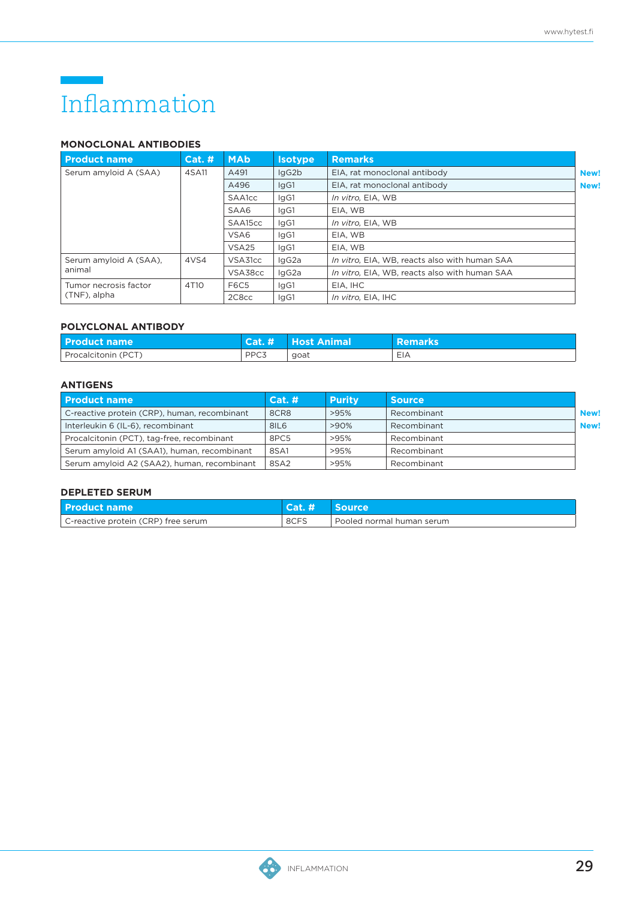# Inflammation

## MONOCLONAL ANTIBODIES

| Product name | Cat. # | MAb | Isotype | Remarks | |
|---|---|---|---|---|---|
| Serum amyloid A (SAA) | 4SA11 | A491 | IgG2b | EIA, rat monoclonal antibody | **New!** |
| | | A496 | IgG1 | EIA, rat monoclonal antibody | **New!** |
| | | SAA1cc | IgG1 | *In vitro*, EIA, WB | |
| | | SAA6 | IgG1 | EIA, WB | |
| | | SAA15cc | IgG1 | *In vitro*, EIA, WB | |
| | | VSA6 | IgG1 | EIA, WB | |
| | | VSA25 | IgG1 | EIA, WB | |
| Serum amyloid A (SAA), animal | 4VS4 | VSA31cc | IgG2a | *In vitro*, EIA, WB, reacts also with human SAA | |
| | | VSA38cc | IgG2a | *In vitro*, EIA, WB, reacts also with human SAA | |
| Tumor necrosis factor (TNF), alpha | 4T10 | F6C5 | IgG1 | EIA, IHC | |
| | | 2C8cc | IgG1 | *In vitro*, EIA, IHC | |

## POLYCLONAL ANTIBODY

| Product name | Cat. # | Host Animal | Remarks |
|---|---|---|---|
| Procalcitonin (PCT) | PPC3 | goat | EIA |

## ANTIGENS

| Product name | Cat. # | Purity | Source | |
|---|---|---|---|---|
| C-reactive protein (CRP), human, recombinant | 8CR8 | >95% | Recombinant | **New!** |
| Interleukin 6 (IL-6), recombinant | 8IL6 | >90% | Recombinant | **New!** |
| Procalcitonin (PCT), tag-free, recombinant | 8PC5 | >95% | Recombinant | |
| Serum amyloid A1 (SAA1), human, recombinant | 8SA1 | >95% | Recombinant | |
| Serum amyloid A2 (SAA2), human, recombinant | 8SA2 | >95% | Recombinant | |

## DEPLETED SERUM

| Product name | Cat. # | Source |
|---|---|---|
| C-reactive protein (CRP) free serum | 8CFS | Pooled normal human serum |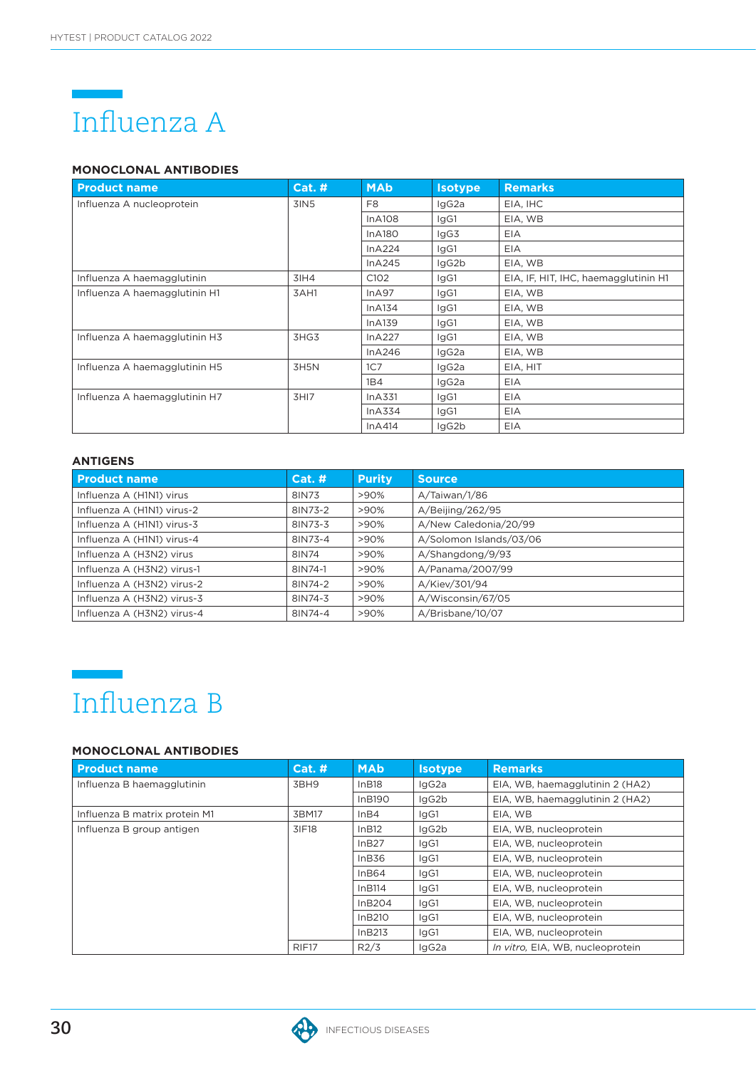# Influenza A

### MONOCLONAL ANTIBODIES

| Product name | Cat. # | MAb | Isotype | Remarks |
|---|---|---|---|---|
| Influenza A nucleoprotein | 3IN5 | F8 | IgG2a | EIA, IHC |
| | | InA108 | IgG1 | EIA, WB |
| | | InA180 | IgG3 | EIA |
| | | InA224 | IgG1 | EIA |
| | | InA245 | IgG2b | EIA, WB |
| Influenza A haemagglutinin | 3IH4 | C102 | IgG1 | EIA, IF, HIT, IHC, haemagglutinin H1 |
| Influenza A haemagglutinin H1 | 3AH1 | InA97 | IgG1 | EIA, WB |
| | | InA134 | IgG1 | EIA, WB |
| | | InA139 | IgG1 | EIA, WB |
| Influenza A haemagglutinin H3 | 3HG3 | InA227 | IgG1 | EIA, WB |
| | | InA246 | IgG2a | EIA, WB |
| Influenza A haemagglutinin H5 | 3H5N | 1C7 | IgG2a | EIA, HIT |
| | | 1B4 | IgG2a | EIA |
| Influenza A haemagglutinin H7 | 3HI7 | InA331 | IgG1 | EIA |
| | | InA334 | IgG1 | EIA |
| | | InA414 | IgG2b | EIA |

### ANTIGENS

| Product name | Cat. # | Purity | Source |
|---|---|---|---|
| Influenza A (H1N1) virus | 8IN73 | >90% | A/Taiwan/1/86 |
| Influenza A (H1N1) virus-2 | 8IN73-2 | >90% | A/Beijing/262/95 |
| Influenza A (H1N1) virus-3 | 8IN73-3 | >90% | A/New Caledonia/20/99 |
| Influenza A (H1N1) virus-4 | 8IN73-4 | >90% | A/Solomon Islands/03/06 |
| Influenza A (H3N2) virus | 8IN74 | >90% | A/Shangdong/9/93 |
| Influenza A (H3N2) virus-1 | 8IN74-1 | >90% | A/Panama/2007/99 |
| Influenza A (H3N2) virus-2 | 8IN74-2 | >90% | A/Kiev/301/94 |
| Influenza A (H3N2) virus-3 | 8IN74-3 | >90% | A/Wisconsin/67/05 |
| Influenza A (H3N2) virus-4 | 8IN74-4 | >90% | A/Brisbane/10/07 |

# Influenza B

### MONOCLONAL ANTIBODIES

| Product name | Cat. # | MAb | Isotype | Remarks |
|---|---|---|---|---|
| Influenza B haemagglutinin | 3BH9 | InB18 | IgG2a | EIA, WB, haemagglutinin 2 (HA2) |
| | | InB190 | IgG2b | EIA, WB, haemagglutinin 2 (HA2) |
| Influenza B matrix protein M1 | 3BM17 | InB4 | IgG1 | EIA, WB |
| Influenza B group antigen | 3IF18 | InB12 | IgG2b | EIA, WB, nucleoprotein |
| | | InB27 | IgG1 | EIA, WB, nucleoprotein |
| | | InB36 | IgG1 | EIA, WB, nucleoprotein |
| | | InB64 | IgG1 | EIA, WB, nucleoprotein |
| | | InB114 | IgG1 | EIA, WB, nucleoprotein |
| | | InB204 | IgG1 | EIA, WB, nucleoprotein |
| | | InB210 | IgG1 | EIA, WB, nucleoprotein |
| | | InB213 | IgG1 | EIA, WB, nucleoprotein |
| | RIF17 | R2/3 | IgG2a | *In vitro*, EIA, WB, nucleoprotein |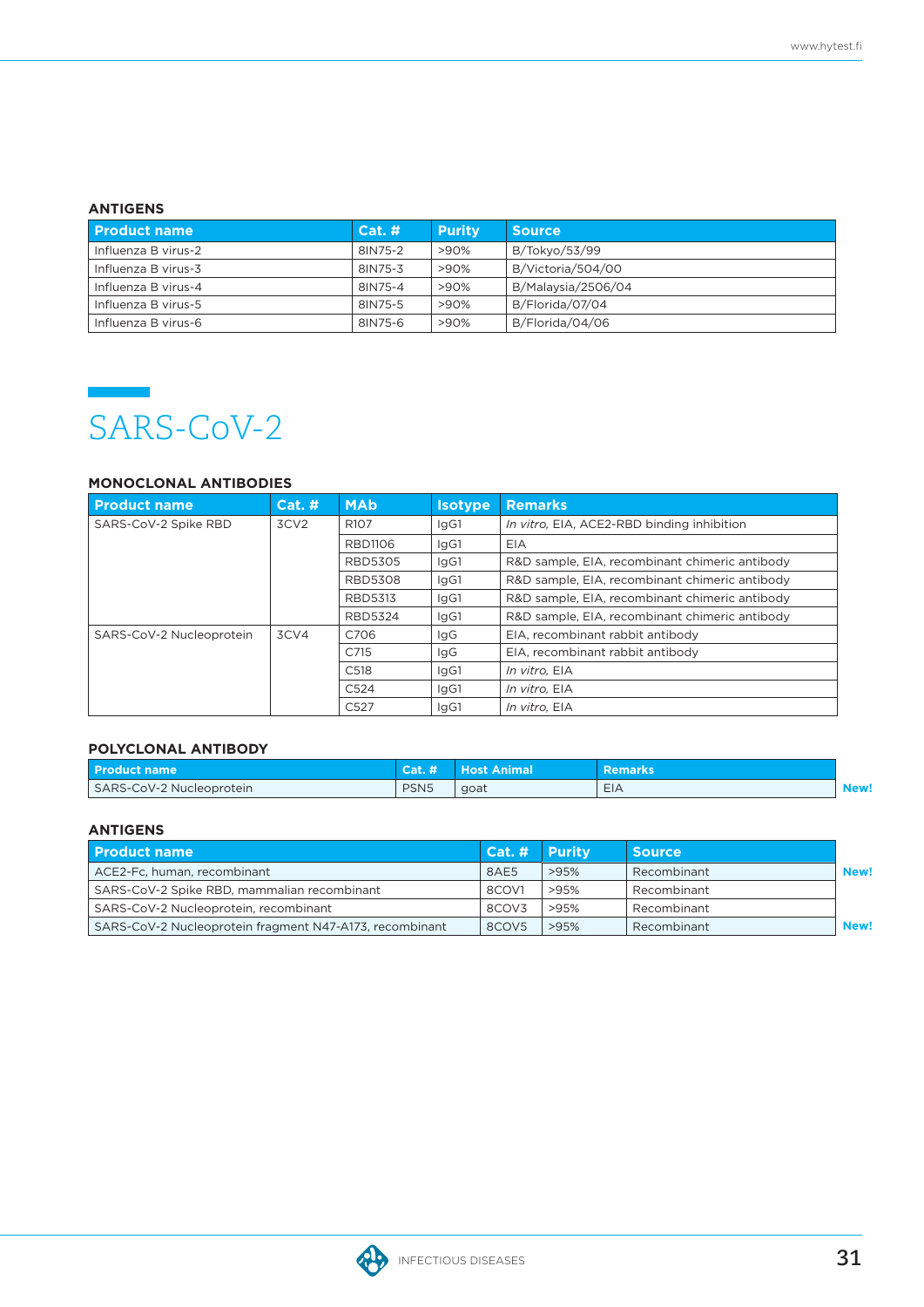### ANTIGENS

| Product name | Cat. # | Purity | Source |
|---|---|---|---|
| Influenza B virus-2 | 8IN75-2 | >90% | B/Tokyo/53/99 |
| Influenza B virus-3 | 8IN75-3 | >90% | B/Victoria/504/00 |
| Influenza B virus-4 | 8IN75-4 | >90% | B/Malaysia/2506/04 |
| Influenza B virus-5 | 8IN75-5 | >90% | B/Florida/07/04 |
| Influenza B virus-6 | 8IN75-6 | >90% | B/Florida/04/06 |

# SARS-CoV-2

### MONOCLONAL ANTIBODIES

| Product name | Cat. # | MAb | Isotype | Remarks |
|---|---|---|---|---|
| SARS-CoV-2 Spike RBD | 3CV2 | R107 | IgG1 | *In vitro*, EIA, ACE2-RBD binding inhibition |
| | | RBD1106 | IgG1 | EIA |
| | | RBD5305 | IgG1 | R&D sample, EIA, recombinant chimeric antibody |
| | | RBD5308 | IgG1 | R&D sample, EIA, recombinant chimeric antibody |
| | | RBD5313 | IgG1 | R&D sample, EIA, recombinant chimeric antibody |
| | | RBD5324 | IgG1 | R&D sample, EIA, recombinant chimeric antibody |
| SARS-CoV-2 Nucleoprotein | 3CV4 | C706 | IgG | EIA, recombinant rabbit antibody |
| | | C715 | IgG | EIA, recombinant rabbit antibody |
| | | C518 | IgG1 | *In vitro*, EIA |
| | | C524 | IgG1 | *In vitro*, EIA |
| | | C527 | IgG1 | *In vitro*, EIA |

### POLYCLONAL ANTIBODY

| Product name | Cat. # | Host Animal | Remarks | |
|---|---|---|---|---|
| SARS-CoV-2 Nucleoprotein | PSN5 | goat | EIA | **New!** |

### ANTIGENS

| Product name | Cat. # | Purity | Source | |
|---|---|---|---|---|
| ACE2-Fc, human, recombinant | 8AE5 | >95% | Recombinant | **New!** |
| SARS-CoV-2 Spike RBD, mammalian recombinant | 8COV1 | >95% | Recombinant | |
| SARS-CoV-2 Nucleoprotein, recombinant | 8COV3 | >95% | Recombinant | |
| SARS-CoV-2 Nucleoprotein fragment N47-A173, recombinant | 8COV5 | >95% | Recombinant | **New!** |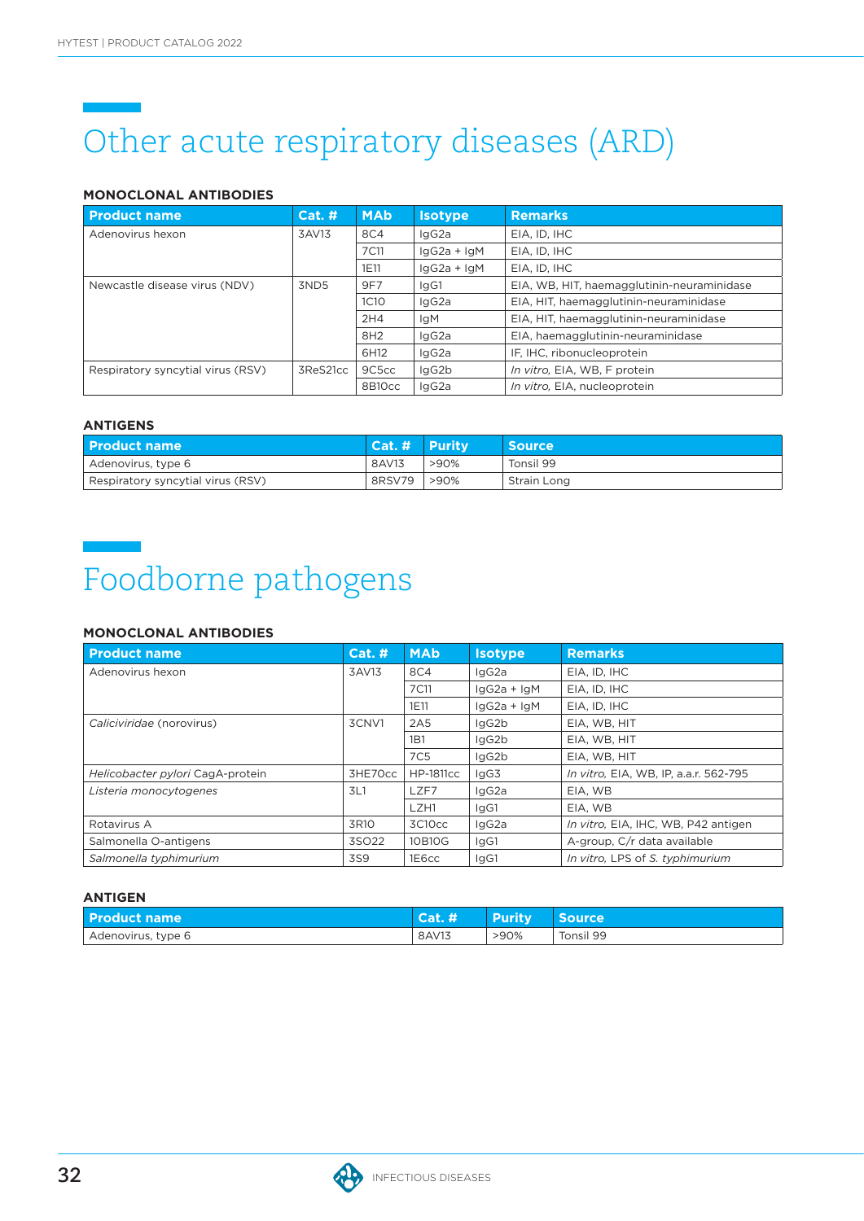# Other acute respiratory diseases (ARD)

### MONOCLONAL ANTIBODIES

| Product name | Cat. # | MAb | Isotype | Remarks |
|---|---|---|---|---|
| Adenovirus hexon | 3AV13 | 8C4 | IgG2a | EIA, ID, IHC |
| | | 7C11 | IgG2a + IgM | EIA, ID, IHC |
| | | 1E11 | IgG2a + IgM | EIA, ID, IHC |
| Newcastle disease virus (NDV) | 3ND5 | 9F7 | IgG1 | EIA, WB, HIT, haemagglutinin-neuraminidase |
| | | 1C10 | IgG2a | EIA, HIT, haemagglutinin-neuraminidase |
| | | 2H4 | IgM | EIA, HIT, haemagglutinin-neuraminidase |
| | | 8H2 | IgG2a | EIA, haemagglutinin-neuraminidase |
| | | 6H12 | IgG2a | IF, IHC, ribonucleoprotein |
| Respiratory syncytial virus (RSV) | 3ReS21cc | 9C5cc | IgG2b | *In vitro*, EIA, WB, F protein |
| | | 8B10cc | IgG2a | *In vitro*, EIA, nucleoprotein |

### ANTIGENS

| Product name | Cat. # | Purity | Source |
|---|---|---|---|
| Adenovirus, type 6 | 8AV13 | >90% | Tonsil 99 |
| Respiratory syncytial virus (RSV) | 8RSV79 | >90% | Strain Long |

# Foodborne pathogens

### MONOCLONAL ANTIBODIES

| Product name | Cat. # | MAb | Isotype | Remarks |
|---|---|---|---|---|
| Adenovirus hexon | 3AV13 | 8C4 | IgG2a | EIA, ID, IHC |
| | | 7C11 | IgG2a + IgM | EIA, ID, IHC |
| | | 1E11 | IgG2a + IgM | EIA, ID, IHC |
| *Caliciviridae* (norovirus) | 3CNV1 | 2A5 | IgG2b | EIA, WB, HIT |
| | | 1B1 | IgG2b | EIA, WB, HIT |
| | | 7C5 | IgG2b | EIA, WB, HIT |
| *Helicobacter pylori* CagA-protein | 3HE70cc | HP-1811cc | IgG3 | *In vitro*, EIA, WB, IP, a.a.r. 562-795 |
| *Listeria monocytogenes* | 3L1 | LZF7 | IgG2a | EIA, WB |
| | | LZH1 | IgG1 | EIA, WB |
| Rotavirus A | 3R10 | 3C10cc | IgG2a | *In vitro*, EIA, IHC, WB, P42 antigen |
| Salmonella O-antigens | 3SO22 | 10B10G | IgG1 | A-group, C/r data available |
| *Salmonella typhimurium* | 3S9 | 1E6cc | IgG1 | *In vitro*, LPS of *S. typhimurium* |

### ANTIGEN

| Product name | Cat. # | Purity | Source |
|---|---|---|---|
| Adenovirus, type 6 | 8AV13 | >90% | Tonsil 99 |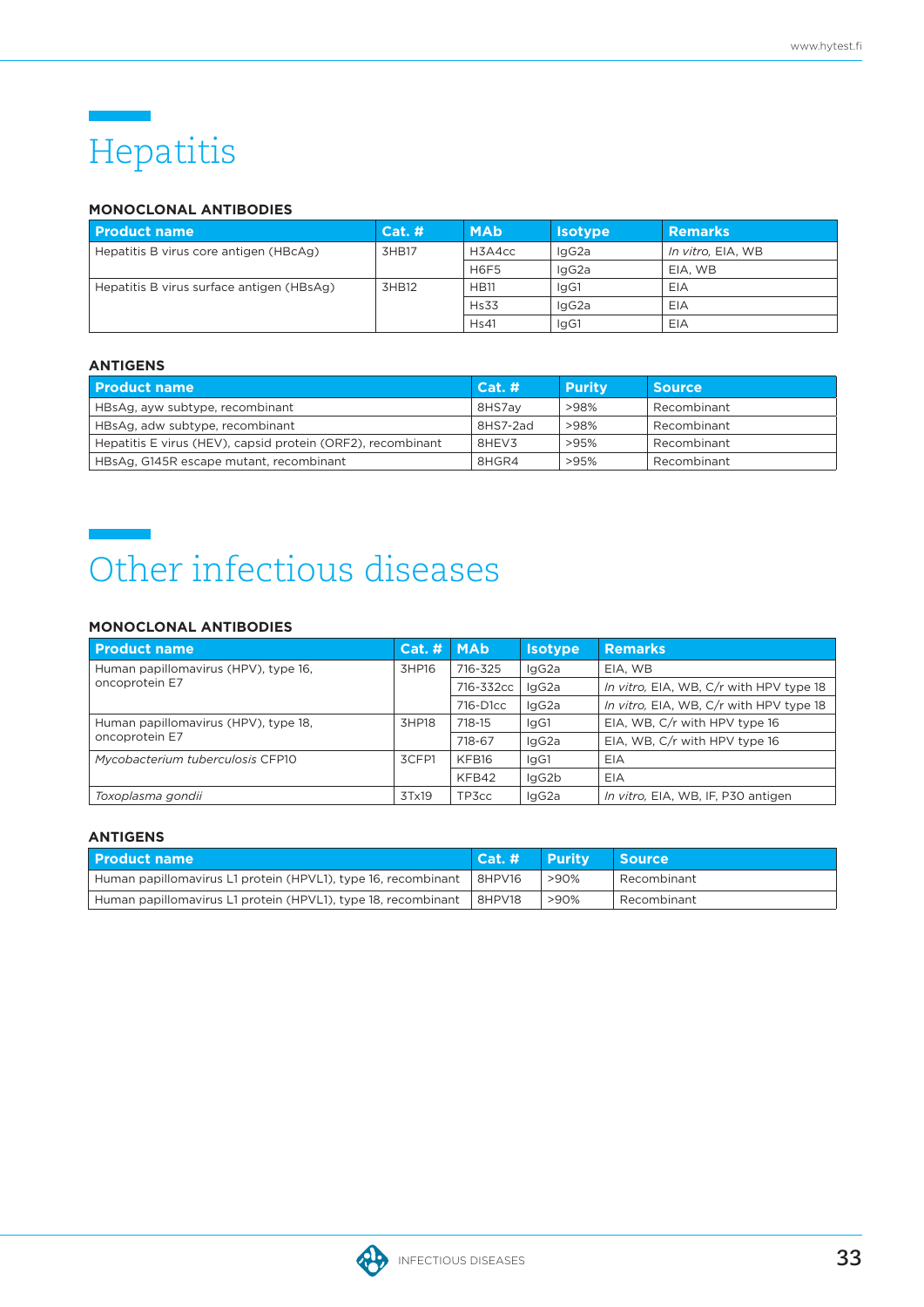# Hepatitis

## MONOCLONAL ANTIBODIES

| Product name | Cat. # | MAb | Isotype | Remarks |
|---|---|---|---|---|
| Hepatitis B virus core antigen (HBcAg) | 3HB17 | H3A4cc | IgG2a | *In vitro*, EIA, WB |
| | | H6F5 | IgG2a | EIA, WB |
| Hepatitis B virus surface antigen (HBsAg) | 3HB12 | HB11 | IgG1 | EIA |
| | | Hs33 | IgG2a | EIA |
| | | Hs41 | IgG1 | EIA |

## ANTIGENS

| Product name | Cat. # | Purity | Source |
|---|---|---|---|
| HBsAg, ayw subtype, recombinant | 8HS7ay | >98% | Recombinant |
| HBsAg, adw subtype, recombinant | 8HS7-2ad | >98% | Recombinant |
| Hepatitis E virus (HEV), capsid protein (ORF2), recombinant | 8HEV3 | >95% | Recombinant |
| HBsAg, G145R escape mutant, recombinant | 8HGR4 | >95% | Recombinant |

# Other infectious diseases

## MONOCLONAL ANTIBODIES

| Product name | Cat. # | MAb | Isotype | Remarks |
|---|---|---|---|---|
| Human papillomavirus (HPV), type 16, oncoprotein E7 | 3HP16 | 716-325 | IgG2a | EIA, WB |
| | | 716-332cc | IgG2a | *In vitro*, EIA, WB, C/r with HPV type 18 |
| | | 716-D1cc | IgG2a | *In vitro*, EIA, WB, C/r with HPV type 18 |
| Human papillomavirus (HPV), type 18, oncoprotein E7 | 3HP18 | 718-15 | IgG1 | EIA, WB, C/r with HPV type 16 |
| | | 718-67 | IgG2a | EIA, WB, C/r with HPV type 16 |
| *Mycobacterium tuberculosis* CFP10 | 3CFP1 | KFB16 | IgG1 | EIA |
| | | KFB42 | IgG2b | EIA |
| *Toxoplasma gondii* | 3Tx19 | TP3cc | IgG2a | *In vitro*, EIA, WB, IF, P30 antigen |

## ANTIGENS

| Product name | Cat. # | Purity | Source |
|---|---|---|---|
| Human papillomavirus L1 protein (HPVL1), type 16, recombinant | 8HPV16 | >90% | Recombinant |
| Human papillomavirus L1 protein (HPVL1), type 18, recombinant | 8HPV18 | >90% | Recombinant |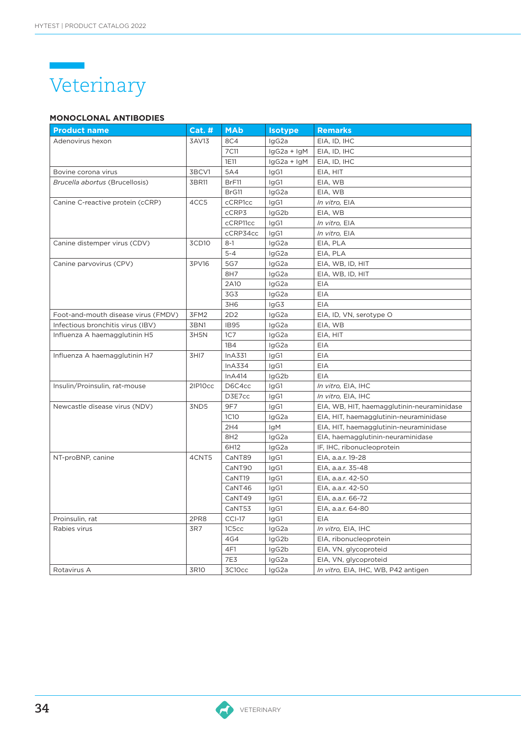# Veterinary

## MONOCLONAL ANTIBODIES

| Product name | Cat. # | MAb | Isotype | Remarks |
|---|---|---|---|---|
| Adenovirus hexon | 3AV13 | 8C4 | IgG2a | EIA, ID, IHC |
| | | 7C11 | IgG2a + IgM | EIA, ID, IHC |
| | | 1E11 | IgG2a + IgM | EIA, ID, IHC |
| Bovine corona virus | 3BCV1 | 5A4 | IgG1 | EIA, HIT |
| *Brucella abortus* (Brucellosis) | 3BR11 | BrF11 | IgG1 | EIA, WB |
| | | BrG11 | IgG2a | EIA, WB |
| Canine C-reactive protein (cCRP) | 4CC5 | cCRP1cc | IgG1 | *In vitro*, EIA |
| | | cCRP3 | IgG2b | EIA, WB |
| | | cCRP11cc | IgG1 | *In vitro*, EIA |
| | | cCRP34cc | IgG1 | *In vitro*, EIA |
| Canine distemper virus (CDV) | 3CD10 | 8-1 | IgG2a | EIA, PLA |
| | | 5-4 | IgG2a | EIA, PLA |
| Canine parvovirus (CPV) | 3PV16 | 5G7 | IgG2a | EIA, WB, ID, HIT |
| | | 8H7 | IgG2a | EIA, WB, ID, HIT |
| | | 2A10 | IgG2a | EIA |
| | | 3G3 | IgG2a | EIA |
| | | 3H6 | IgG3 | EIA |
| Foot-and-mouth disease virus (FMDV) | 3FM2 | 2D2 | IgG2a | EIA, ID, VN, serotype O |
| Infectious bronchitis virus (IBV) | 3BN1 | IB95 | IgG2a | EIA, WB |
| Influenza A haemagglutinin H5 | 3H5N | 1C7 | IgG2a | EIA, HIT |
| | | 1B4 | IgG2a | EIA |
| Influenza A haemagglutinin H7 | 3HI7 | InA331 | IgG1 | EIA |
| | | InA334 | IgG1 | EIA |
| | | InA414 | IgG2b | EIA |
| Insulin/Proinsulin, rat-mouse | 2IP10cc | D6C4cc | IgG1 | *In vitro*, EIA, IHC |
| | | D3E7cc | IgG1 | *In vitro*, EIA, IHC |
| Newcastle disease virus (NDV) | 3ND5 | 9F7 | IgG1 | EIA, WB, HIT, haemagglutinin-neuraminidase |
| | | 1C10 | IgG2a | EIA, HIT, haemagglutinin-neuraminidase |
| | | 2H4 | IgM | EIA, HIT, haemagglutinin-neuraminidase |
| | | 8H2 | IgG2a | EIA, haemagglutinin-neuraminidase |
| | | 6H12 | IgG2a | IF, IHC, ribonucleoprotein |
| NT-proBNP, canine | 4CNT5 | CaNT89 | IgG1 | EIA, a.a.r. 19-28 |
| | | CaNT90 | IgG1 | EIA, a.a.r. 35-48 |
| | | CaNT19 | IgG1 | EIA, a.a.r. 42-50 |
| | | CaNT46 | IgG1 | EIA, a.a.r. 42-50 |
| | | CaNT49 | IgG1 | EIA, a.a.r. 66-72 |
| | | CaNT53 | IgG1 | EIA, a.a.r. 64-80 |
| Proinsulin, rat | 2PR8 | CCI-17 | IgG1 | EIA |
| Rabies virus | 3R7 | 1C5cc | IgG2a | *In vitro*, EIA, IHC |
| | | 4G4 | IgG2b | EIA, ribonucleoprotein |
| | | 4F1 | IgG2b | EIA, VN, glycoproteid |
| | | 7E3 | IgG2a | EIA, VN, glycoproteid |
| Rotavirus A | 3R10 | 3C10cc | IgG2a | *In vitro*, EIA, IHC, WB, P42 antigen |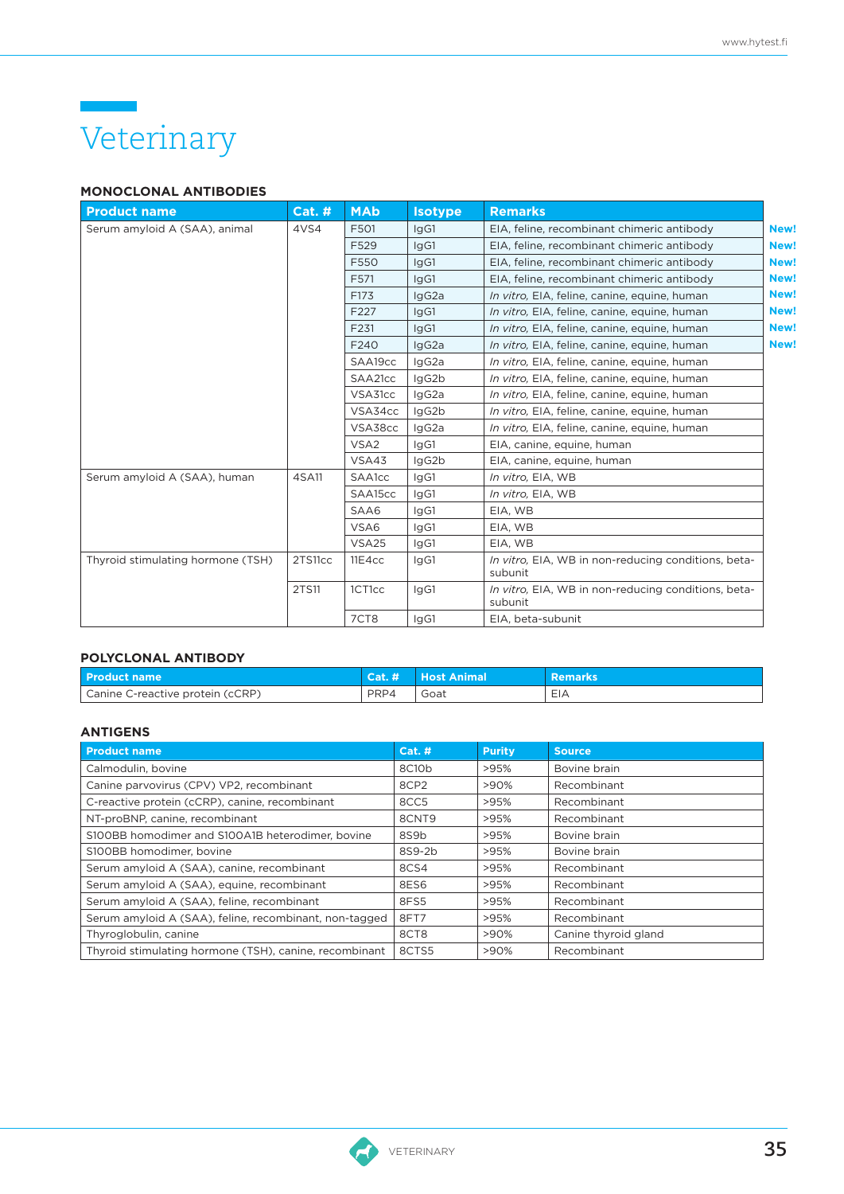# Veterinary

## MONOCLONAL ANTIBODIES

| Product name | Cat. # | MAb | Isotype | Remarks | |
|---|---|---|---|---|---|
| Serum amyloid A (SAA), animal | 4VS4 | F501 | IgG1 | EIA, feline, recombinant chimeric antibody | New! |
| | | F529 | IgG1 | EIA, feline, recombinant chimeric antibody | New! |
| | | F550 | IgG1 | EIA, feline, recombinant chimeric antibody | New! |
| | | F571 | IgG1 | EIA, feline, recombinant chimeric antibody | New! |
| | | F173 | IgG2a | *In vitro*, EIA, feline, canine, equine, human | New! |
| | | F227 | IgG1 | *In vitro*, EIA, feline, canine, equine, human | New! |
| | | F231 | IgG1 | *In vitro*, EIA, feline, canine, equine, human | New! |
| | | F240 | IgG2a | *In vitro*, EIA, feline, canine, equine, human | New! |
| | | SAA19cc | IgG2a | *In vitro*, EIA, feline, canine, equine, human | |
| | | SAA21cc | IgG2b | *In vitro*, EIA, feline, canine, equine, human | |
| | | VSA31cc | IgG2a | *In vitro*, EIA, feline, canine, equine, human | |
| | | VSA34cc | IgG2b | *In vitro*, EIA, feline, canine, equine, human | |
| | | VSA38cc | IgG2a | *In vitro*, EIA, feline, canine, equine, human | |
| | | VSA2 | IgG1 | EIA, canine, equine, human | |
| | | VSA43 | IgG2b | EIA, canine, equine, human | |
| Serum amyloid A (SAA), human | 4SA11 | SAA1cc | IgG1 | *In vitro*, EIA, WB | |
| | | SAA15cc | IgG1 | *In vitro*, EIA, WB | |
| | | SAA6 | IgG1 | EIA, WB | |
| | | VSA6 | IgG1 | EIA, WB | |
| | | VSA25 | IgG1 | EIA, WB | |
| Thyroid stimulating hormone (TSH) | 2TS11cc | 11E4cc | IgG1 | *In vitro*, EIA, WB in non-reducing conditions, beta-subunit | |
| | 2TS11 | 1CT1cc | IgG1 | *In vitro*, EIA, WB in non-reducing conditions, beta-subunit | |
| | | 7CT8 | IgG1 | EIA, beta-subunit | |

## POLYCLONAL ANTIBODY

| Product name | Cat. # | Host Animal | Remarks |
|---|---|---|---|
| Canine C-reactive protein (cCRP) | PRP4 | Goat | EIA |

## ANTIGENS

| Product name | Cat. # | Purity | Source |
|---|---|---|---|
| Calmodulin, bovine | 8C10b | >95% | Bovine brain |
| Canine parvovirus (CPV) VP2, recombinant | 8CP2 | >90% | Recombinant |
| C-reactive protein (cCRP), canine, recombinant | 8CC5 | >95% | Recombinant |
| NT-proBNP, canine, recombinant | 8CNT9 | >95% | Recombinant |
| S100BB homodimer and S100A1B heterodimer, bovine | 8S9b | >95% | Bovine brain |
| S100BB homodimer, bovine | 8S9-2b | >95% | Bovine brain |
| Serum amyloid A (SAA), canine, recombinant | 8CS4 | >95% | Recombinant |
| Serum amyloid A (SAA), equine, recombinant | 8ES6 | >95% | Recombinant |
| Serum amyloid A (SAA), feline, recombinant | 8FS5 | >95% | Recombinant |
| Serum amyloid A (SAA), feline, recombinant, non-tagged | 8FT7 | >95% | Recombinant |
| Thyroglobulin, canine | 8CT8 | >90% | Canine thyroid gland |
| Thyroid stimulating hormone (TSH), canine, recombinant | 8CTS5 | >90% | Recombinant |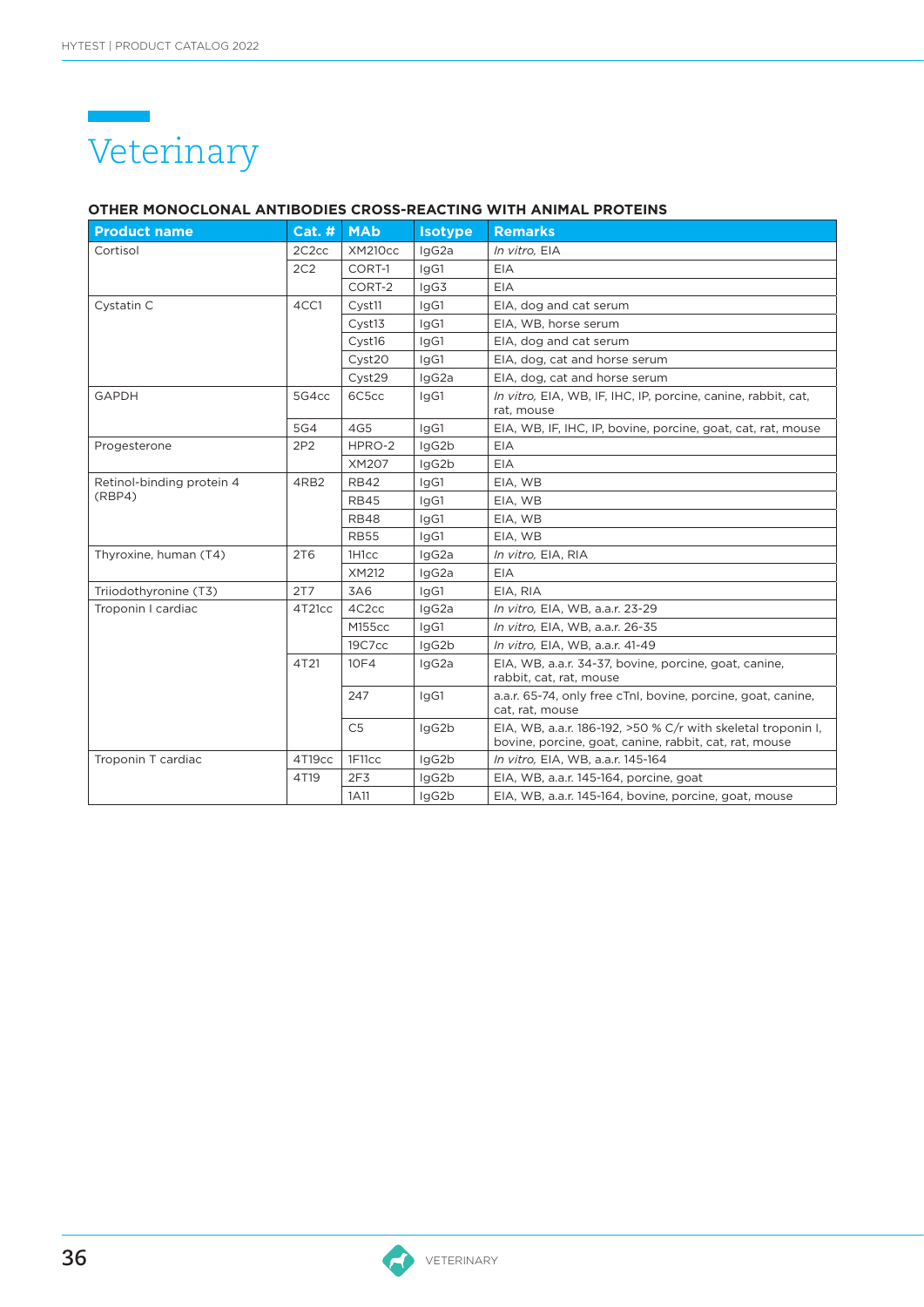# Veterinary

## OTHER MONOCLONAL ANTIBODIES CROSS-REACTING WITH ANIMAL PROTEINS

| Product name | Cat. # | MAb | Isotype | Remarks |
|---|---|---|---|---|
| Cortisol | 2C2cc | XM210cc | IgG2a | *In vitro*, EIA |
| | 2C2 | CORT-1 | IgG1 | EIA |
| | | CORT-2 | IgG3 | EIA |
| Cystatin C | 4CC1 | Cyst11 | IgG1 | EIA, dog and cat serum |
| | | Cyst13 | IgG1 | EIA, WB, horse serum |
| | | Cyst16 | IgG1 | EIA, dog and cat serum |
| | | Cyst20 | IgG1 | EIA, dog, cat and horse serum |
| | | Cyst29 | IgG2a | EIA, dog, cat and horse serum |
| GAPDH | 5G4cc | 6C5cc | IgG1 | *In vitro*, EIA, WB, IF, IHC, IP, porcine, canine, rabbit, cat, rat, mouse |
| | 5G4 | 4G5 | IgG1 | EIA, WB, IF, IHC, IP, bovine, porcine, goat, cat, rat, mouse |
| Progesterone | 2P2 | HPRO-2 | IgG2b | EIA |
| | | XM207 | IgG2b | EIA |
| Retinol-binding protein 4 (RBP4) | 4RB2 | RB42 | IgG1 | EIA, WB |
| | | RB45 | IgG1 | EIA, WB |
| | | RB48 | IgG1 | EIA, WB |
| | | RB55 | IgG1 | EIA, WB |
| Thyroxine, human (T4) | 2T6 | 1H1cc | IgG2a | *In vitro*, EIA, RIA |
| | | XM212 | IgG2a | EIA |
| Triiodothyronine (T3) | 2T7 | 3A6 | IgG1 | EIA, RIA |
| Troponin I cardiac | 4T21cc | 4C2cc | IgG2a | *In vitro*, EIA, WB, a.a.r. 23-29 |
| | | M155cc | IgG1 | *In vitro*, EIA, WB, a.a.r. 26-35 |
| | | 19C7cc | IgG2b | *In vitro*, EIA, WB, a.a.r. 41-49 |
| | 4T21 | 10F4 | IgG2a | EIA, WB, a.a.r. 34-37, bovine, porcine, goat, canine, rabbit, cat, rat, mouse |
| | | 247 | IgG1 | a.a.r. 65-74, only free cTnI, bovine, porcine, goat, canine, cat, rat, mouse |
| | | C5 | IgG2b | EIA, WB, a.a.r. 186-192, >50 % C/r with skeletal troponin I, bovine, porcine, goat, canine, rabbit, cat, rat, mouse |
| Troponin T cardiac | 4T19cc | 1F11cc | IgG2b | *In vitro*, EIA, WB, a.a.r. 145-164 |
| | 4T19 | 2F3 | IgG2b | EIA, WB, a.a.r. 145-164, porcine, goat |
| | | 1A11 | IgG2b | EIA, WB, a.a.r. 145-164, bovine, porcine, goat, mouse |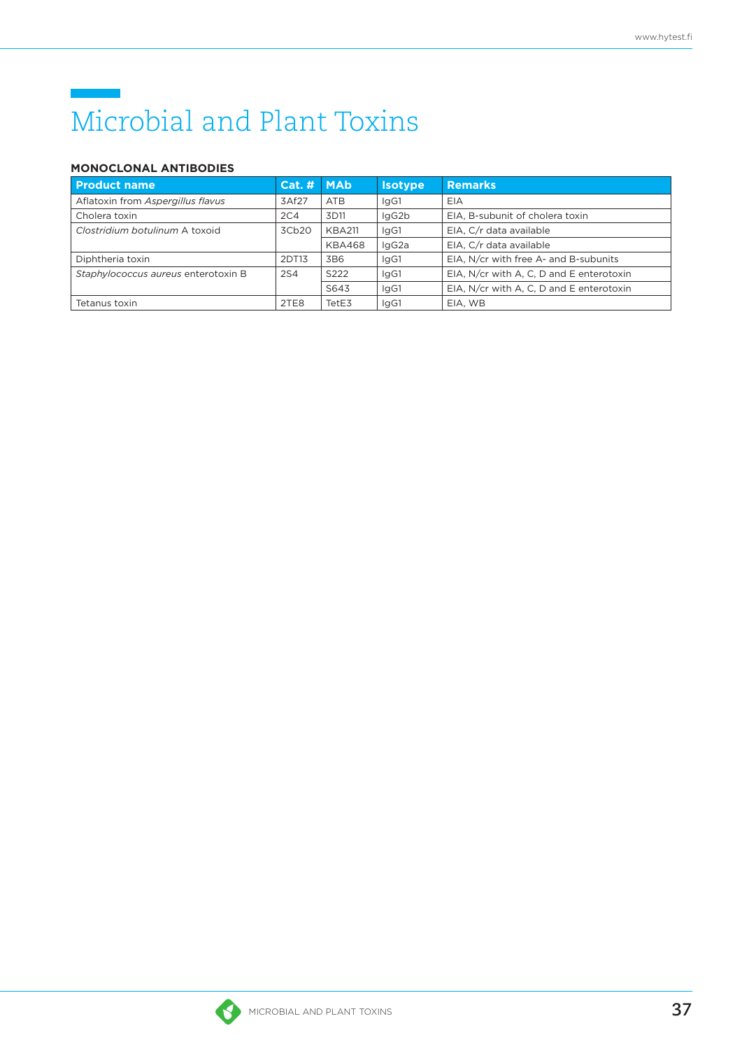# Microbial and Plant Toxins

## MONOCLONAL ANTIBODIES

| Product name | Cat. # | MAb | Isotype | Remarks |
|---|---|---|---|---|
| Aflatoxin from *Aspergillus flavus* | 3Af27 | ATB | IgG1 | EIA |
| Cholera toxin | 2C4 | 3D11 | IgG2b | EIA, B-subunit of cholera toxin |
| *Clostridium botulinum* A toxoid | 3Cb20 | KBA211 | IgG1 | EIA, C/r data available |
| | | KBA468 | IgG2a | EIA, C/r data available |
| Diphtheria toxin | 2DT13 | 3B6 | IgG1 | EIA, N/cr with free A- and B-subunits |
| *Staphylococcus aureus* enterotoxin B | 2S4 | S222 | IgG1 | EIA, N/cr with A, C, D and E enterotoxin |
| | | S643 | IgG1 | EIA, N/cr with A, C, D and E enterotoxin |
| Tetanus toxin | 2TE8 | TetE3 | IgG1 | EIA, WB |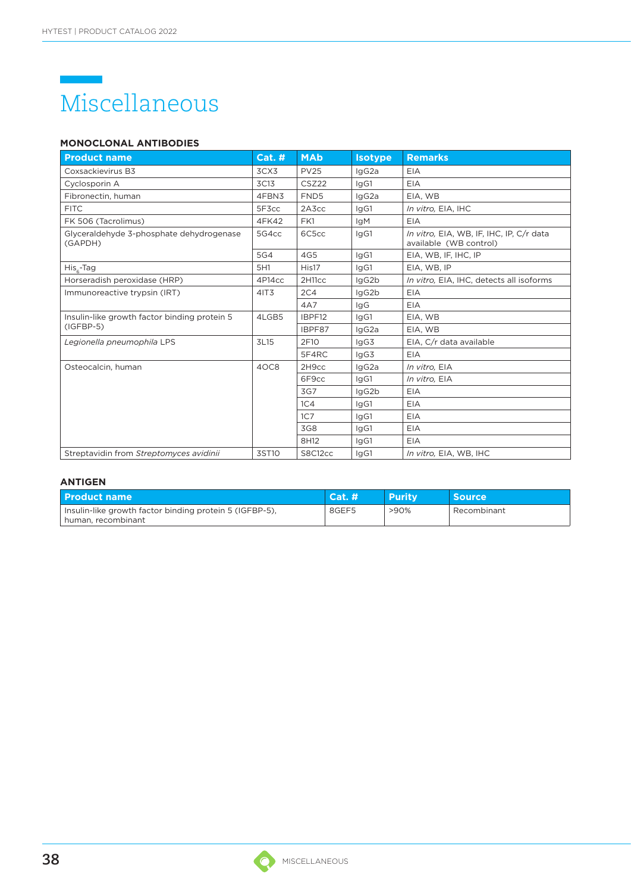# Miscellaneous

## MONOCLONAL ANTIBODIES

| Product name | Cat. # | MAb | Isotype | Remarks |
|---|---|---|---|---|
| Coxsackievirus B3 | 3CX3 | PV25 | IgG2a | EIA |
| Cyclosporin A | 3C13 | CSZ22 | IgG1 | EIA |
| Fibronectin, human | 4FBN3 | FND5 | IgG2a | EIA, WB |
| FITC | 5F3cc | 2A3cc | IgG1 | *In vitro*, EIA, IHC |
| FK 506 (Tacrolimus) | 4FK42 | FK1 | IgM | EIA |
| Glyceraldehyde 3-phosphate dehydrogenase (GAPDH) | 5G4cc | 6C5cc | IgG1 | *In vitro*, EIA, WB, IF, IHC, IP, C/r data available (WB control) |
| | 5G4 | 4G5 | IgG1 | EIA, WB, IF, IHC, IP |
| $His_6$-Tag | 5H1 | His17 | IgG1 | EIA, WB, IP |
| Horseradish peroxidase (HRP) | 4P14cc | 2H11cc | IgG2b | *In vitro*, EIA, IHC, detects all isoforms |
| Immunoreactive trypsin (IRT) | 4IT3 | 2C4 | IgG2b | EIA |
| | | 4A7 | IgG | EIA |
| Insulin-like growth factor binding protein 5 (IGFBP-5) | 4LGB5 | IBPF12 | IgG1 | EIA, WB |
| | | IBPF87 | IgG2a | EIA, WB |
| *Legionella pneumophila* LPS | 3L15 | 2F10 | IgG3 | EIA, C/r data available |
| | | 5F4RC | IgG3 | EIA |
| Osteocalcin, human | 4OC8 | 2H9cc | IgG2a | *In vitro*, EIA |
| | | 6F9cc | IgG1 | *In vitro*, EIA |
| | | 3G7 | IgG2b | EIA |
| | | 1C4 | IgG1 | EIA |
| | | 1C7 | IgG1 | EIA |
| | | 3G8 | IgG1 | EIA |
| | | 8H12 | IgG1 | EIA |
| Streptavidin from *Streptomyces avidinii* | 3ST10 | S8C12cc | IgG1 | *In vitro*, EIA, WB, IHC |

## ANTIGEN

| Product name | Cat. # | Purity | Source |
|---|---|---|---|
| Insulin-like growth factor binding protein 5 (IGFBP-5), human, recombinant | 8GEF5 | >90% | Recombinant |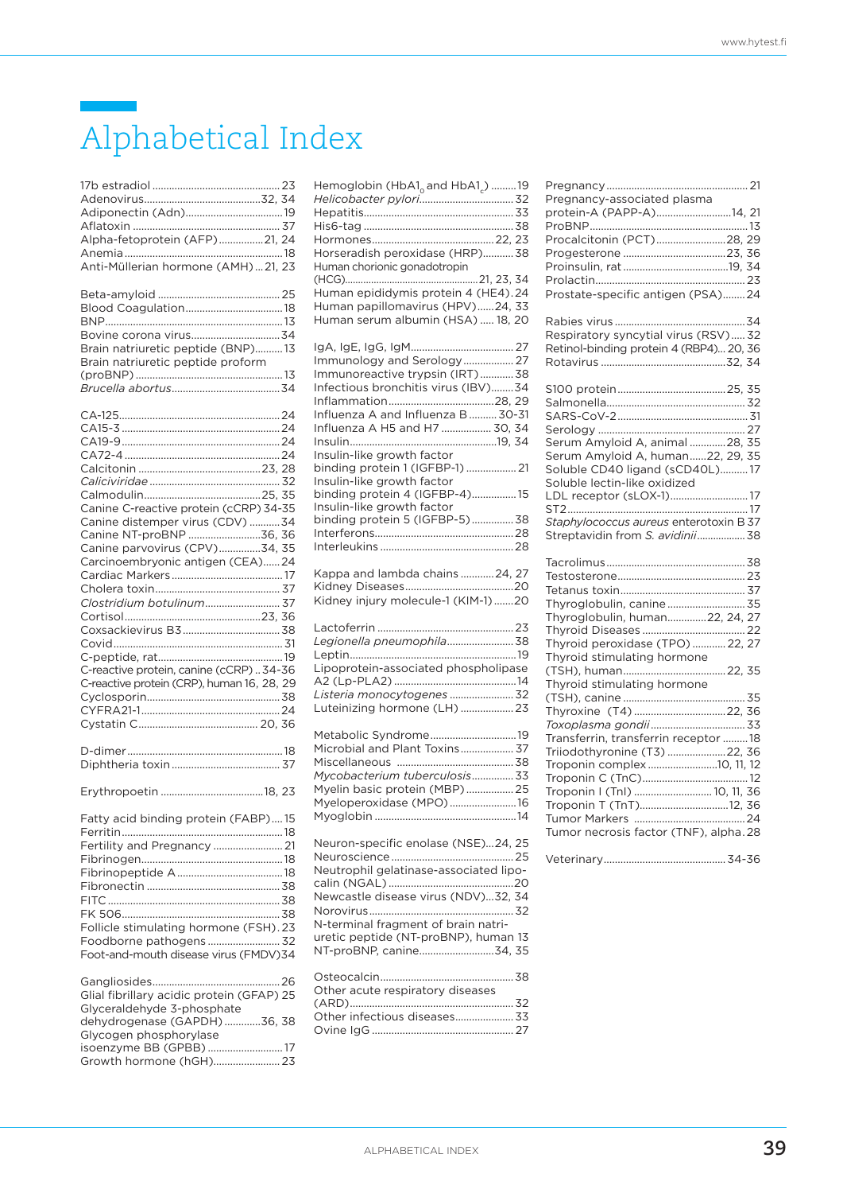# Alphabetical Index

17b estradiol ... 23
Adenovirus ... 32, 34
Adiponectin (Adn) ... 19
Aflatoxin ... 37
Alpha-fetoprotein (AFP) ... 21, 24
Anemia ... 18
Anti-Müllerian hormone (AMH) ... 21, 23

Beta-amyloid ... 25
Blood Coagulation ... 18
BNP ... 13
Bovine corona virus ... 34
Brain natriuretic peptide (BNP) ... 13
Brain natriuretic peptide proform (proBNP) ... 13
*Brucella abortus* ... 34

CA-125 ... 24
CA15-3 ... 24
CA19-9 ... 24
CA72-4 ... 24
Calcitonin ... 23, 28
*Caliciviridae* ... 32
Calmodulin ... 25, 35
Canine C-reactive protein (cCRP) 34-35
Canine distemper virus (CDV) ... 34
Canine NT-proBNP ... 36, 36
Canine parvovirus (CPV) ... 34, 35
Carcinoembryonic antigen (CEA) ... 24
Cardiac Markers ... 17
Cholera toxin ... 37
*Clostridium botulinum* ... 37
Cortisol ... 23, 36
Coxsackievirus B3 ... 38
Covid ... 31
C-peptide, rat ... 19
C-reactive protein, canine (cCRP) .. 34-36
C-reactive protein (CRP), human 16, 28, 29
Cyclosporin ... 38
CYFRA21-1 ... 24
Cystatin C ... 20, 36

D-dimer ... 18
Diphtheria toxin ... 37

Erythropoetin ... 18, 23

Fatty acid binding protein (FABP) ... 15
Ferritin ... 18
Fertility and Pregnancy ... 21
Fibrinogen ... 18
Fibrinopeptide A ... 18
Fibronectin ... 38
FITC ... 38
FK 506 ... 38
Follicle stimulating hormone (FSH) . 23
Foodborne pathogens ... 32
Foot-and-mouth disease virus (FMDV) 34

Gangliosides ... 26
Glial fibrillary acidic protein (GFAP) 25
Glyceraldehyde 3-phosphate dehydrogenase (GAPDH) ... 36, 38
Glycogen phosphorylase isoenzyme BB (GPBB) ... 17
Growth hormone (hGH) ... 23

Hemoglobin ($HbA1_0$ and $HbA1_c$) ... 19
*Helicobacter pylori* ... 32
Hepatitis ... 33
His6-tag ... 38
Hormones ... 22, 23
Horseradish peroxidase (HRP) ... 38
Human chorionic gonadotropin (HCG) ... 21, 23, 34
Human epididymis protein 4 (HE4) . 24
Human papillomavirus (HPV) ... 24, 33
Human serum albumin (HSA) ... 18, 20

IgA, IgE, IgG, IgM ... 27
Immunology and Serology ... 27
Immunoreactive trypsin (IRT) ... 38
Infectious bronchitis virus (IBV) ... 34
Inflammation ... 28, 29
Influenza A and Influenza B ... 30-31
Influenza A H5 and H7 ... 30, 34
Insulin ... 19, 34
Insulin-like growth factor binding protein 1 (IGFBP-1) ... 21
Insulin-like growth factor binding protein 4 (IGFBP-4) ... 15
Insulin-like growth factor binding protein 5 (IGFBP-5) ... 38
Interferons ... 28
Interleukins ... 28

Kappa and lambda chains ... 24, 27
Kidney Diseases ... 20
Kidney injury molecule-1 (KIM-1) ... 20

Lactoferrin ... 23
*Legionella pneumophila* ... 38
Leptin ... 19
Lipoprotein-associated phospholipase A2 (Lp-PLA2) ... 14
*Listeria monocytogenes* ... 32
Luteinizing hormone (LH) ... 23

Metabolic Syndrome ... 19
Microbial and Plant Toxins ... 37
Miscellaneous ... 38
*Mycobacterium tuberculosis* ... 33
Myelin basic protein (MBP) ... 25
Myeloperoxidase (MPO) ... 16
Myoglobin ... 14

Neuron-specific enolase (NSE) ... 24, 25
Neuroscience ... 25
Neutrophil gelatinase-associated lipocalin (NGAL) ... 20
Newcastle disease virus (NDV) ... 32, 34
Norovirus ... 32
N-terminal fragment of brain natriuretic peptide (NT-proBNP), human 13
NT-proBNP, canine ... 34, 35

Osteocalcin ... 38
Other acute respiratory diseases (ARD) ... 32
Other infectious diseases ... 33
Ovine IgG ... 27

Pregnancy ... 21
Pregnancy-associated plasma protein-A (PAPP-A) ... 14, 21
ProBNP ... 13
Procalcitonin (PCT) ... 28, 29
Progesterone ... 23, 36
Proinsulin, rat ... 19, 34
Prolactin ... 23
Prostate-specific antigen (PSA) ... 24

Rabies virus ... 34
Respiratory syncytial virus (RSV) ... 32
Retinol-binding protein 4 (RBP4) ... 20, 36
Rotavirus ... 32, 34

S100 protein ... 25, 35
Salmonella ... 32
SARS-CoV-2 ... 31
Serology ... 27
Serum Amyloid A, animal ... 28, 35
Serum Amyloid A, human ... 22, 29, 35
Soluble CD40 ligand (sCD40L) ... 17
Soluble lectin-like oxidized LDL receptor (sLOX-1) ... 17
ST2 ... 17
*Staphylococcus aureus* enterotoxin B 37
Streptavidin from *S. avidinii* ... 38

Tacrolimus ... 38
Testosterone ... 23
Tetanus toxin ... 37
Thyroglobulin, canine ... 35
Thyroglobulin, human ... 22, 24, 27
Thyroid Diseases ... 22
Thyroid peroxidase (TPO) ... 22, 27
Thyroid stimulating hormone (TSH), human ... 22, 35
Thyroid stimulating hormone (TSH), canine ... 35
Thyroxine (T4) ... 22, 36
*Toxoplasma gondii* ... 33
Transferrin, transferrin receptor ... 18
Triiodothyronine (T3) ... 22, 36
Troponin complex ... 10, 11, 12
Troponin C (TnC) ... 12
Troponin I (TnI) ... 10, 11, 36
Troponin T (TnT) ... 12, 36
Tumor Markers ... 24
Tumor necrosis factor (TNF), alpha . 28

Veterinary ... 34-36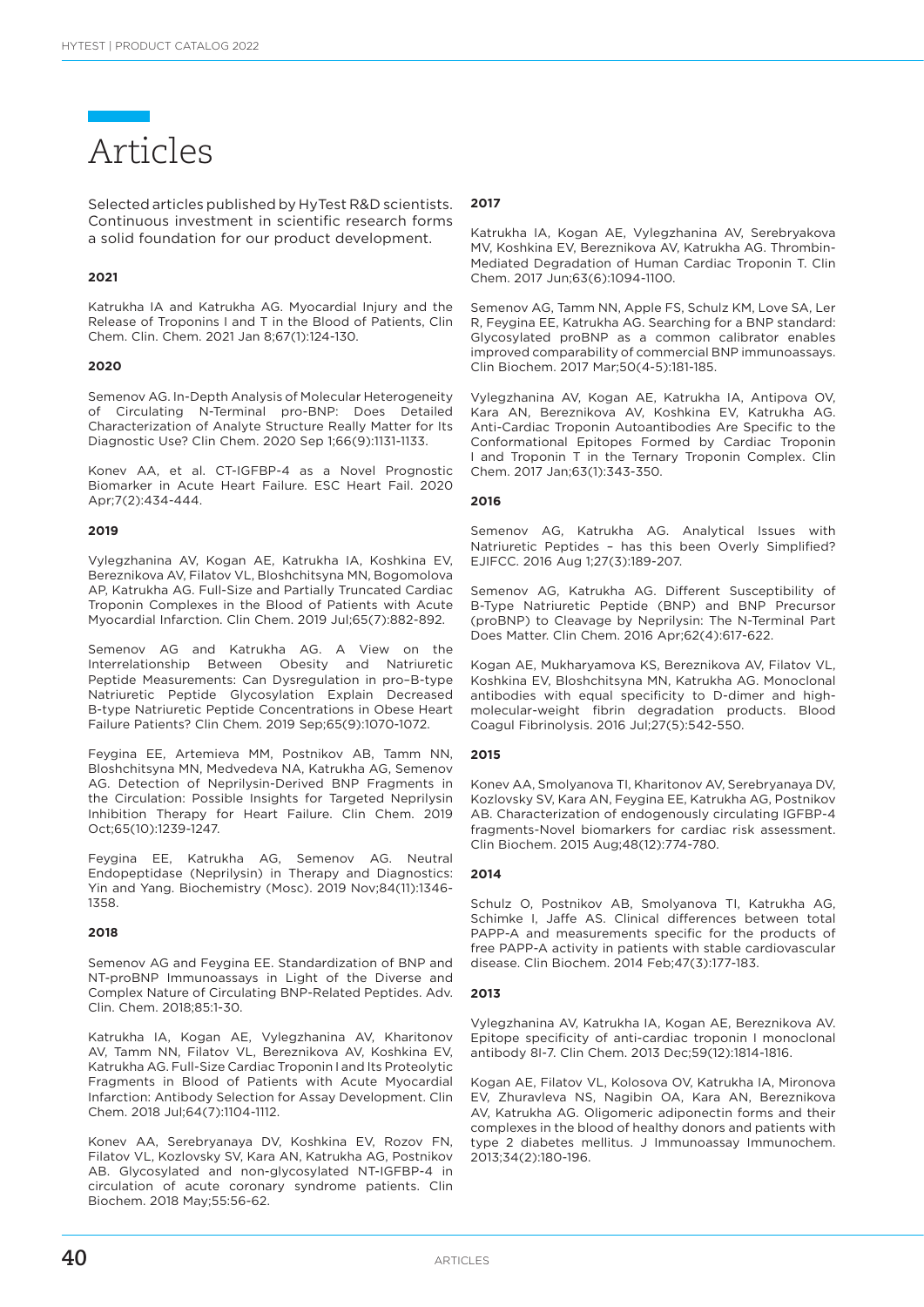# Articles

Selected articles published by HyTest R&D scientists. Continuous investment in scientific research forms a solid foundation for our product development.

### 2021

Katrukha IA and Katrukha AG. Myocardial Injury and the Release of Troponins I and T in the Blood of Patients, Clin Chem. Clin. Chem. 2021 Jan 8;67(1):124-130.

### 2020

Semenov AG. In-Depth Analysis of Molecular Heterogeneity of Circulating N-Terminal pro-BNP: Does Detailed Characterization of Analyte Structure Really Matter for Its Diagnostic Use? Clin Chem. 2020 Sep 1;66(9):1131-1133.

Konev AA, et al. CT-IGFBP-4 as a Novel Prognostic Biomarker in Acute Heart Failure. ESC Heart Fail. 2020 Apr;7(2):434-444.

### 2019

Vylegzhanina AV, Kogan AE, Katrukha IA, Koshkina EV, Bereznikova AV, Filatov VL, Bloshchitsyna MN, Bogomolova AP, Katrukha AG. Full-Size and Partially Truncated Cardiac Troponin Complexes in the Blood of Patients with Acute Myocardial Infarction. Clin Chem. 2019 Jul;65(7):882-892.

Semenov AG and Katrukha AG. A View on the Interrelationship Between Obesity and Natriuretic Peptide Measurements: Can Dysregulation in pro–B-type Natriuretic Peptide Glycosylation Explain Decreased B-type Natriuretic Peptide Concentrations in Obese Heart Failure Patients? Clin Chem. 2019 Sep;65(9):1070-1072.

Feygina EE, Artemieva MM, Postnikov AB, Tamm NN, Bloshchitsyna MN, Medvedeva NA, Katrukha AG, Semenov AG. Detection of Neprilysin-Derived BNP Fragments in the Circulation: Possible Insights for Targeted Neprilysin Inhibition Therapy for Heart Failure. Clin Chem. 2019 Oct;65(10):1239-1247.

Feygina EE, Katrukha AG, Semenov AG. Neutral Endopeptidase (Neprilysin) in Therapy and Diagnostics: Yin and Yang. Biochemistry (Mosc). 2019 Nov;84(11):1346-1358.

### 2018

Semenov AG and Feygina EE. Standardization of BNP and NT-proBNP Immunoassays in Light of the Diverse and Complex Nature of Circulating BNP-Related Peptides. Adv. Clin. Chem. 2018;85:1-30.

Katrukha IA, Kogan AE, Vylegzhanina AV, Kharitonov AV, Tamm NN, Filatov VL, Bereznikova AV, Koshkina EV, Katrukha AG. Full-Size Cardiac Troponin I and Its Proteolytic Fragments in Blood of Patients with Acute Myocardial Infarction: Antibody Selection for Assay Development. Clin Chem. 2018 Jul;64(7):1104-1112.

Konev AA, Serebryanaya DV, Koshkina EV, Rozov FN, Filatov VL, Kozlovsky SV, Kara AN, Katrukha AG, Postnikov AB. Glycosylated and non-glycosylated NT-IGFBP-4 in circulation of acute coronary syndrome patients. Clin Biochem. 2018 May;55:56-62.

### 2017

Katrukha IA, Kogan AE, Vylegzhanina AV, Serebryakova MV, Koshkina EV, Bereznikova AV, Katrukha AG. Thrombin-Mediated Degradation of Human Cardiac Troponin T. Clin Chem. 2017 Jun;63(6):1094-1100.

Semenov AG, Tamm NN, Apple FS, Schulz KM, Love SA, Ler R, Feygina EE, Katrukha AG. Searching for a BNP standard: Glycosylated proBNP as a common calibrator enables improved comparability of commercial BNP immunoassays. Clin Biochem. 2017 Mar;50(4-5):181-185.

Vylegzhanina AV, Kogan AE, Katrukha IA, Antipova OV, Kara AN, Bereznikova AV, Koshkina EV, Katrukha AG. Anti-Cardiac Troponin Autoantibodies Are Specific to the Conformational Epitopes Formed by Cardiac Troponin I and Troponin T in the Ternary Troponin Complex. Clin Chem. 2017 Jan;63(1):343-350.

### 2016

Semenov AG, Katrukha AG. Analytical Issues with Natriuretic Peptides – has this been Overly Simplified? EJIFCC. 2016 Aug 1;27(3):189-207.

Semenov AG, Katrukha AG. Different Susceptibility of B-Type Natriuretic Peptide (BNP) and BNP Precursor (proBNP) to Cleavage by Neprilysin: The N-Terminal Part Does Matter. Clin Chem. 2016 Apr;62(4):617-622.

Kogan AE, Mukharyamova KS, Bereznikova AV, Filatov VL, Koshkina EV, Bloshchitsyna MN, Katrukha AG. Monoclonal antibodies with equal specificity to D-dimer and high-molecular-weight fibrin degradation products. Blood Coagul Fibrinolysis. 2016 Jul;27(5):542-550.

### 2015

Konev AA, Smolyanova TI, Kharitonov AV, Serebryanaya DV, Kozlovsky SV, Kara AN, Feygina EE, Katrukha AG, Postnikov AB. Characterization of endogenously circulating IGFBP-4 fragments-Novel biomarkers for cardiac risk assessment. Clin Biochem. 2015 Aug;48(12):774-780.

### 2014

Schulz O, Postnikov AB, Smolyanova TI, Katrukha AG, Schimke I, Jaffe AS. Clinical differences between total PAPP-A and measurements specific for the products of free PAPP-A activity in patients with stable cardiovascular disease. Clin Biochem. 2014 Feb;47(3):177-183.

### 2013

Vylegzhanina AV, Katrukha IA, Kogan AE, Bereznikova AV. Epitope specificity of anti-cardiac troponin I monoclonal antibody 8I-7. Clin Chem. 2013 Dec;59(12):1814-1816.

Kogan AE, Filatov VL, Kolosova OV, Katrukha IA, Mironova EV, Zhuravleva NS, Nagibin OA, Kara AN, Bereznikova AV, Katrukha AG. Oligomeric adiponectin forms and their complexes in the blood of healthy donors and patients with type 2 diabetes mellitus. J Immunoassay Immunochem. 2013;34(2):180-196.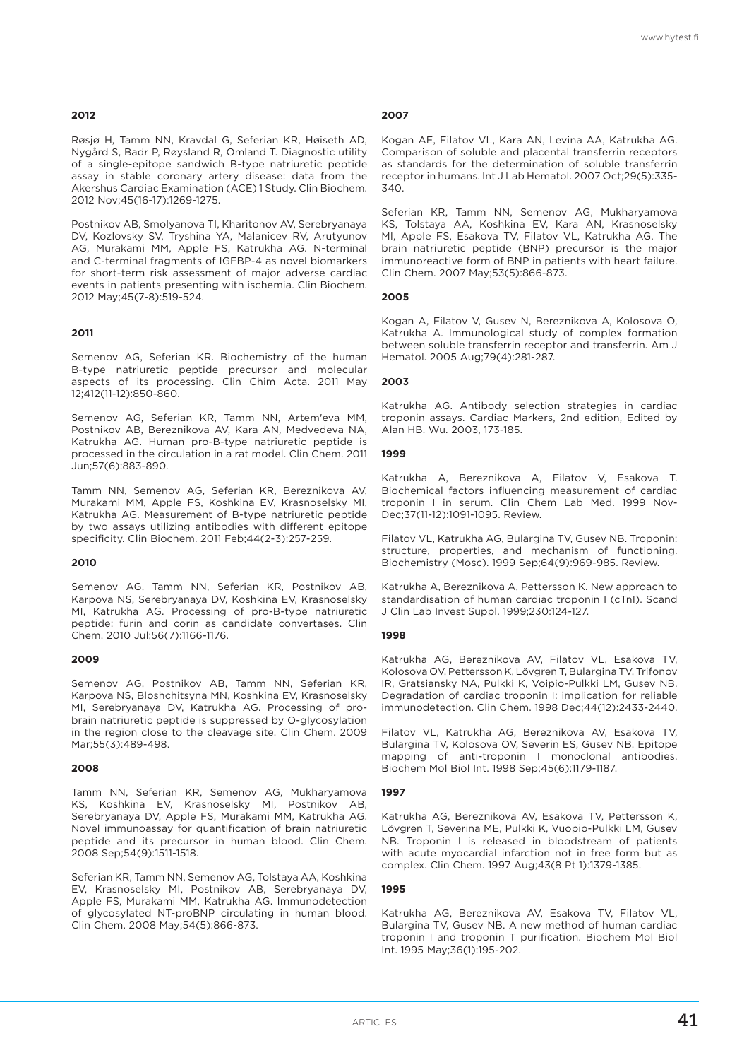## 2012

Røsjø H, Tamm NN, Kravdal G, Seferian KR, Høiseth AD, Nygård S, Badr P, Røysland R, Omland T. Diagnostic utility of a single-epitope sandwich B-type natriuretic peptide assay in stable coronary artery disease: data from the Akershus Cardiac Examination (ACE) 1 Study. Clin Biochem. 2012 Nov;45(16-17):1269-1275.

Postnikov AB, Smolyanova TI, Kharitonov AV, Serebryanaya DV, Kozlovsky SV, Tryshina YA, Malanicev RV, Arutyunov AG, Murakami MM, Apple FS, Katrukha AG. N-terminal and C-terminal fragments of IGFBP-4 as novel biomarkers for short-term risk assessment of major adverse cardiac events in patients presenting with ischemia. Clin Biochem. 2012 May;45(7-8):519-524.

## 2011

Semenov AG, Seferian KR. Biochemistry of the human B-type natriuretic peptide precursor and molecular aspects of its processing. Clin Chim Acta. 2011 May 12;412(11-12):850-860.

Semenov AG, Seferian KR, Tamm NN, Artem'eva MM, Postnikov AB, Bereznikova AV, Kara AN, Medvedeva NA, Katrukha AG. Human pro-B-type natriuretic peptide is processed in the circulation in a rat model. Clin Chem. 2011 Jun;57(6):883-890.

Tamm NN, Semenov AG, Seferian KR, Bereznikova AV, Murakami MM, Apple FS, Koshkina EV, Krasnoselsky MI, Katrukha AG. Measurement of B-type natriuretic peptide by two assays utilizing antibodies with different epitope specificity. Clin Biochem. 2011 Feb;44(2-3):257-259.

## 2010

Semenov AG, Tamm NN, Seferian KR, Postnikov AB, Karpova NS, Serebryanaya DV, Koshkina EV, Krasnoselsky MI, Katrukha AG. Processing of pro-B-type natriuretic peptide: furin and corin as candidate convertases. Clin Chem. 2010 Jul;56(7):1166-1176.

## 2009

Semenov AG, Postnikov AB, Tamm NN, Seferian KR, Karpova NS, Bloshchitsyna MN, Koshkina EV, Krasnoselsky MI, Serebryanaya DV, Katrukha AG. Processing of pro-brain natriuretic peptide is suppressed by O-glycosylation in the region close to the cleavage site. Clin Chem. 2009 Mar;55(3):489-498.

## 2008

Tamm NN, Seferian KR, Semenov AG, Mukharyamova KS, Koshkina EV, Krasnoselsky MI, Postnikov AB, Serebryanaya DV, Apple FS, Murakami MM, Katrukha AG. Novel immunoassay for quantification of brain natriuretic peptide and its precursor in human blood. Clin Chem. 2008 Sep;54(9):1511-1518.

Seferian KR, Tamm NN, Semenov AG, Tolstaya AA, Koshkina EV, Krasnoselsky MI, Postnikov AB, Serebryanaya DV, Apple FS, Murakami MM, Katrukha AG. Immunodetection of glycosylated NT-proBNP circulating in human blood. Clin Chem. 2008 May;54(5):866-873.

## 2007

Kogan AE, Filatov VL, Kara AN, Levina AA, Katrukha AG. Comparison of soluble and placental transferrin receptors as standards for the determination of soluble transferrin receptor in humans. Int J Lab Hematol. 2007 Oct;29(5):335-340.

Seferian KR, Tamm NN, Semenov AG, Mukharyamova KS, Tolstaya AA, Koshkina EV, Kara AN, Krasnoselsky MI, Apple FS, Esakova TV, Filatov VL, Katrukha AG. The brain natriuretic peptide (BNP) precursor is the major immunoreactive form of BNP in patients with heart failure. Clin Chem. 2007 May;53(5):866-873.

## 2005

Kogan A, Filatov V, Gusev N, Bereznikova A, Kolosova O, Katrukha A. Immunological study of complex formation between soluble transferrin receptor and transferrin. Am J Hematol. 2005 Aug;79(4):281-287.

## 2003

Katrukha AG. Antibody selection strategies in cardiac troponin assays. Cardiac Markers, 2nd edition, Edited by Alan HB. Wu. 2003, 173-185.

## 1999

Katrukha A, Bereznikova A, Filatov V, Esakova T. Biochemical factors influencing measurement of cardiac troponin I in serum. Clin Chem Lab Med. 1999 Nov-Dec;37(11-12):1091-1095. Review.

Filatov VL, Katrukha AG, Bulargina TV, Gusev NB. Troponin: structure, properties, and mechanism of functioning. Biochemistry (Mosc). 1999 Sep;64(9):969-985. Review.

Katrukha A, Bereznikova A, Pettersson K. New approach to standardisation of human cardiac troponin I (cTnI). Scand J Clin Lab Invest Suppl. 1999;230:124-127.

## 1998

Katrukha AG, Bereznikova AV, Filatov VL, Esakova TV, Kolosova OV, Pettersson K, Lövgren T, Bulargina TV, Trifonov IR, Gratsiansky NA, Pulkki K, Voipio-Pulkki LM, Gusev NB. Degradation of cardiac troponin I: implication for reliable immunodetection. Clin Chem. 1998 Dec;44(12):2433-2440.

Filatov VL, Katrukha AG, Bereznikova AV, Esakova TV, Bulargina TV, Kolosova OV, Severin ES, Gusev NB. Epitope mapping of anti-troponin I monoclonal antibodies. Biochem Mol Biol Int. 1998 Sep;45(6):1179-1187.

## 1997

Katrukha AG, Bereznikova AV, Esakova TV, Pettersson K, Lövgren T, Severina ME, Pulkki K, Vuopio-Pulkki LM, Gusev NB. Troponin I is released in bloodstream of patients with acute myocardial infarction not in free form but as complex. Clin Chem. 1997 Aug;43(8 Pt 1):1379-1385.

## 1995

Katrukha AG, Bereznikova AV, Esakova TV, Filatov VL, Bulargina TV, Gusev NB. A new method of human cardiac troponin I and troponin T purification. Biochem Mol Biol Int. 1995 May;36(1):195-202.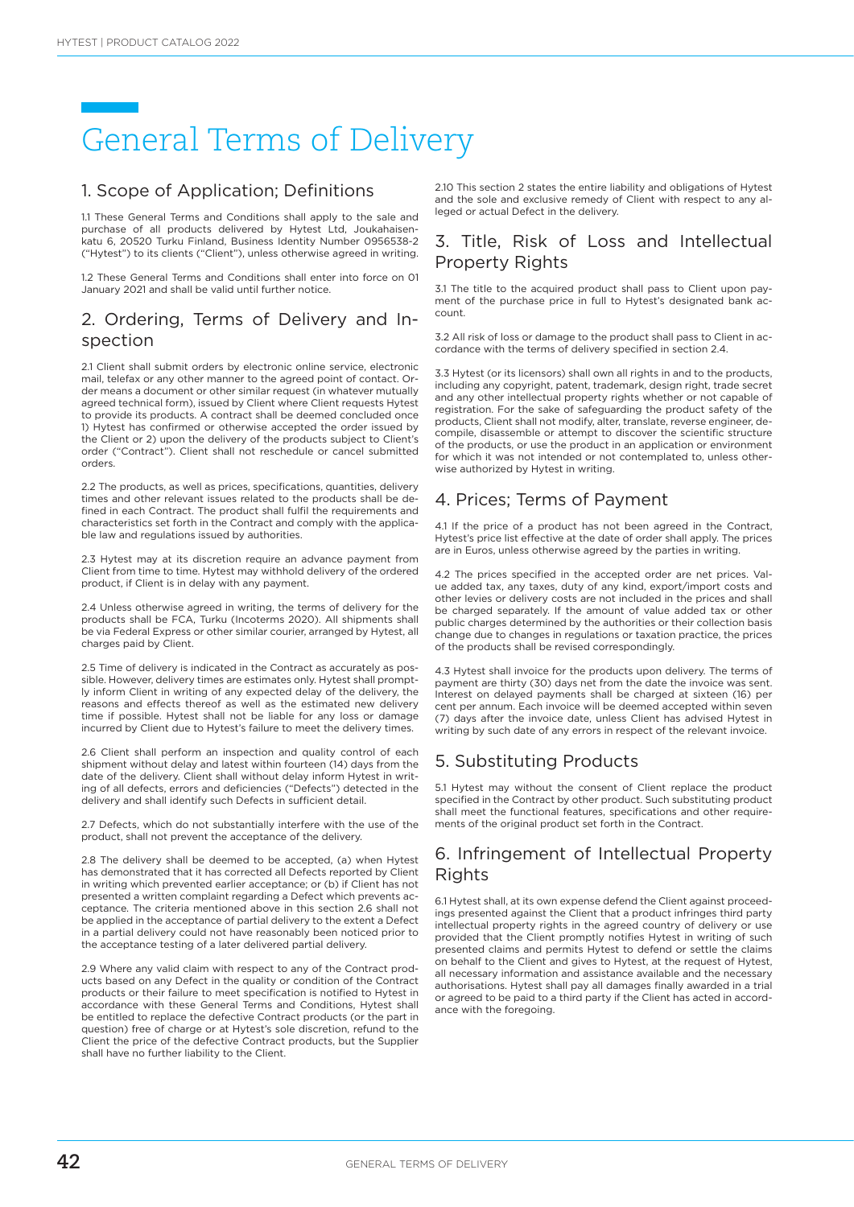# General Terms of Delivery

## 1. Scope of Application; Definitions

1.1 These General Terms and Conditions shall apply to the sale and purchase of all products delivered by Hytest Ltd, Joukahaisenkatu 6, 20520 Turku Finland, Business Identity Number 0956538-2 ("Hytest") to its clients ("Client"), unless otherwise agreed in writing.

1.2 These General Terms and Conditions shall enter into force on 01 January 2021 and shall be valid until further notice.

## 2. Ordering, Terms of Delivery and Inspection

2.1 Client shall submit orders by electronic online service, electronic mail, telefax or any other manner to the agreed point of contact. Order means a document or other similar request (in whatever mutually agreed technical form), issued by Client where Client requests Hytest to provide its products. A contract shall be deemed concluded once 1) Hytest has confirmed or otherwise accepted the order issued by the Client or 2) upon the delivery of the products subject to Client's order ("Contract"). Client shall not reschedule or cancel submitted orders.

2.2 The products, as well as prices, specifications, quantities, delivery times and other relevant issues related to the products shall be defined in each Contract. The product shall fulfil the requirements and characteristics set forth in the Contract and comply with the applicable law and regulations issued by authorities.

2.3 Hytest may at its discretion require an advance payment from Client from time to time. Hytest may withhold delivery of the ordered product, if Client is in delay with any payment.

2.4 Unless otherwise agreed in writing, the terms of delivery for the products shall be FCA, Turku (Incoterms 2020). All shipments shall be via Federal Express or other similar courier, arranged by Hytest, all charges paid by Client.

2.5 Time of delivery is indicated in the Contract as accurately as possible. However, delivery times are estimates only. Hytest shall promptly inform Client in writing of any expected delay of the delivery, the reasons and effects thereof as well as the estimated new delivery time if possible. Hytest shall not be liable for any loss or damage incurred by Client due to Hytest's failure to meet the delivery times.

2.6 Client shall perform an inspection and quality control of each shipment without delay and latest within fourteen (14) days from the date of the delivery. Client shall without delay inform Hytest in writing of all defects, errors and deficiencies ("Defects") detected in the delivery and shall identify such Defects in sufficient detail.

2.7 Defects, which do not substantially interfere with the use of the product, shall not prevent the acceptance of the delivery.

2.8 The delivery shall be deemed to be accepted, (a) when Hytest has demonstrated that it has corrected all Defects reported by Client in writing which prevented earlier acceptance; or (b) if Client has not presented a written complaint regarding a Defect which prevents acceptance. The criteria mentioned above in this section 2.6 shall not be applied in the acceptance of partial delivery to the extent a Defect in a partial delivery could not have reasonably been noticed prior to the acceptance testing of a later delivered partial delivery.

2.9 Where any valid claim with respect to any of the Contract products based on any Defect in the quality or condition of the Contract products or their failure to meet specification is notified to Hytest in accordance with these General Terms and Conditions, Hytest shall be entitled to replace the defective Contract products (or the part in question) free of charge or at Hytest's sole discretion, refund to the Client the price of the defective Contract products, but the Supplier shall have no further liability to the Client.

2.10 This section 2 states the entire liability and obligations of Hytest and the sole and exclusive remedy of Client with respect to any alleged or actual Defect in the delivery.

## 3. Title, Risk of Loss and Intellectual Property Rights

3.1 The title to the acquired product shall pass to Client upon payment of the purchase price in full to Hytest's designated bank account.

3.2 All risk of loss or damage to the product shall pass to Client in accordance with the terms of delivery specified in section 2.4.

3.3 Hytest (or its licensors) shall own all rights in and to the products, including any copyright, patent, trademark, design right, trade secret and any other intellectual property rights whether or not capable of registration. For the sake of safeguarding the product safety of the products, Client shall not modify, alter, translate, reverse engineer, decompile, disassemble or attempt to discover the scientific structure of the products, or use the product in an application or environment for which it was not intended or not contemplated to, unless otherwise authorized by Hytest in writing.

## 4. Prices; Terms of Payment

4.1 If the price of a product has not been agreed in the Contract, Hytest's price list effective at the date of order shall apply. The prices are in Euros, unless otherwise agreed by the parties in writing.

4.2 The prices specified in the accepted order are net prices. Value added tax, any taxes, duty of any kind, export/import costs and other levies or delivery costs are not included in the prices and shall be charged separately. If the amount of value added tax or other public charges determined by the authorities or their collection basis change due to changes in regulations or taxation practice, the prices of the products shall be revised correspondingly.

4.3 Hytest shall invoice for the products upon delivery. The terms of payment are thirty (30) days net from the date the invoice was sent. Interest on delayed payments shall be charged at sixteen (16) per cent per annum. Each invoice will be deemed accepted within seven (7) days after the invoice date, unless Client has advised Hytest in writing by such date of any errors in respect of the relevant invoice.

## 5. Substituting Products

5.1 Hytest may without the consent of Client replace the product specified in the Contract by other product. Such substituting product shall meet the functional features, specifications and other requirements of the original product set forth in the Contract.

## 6. Infringement of Intellectual Property Rights

6.1 Hytest shall, at its own expense defend the Client against proceedings presented against the Client that a product infringes third party intellectual property rights in the agreed country of delivery or use provided that the Client promptly notifies Hytest in writing of such presented claims and permits Hytest to defend or settle the claims on behalf to the Client and gives to Hytest, at the request of Hytest, all necessary information and assistance available and the necessary authorisations. Hytest shall pay all damages finally awarded in a trial or agreed to be paid to a third party if the Client has acted in accordance with the foregoing.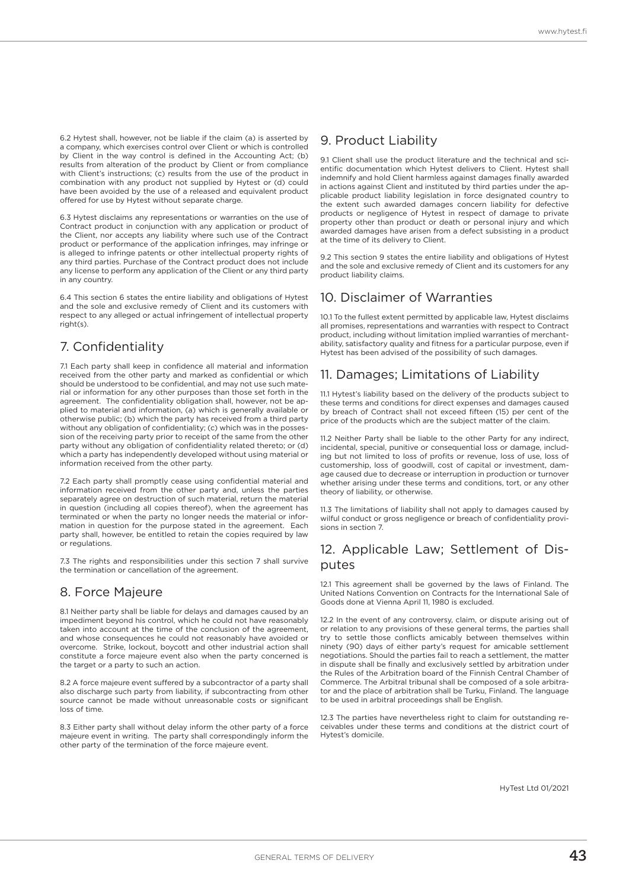6.2 Hytest shall, however, not be liable if the claim (a) is asserted by a company, which exercises control over Client or which is controlled by Client in the way control is defined in the Accounting Act; (b) results from alteration of the product by Client or from compliance with Client's instructions; (c) results from the use of the product in combination with any product not supplied by Hytest or (d) could have been avoided by the use of a released and equivalent product offered for use by Hytest without separate charge.

6.3 Hytest disclaims any representations or warranties on the use of Contract product in conjunction with any application or product of the Client, nor accepts any liability where such use of the Contract product or performance of the application infringes, may infringe or is alleged to infringe patents or other intellectual property rights of any third parties. Purchase of the Contract product does not include any license to perform any application of the Client or any third party in any country.

6.4 This section 6 states the entire liability and obligations of Hytest and the sole and exclusive remedy of Client and its customers with respect to any alleged or actual infringement of intellectual property right(s).

## 7. Confidentiality

7.1 Each party shall keep in confidence all material and information received from the other party and marked as confidential or which should be understood to be confidential, and may not use such material or information for any other purposes than those set forth in the agreement. The confidentiality obligation shall, however, not be applied to material and information, (a) which is generally available or otherwise public; (b) which the party has received from a third party without any obligation of confidentiality; (c) which was in the possession of the receiving party prior to receipt of the same from the other party without any obligation of confidentiality related thereto; or (d) which a party has independently developed without using material or information received from the other party.

7.2 Each party shall promptly cease using confidential material and information received from the other party and, unless the parties separately agree on destruction of such material, return the material in question (including all copies thereof), when the agreement has terminated or when the party no longer needs the material or information in question for the purpose stated in the agreement. Each party shall, however, be entitled to retain the copies required by law or regulations.

7.3 The rights and responsibilities under this section 7 shall survive the termination or cancellation of the agreement.

## 8. Force Majeure

8.1 Neither party shall be liable for delays and damages caused by an impediment beyond his control, which he could not have reasonably taken into account at the time of the conclusion of the agreement, and whose consequences he could not reasonably have avoided or overcome. Strike, lockout, boycott and other industrial action shall constitute a force majeure event also when the party concerned is the target or a party to such an action.

8.2 A force majeure event suffered by a subcontractor of a party shall also discharge such party from liability, if subcontracting from other source cannot be made without unreasonable costs or significant loss of time.

8.3 Either party shall without delay inform the other party of a force majeure event in writing. The party shall correspondingly inform the other party of the termination of the force majeure event.

## 9. Product Liability

9.1 Client shall use the product literature and the technical and scientific documentation which Hytest delivers to Client. Hytest shall indemnify and hold Client harmless against damages finally awarded in actions against Client and instituted by third parties under the applicable product liability legislation in force designated country to the extent such awarded damages concern liability for defective products or negligence of Hytest in respect of damage to private property other than product or death or personal injury and which awarded damages have arisen from a defect subsisting in a product at the time of its delivery to Client.

9.2 This section 9 states the entire liability and obligations of Hytest and the sole and exclusive remedy of Client and its customers for any product liability claims.

## 10. Disclaimer of Warranties

10.1 To the fullest extent permitted by applicable law, Hytest disclaims all promises, representations and warranties with respect to Contract product, including without limitation implied warranties of merchantability, satisfactory quality and fitness for a particular purpose, even if Hytest has been advised of the possibility of such damages.

## 11. Damages; Limitations of Liability

11.1 Hytest's liability based on the delivery of the products subject to these terms and conditions for direct expenses and damages caused by breach of Contract shall not exceed fifteen (15) per cent of the price of the products which are the subject matter of the claim.

11.2 Neither Party shall be liable to the other Party for any indirect, incidental, special, punitive or consequential loss or damage, including but not limited to loss of profits or revenue, loss of use, loss of customership, loss of goodwill, cost of capital or investment, damage caused due to decrease or interruption in production or turnover whether arising under these terms and conditions, tort, or any other theory of liability, or otherwise.

11.3 The limitations of liability shall not apply to damages caused by wilful conduct or gross negligence or breach of confidentiality provisions in section 7.

## 12. Applicable Law; Settlement of Disputes

12.1 This agreement shall be governed by the laws of Finland. The United Nations Convention on Contracts for the International Sale of Goods done at Vienna April 11, 1980 is excluded.

12.2 In the event of any controversy, claim, or dispute arising out of or relation to any provisions of these general terms, the parties shall try to settle those conflicts amicably between themselves within ninety (90) days of either party's request for amicable settlement negotiations. Should the parties fail to reach a settlement, the matter in dispute shall be finally and exclusively settled by arbitration under the Rules of the Arbitration board of the Finnish Central Chamber of Commerce. The Arbitral tribunal shall be composed of a sole arbitrator and the place of arbitration shall be Turku, Finland. The language to be used in arbitral proceedings shall be English.

12.3 The parties have nevertheless right to claim for outstanding receivables under these terms and conditions at the district court of Hytest's domicile.

HyTest Ltd 01/2021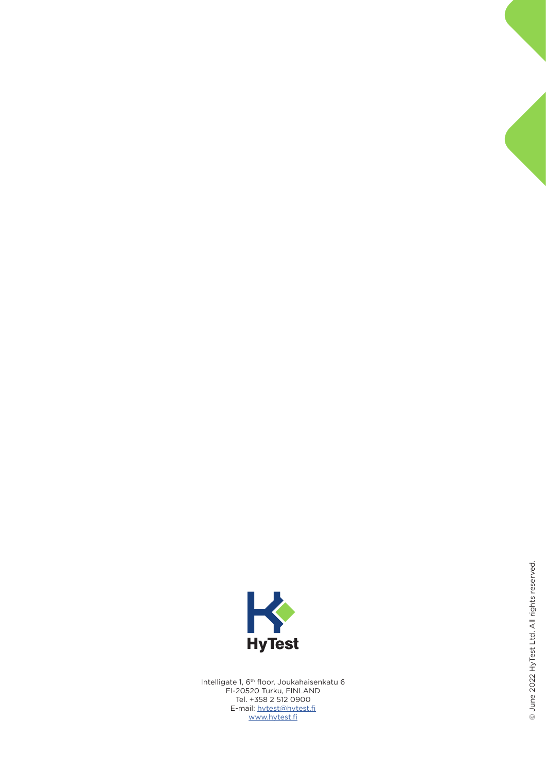HyTest

Intelligate 1, 6th floor, Joukahaisenkatu 6
FI-20520 Turku, FINLAND
Tel. +358 2 512 0900
E-mail: hytest@hytest.fi
www.hytest.fi

© June 2022 HyTest Ltd. All rights reserved.